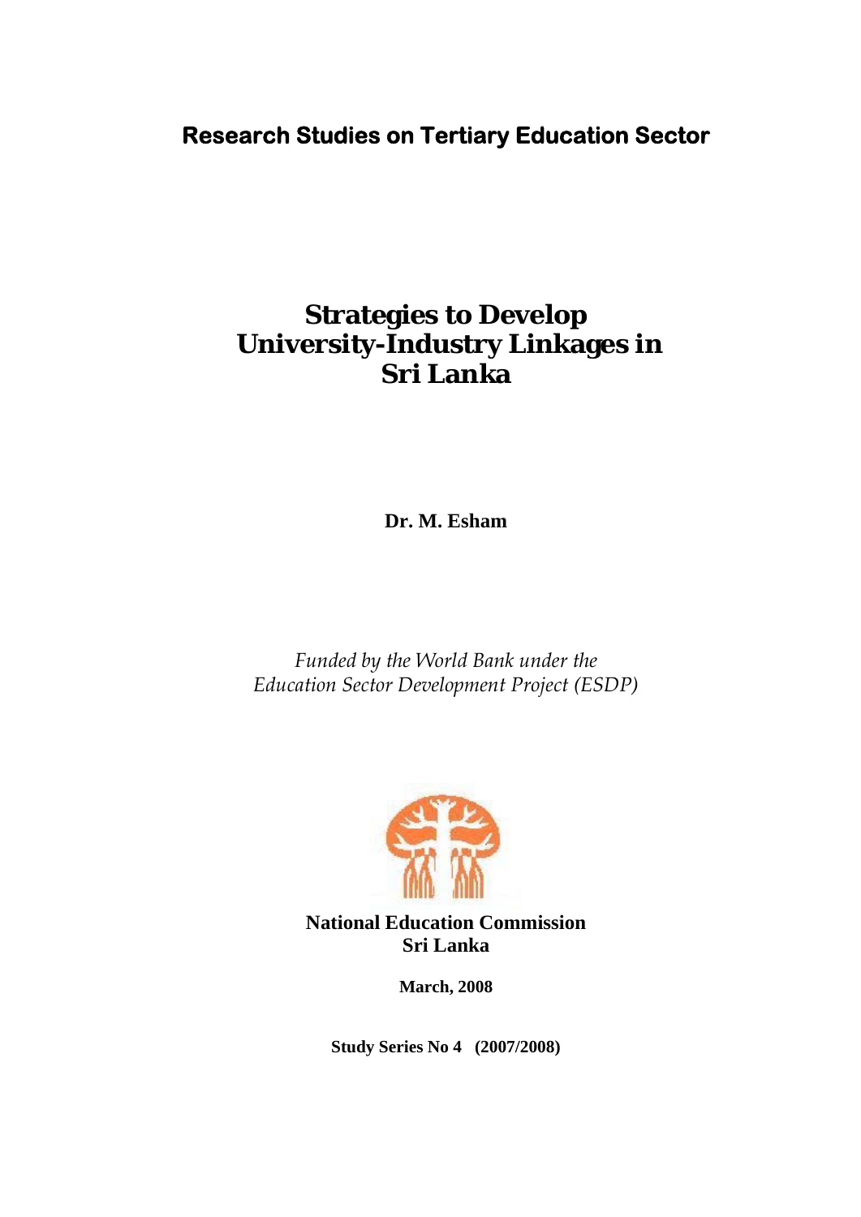**Research Studies on Tertiary Education Sector**

# Strategies to Develop University-Industry Linkages in Sri Lanka

**Dr. M. Esham**

*Funded by the World Bank under the Education Sector Development Project (ESDP)*

**National Education Commission**
**Sri Lanka**

**March, 2008**

**Study Series No 4 (2007/2008)**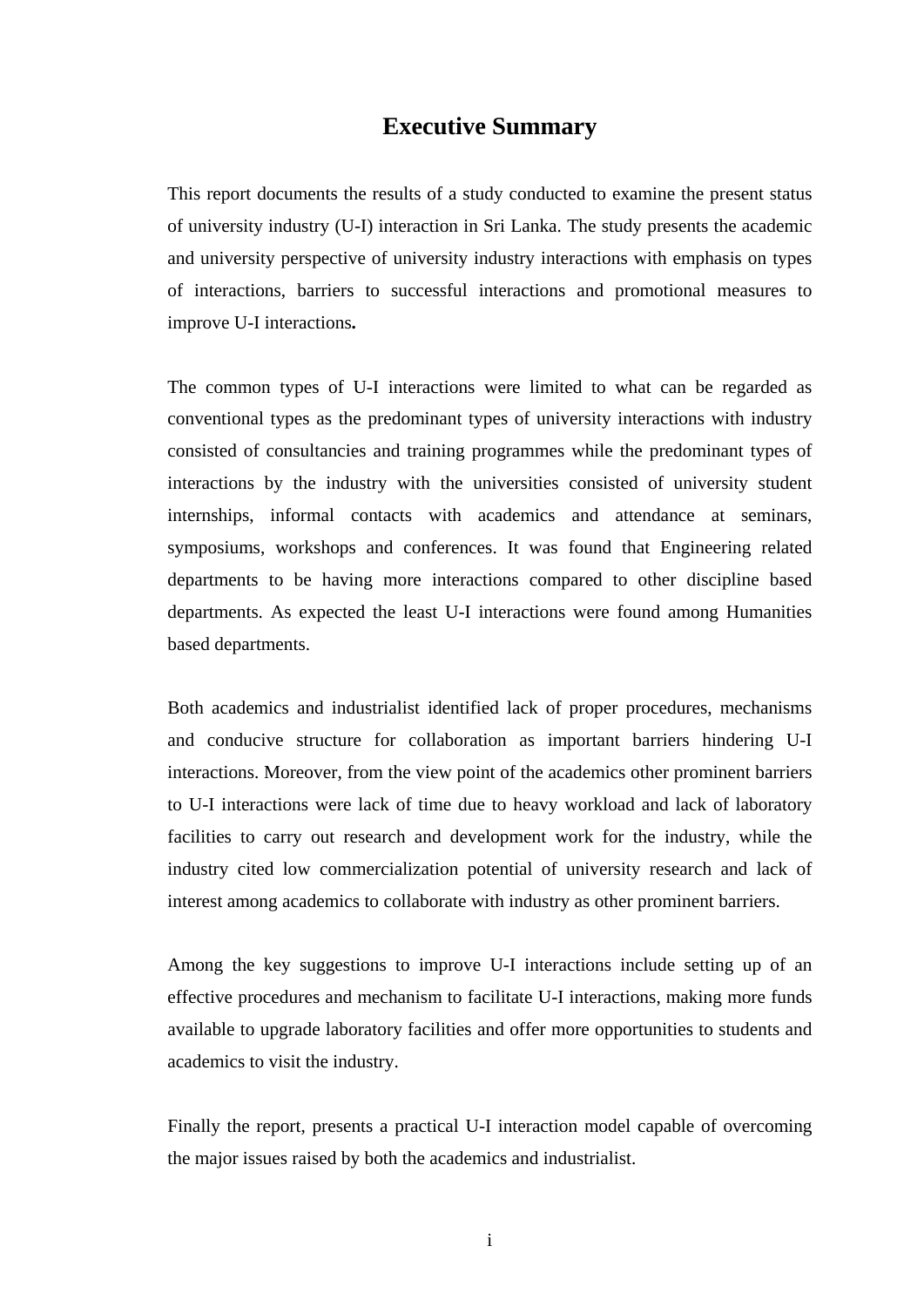# Executive Summary

This report documents the results of a study conducted to examine the present status of university industry (U-I) interaction in Sri Lanka. The study presents the academic and university perspective of university industry interactions with emphasis on types of interactions, barriers to successful interactions and promotional measures to improve U-I interactions**.**

The common types of U-I interactions were limited to what can be regarded as conventional types as the predominant types of university interactions with industry consisted of consultancies and training programmes while the predominant types of interactions by the industry with the universities consisted of university student internships, informal contacts with academics and attendance at seminars, symposiums, workshops and conferences. It was found that Engineering related departments to be having more interactions compared to other discipline based departments. As expected the least U-I interactions were found among Humanities based departments.

Both academics and industrialist identified lack of proper procedures, mechanisms and conducive structure for collaboration as important barriers hindering U-I interactions. Moreover, from the view point of the academics other prominent barriers to U-I interactions were lack of time due to heavy workload and lack of laboratory facilities to carry out research and development work for the industry, while the industry cited low commercialization potential of university research and lack of interest among academics to collaborate with industry as other prominent barriers.

Among the key suggestions to improve U-I interactions include setting up of an effective procedures and mechanism to facilitate U-I interactions, making more funds available to upgrade laboratory facilities and offer more opportunities to students and academics to visit the industry.

Finally the report, presents a practical U-I interaction model capable of overcoming the major issues raised by both the academics and industrialist.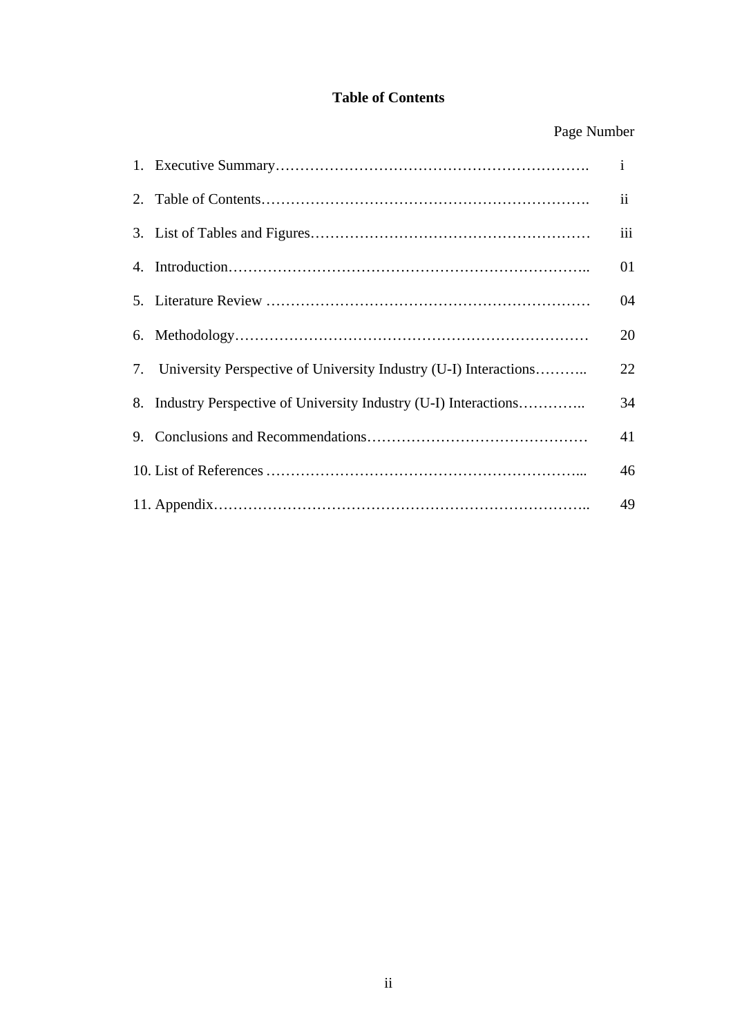**Table of Contents**

| | Page Number |
|---|---|
| 1. Executive Summary | i |
| 2. Table of Contents | ii |
| 3. List of Tables and Figures | iii |
| 4. Introduction | 01 |
| 5. Literature Review | 04 |
| 6. Methodology | 20 |
| 7. University Perspective of University Industry (U-I) Interactions | 22 |
| 8. Industry Perspective of University Industry (U-I) Interactions | 34 |
| 9. Conclusions and Recommendations | 41 |
| 10. List of References | 46 |
| 11. Appendix | 49 |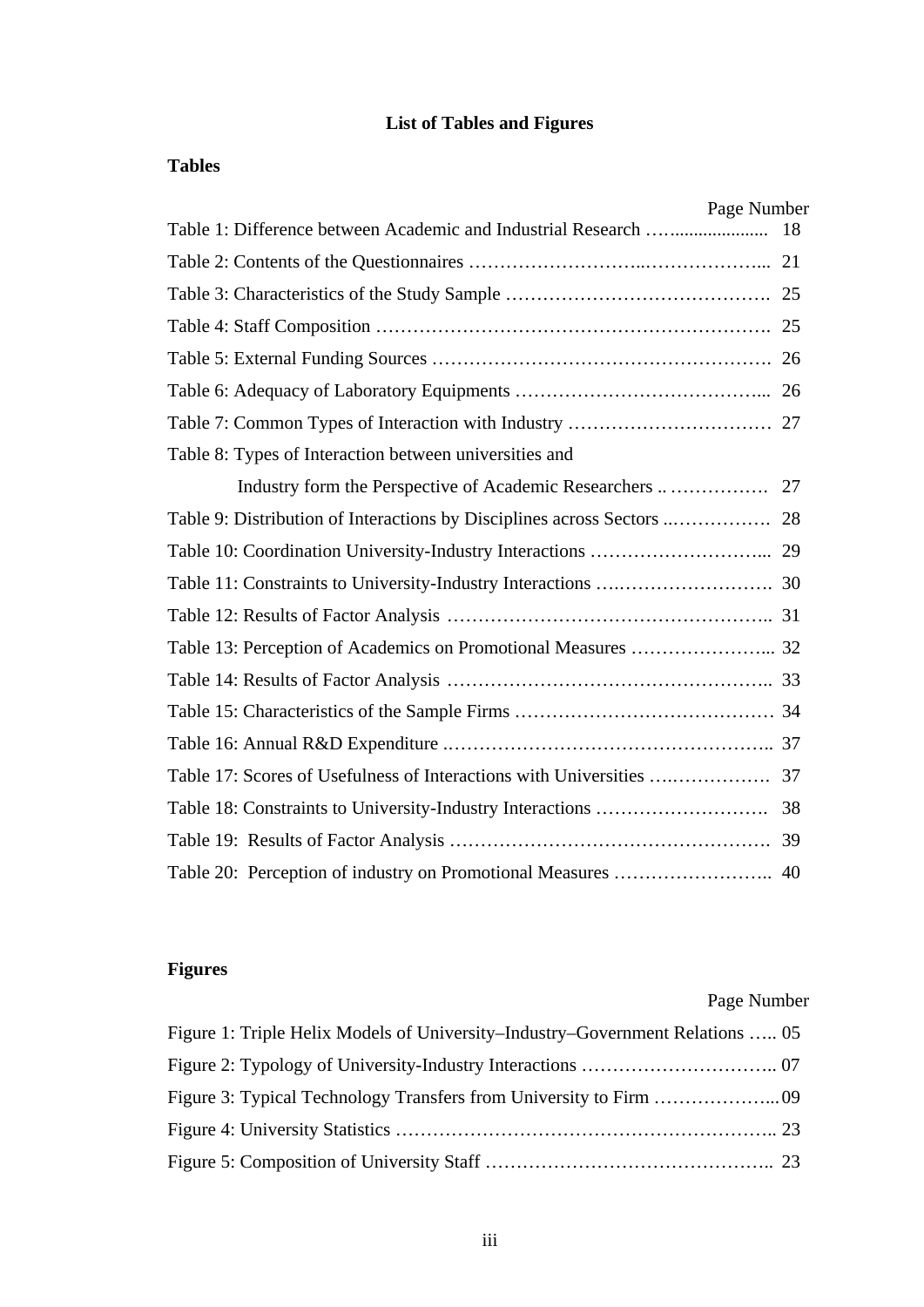# List of Tables and Figures

## Tables

| | Page Number |
|---|---|
| Table 1: Difference between Academic and Industrial Research | 18 |
| Table 2: Contents of the Questionnaires | 21 |
| Table 3: Characteristics of the Study Sample | 25 |
| Table 4: Staff Composition | 25 |
| Table 5: External Funding Sources | 26 |
| Table 6: Adequacy of Laboratory Equipments | 26 |
| Table 7: Common Types of Interaction with Industry | 27 |
| Table 8: Types of Interaction between universities and Industry form the Perspective of Academic Researchers | 27 |
| Table 9: Distribution of Interactions by Disciplines across Sectors | 28 |
| Table 10: Coordination University-Industry Interactions | 29 |
| Table 11: Constraints to University-Industry Interactions | 30 |
| Table 12: Results of Factor Analysis | 31 |
| Table 13: Perception of Academics on Promotional Measures | 32 |
| Table 14: Results of Factor Analysis | 33 |
| Table 15: Characteristics of the Sample Firms | 34 |
| Table 16: Annual R&D Expenditure | 37 |
| Table 17: Scores of Usefulness of Interactions with Universities | 37 |
| Table 18: Constraints to University-Industry Interactions | 38 |
| Table 19: Results of Factor Analysis | 39 |
| Table 20: Perception of industry on Promotional Measures | 40 |

## Figures

| | Page Number |
|---|---|
| Figure 1: Triple Helix Models of University–Industry–Government Relations | 05 |
| Figure 2: Typology of University-Industry Interactions | 07 |
| Figure 3: Typical Technology Transfers from University to Firm | 09 |
| Figure 4: University Statistics | 23 |
| Figure 5: Composition of University Staff | 23 |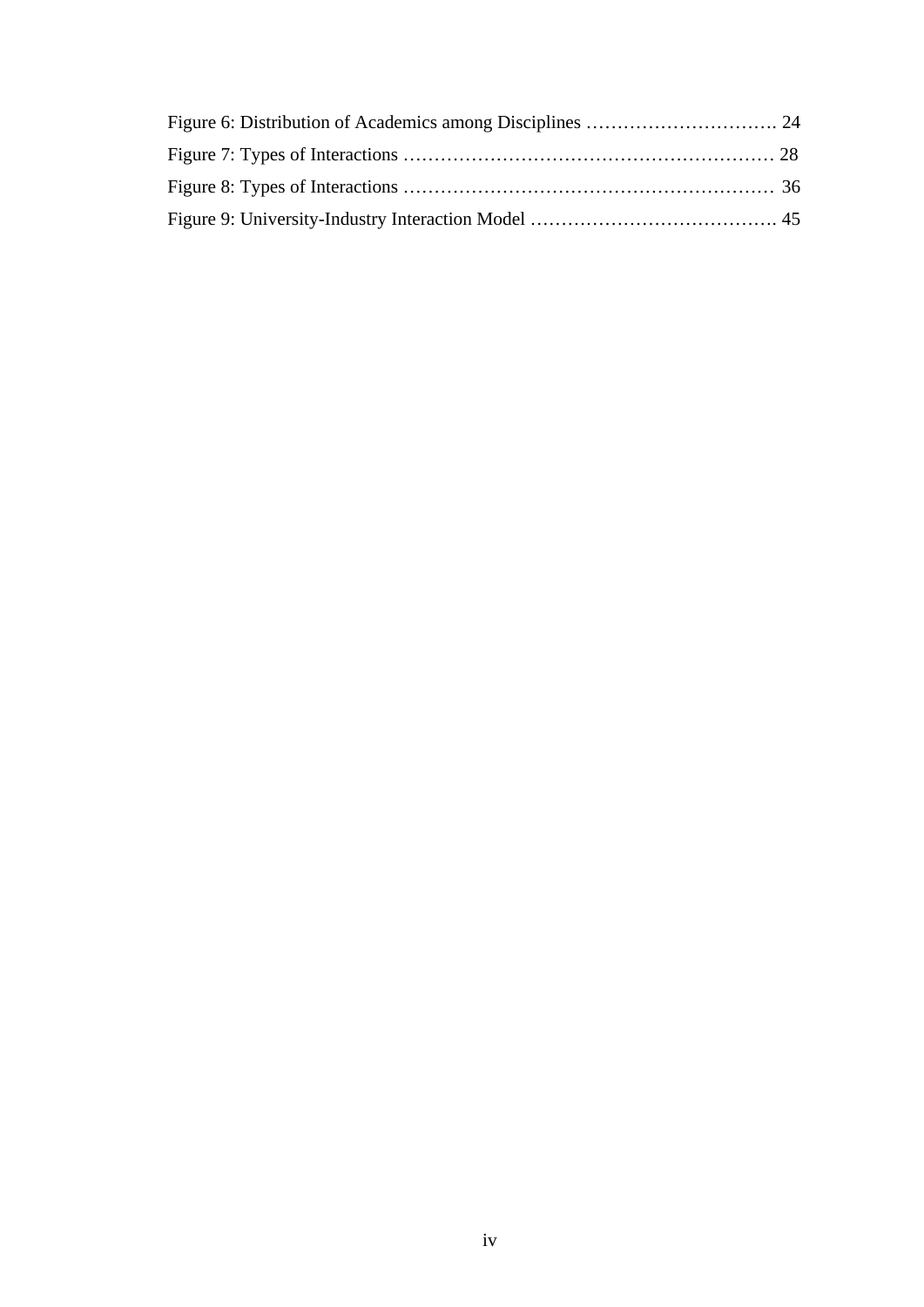Figure 6: Distribution of Academics among Disciplines ………………………… 24

Figure 7: Types of Interactions …………………………………………………… 28

Figure 8: Types of Interactions …………………………………………………… 36

Figure 9: University-Industry Interaction Model …………………………………. 45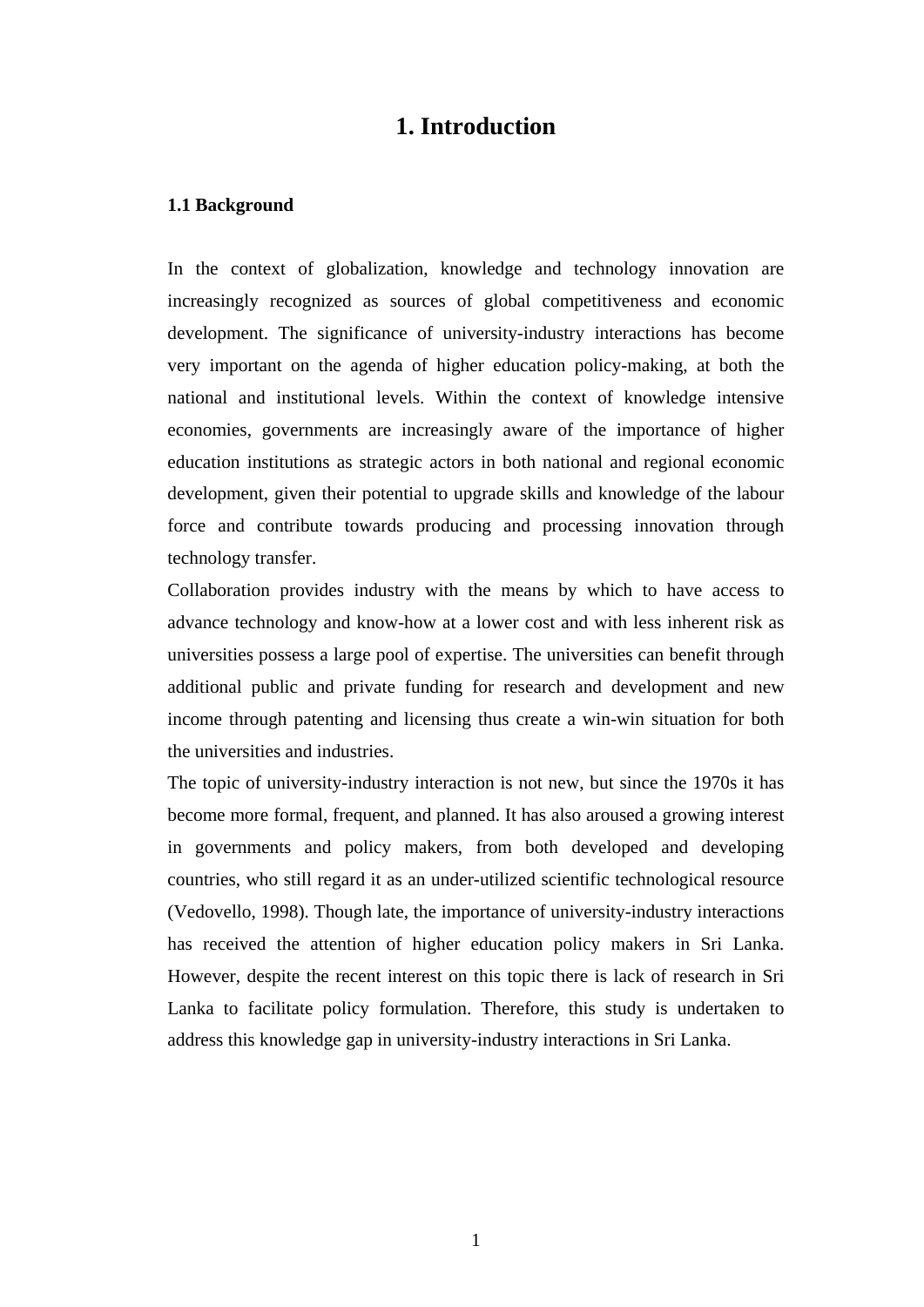# 1. Introduction

## 1.1 Background

In the context of globalization, knowledge and technology innovation are increasingly recognized as sources of global competitiveness and economic development. The significance of university-industry interactions has become very important on the agenda of higher education policy-making, at both the national and institutional levels. Within the context of knowledge intensive economies, governments are increasingly aware of the importance of higher education institutions as strategic actors in both national and regional economic development, given their potential to upgrade skills and knowledge of the labour force and contribute towards producing and processing innovation through technology transfer.

Collaboration provides industry with the means by which to have access to advance technology and know-how at a lower cost and with less inherent risk as universities possess a large pool of expertise. The universities can benefit through additional public and private funding for research and development and new income through patenting and licensing thus create a win-win situation for both the universities and industries.

The topic of university-industry interaction is not new, but since the 1970s it has become more formal, frequent, and planned. It has also aroused a growing interest in governments and policy makers, from both developed and developing countries, who still regard it as an under-utilized scientific technological resource (Vedovello, 1998). Though late, the importance of university-industry interactions has received the attention of higher education policy makers in Sri Lanka. However, despite the recent interest on this topic there is lack of research in Sri Lanka to facilitate policy formulation. Therefore, this study is undertaken to address this knowledge gap in university-industry interactions in Sri Lanka.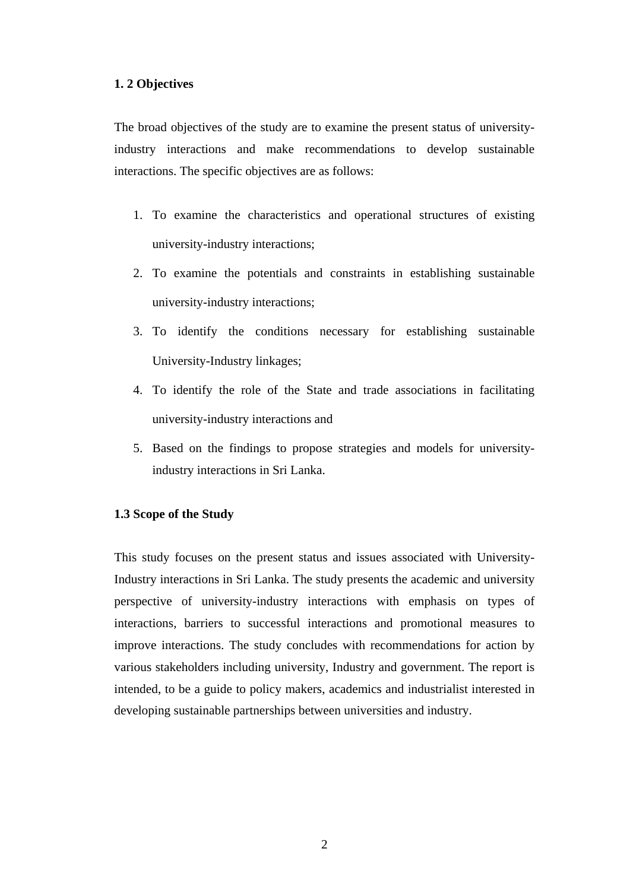## 1. 2 Objectives

The broad objectives of the study are to examine the present status of university-industry interactions and make recommendations to develop sustainable interactions. The specific objectives are as follows:

1. To examine the characteristics and operational structures of existing university-industry interactions;
2. To examine the potentials and constraints in establishing sustainable university-industry interactions;
3. To identify the conditions necessary for establishing sustainable University-Industry linkages;
4. To identify the role of the State and trade associations in facilitating university-industry interactions and
5. Based on the findings to propose strategies and models for university-industry interactions in Sri Lanka.

## 1.3 Scope of the Study

This study focuses on the present status and issues associated with University-Industry interactions in Sri Lanka. The study presents the academic and university perspective of university-industry interactions with emphasis on types of interactions, barriers to successful interactions and promotional measures to improve interactions. The study concludes with recommendations for action by various stakeholders including university, Industry and government. The report is intended, to be a guide to policy makers, academics and industrialist interested in developing sustainable partnerships between universities and industry.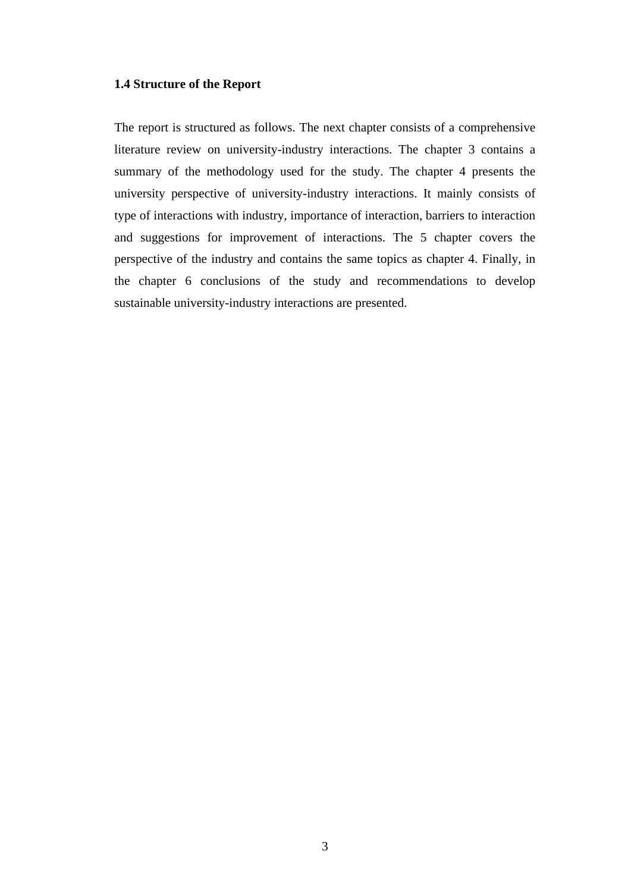### 1.4 Structure of the Report

The report is structured as follows. The next chapter consists of a comprehensive literature review on university-industry interactions. The chapter 3 contains a summary of the methodology used for the study. The chapter 4 presents the university perspective of university-industry interactions. It mainly consists of type of interactions with industry, importance of interaction, barriers to interaction and suggestions for improvement of interactions. The 5 chapter covers the perspective of the industry and contains the same topics as chapter 4. Finally, in the chapter 6 conclusions of the study and recommendations to develop sustainable university-industry interactions are presented.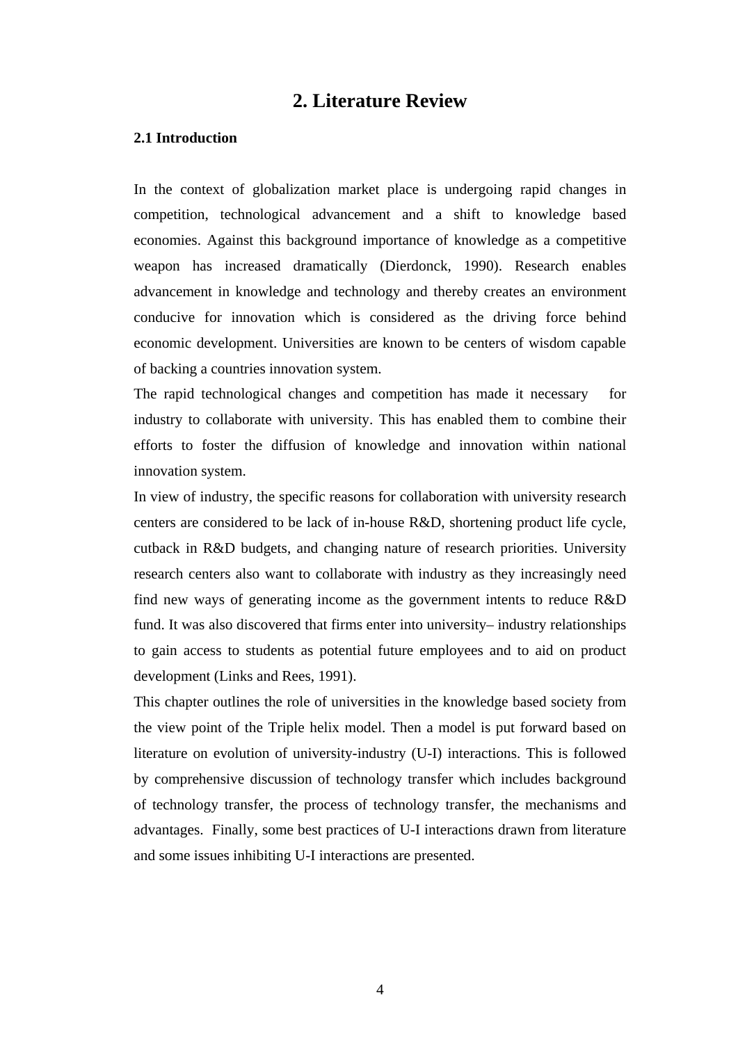# 2. Literature Review

## 2.1 Introduction

In the context of globalization market place is undergoing rapid changes in competition, technological advancement and a shift to knowledge based economies. Against this background importance of knowledge as a competitive weapon has increased dramatically (Dierdonck, 1990). Research enables advancement in knowledge and technology and thereby creates an environment conducive for innovation which is considered as the driving force behind economic development. Universities are known to be centers of wisdom capable of backing a countries innovation system.

The rapid technological changes and competition has made it necessary for industry to collaborate with university. This has enabled them to combine their efforts to foster the diffusion of knowledge and innovation within national innovation system.

In view of industry, the specific reasons for collaboration with university research centers are considered to be lack of in-house R&D, shortening product life cycle, cutback in R&D budgets, and changing nature of research priorities. University research centers also want to collaborate with industry as they increasingly need find new ways of generating income as the government intents to reduce R&D fund. It was also discovered that firms enter into university– industry relationships to gain access to students as potential future employees and to aid on product development (Links and Rees, 1991).

This chapter outlines the role of universities in the knowledge based society from the view point of the Triple helix model. Then a model is put forward based on literature on evolution of university-industry (U-I) interactions. This is followed by comprehensive discussion of technology transfer which includes background of technology transfer, the process of technology transfer, the mechanisms and advantages. Finally, some best practices of U-I interactions drawn from literature and some issues inhibiting U-I interactions are presented.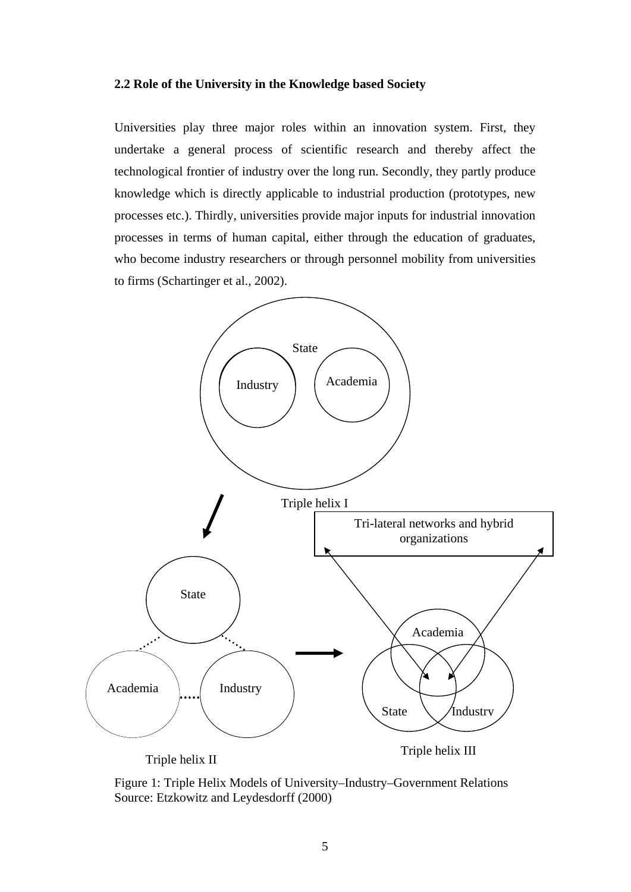### 2.2 Role of the University in the Knowledge based Society

Universities play three major roles within an innovation system. First, they undertake a general process of scientific research and thereby affect the technological frontier of industry over the long run. Secondly, they partly produce knowledge which is directly applicable to industrial production (prototypes, new processes etc.). Thirdly, universities provide major inputs for industrial innovation processes in terms of human capital, either through the education of graduates, who become industry researchers or through personnel mobility from universities to firms (Schartinger et al., 2002).

Figure 1: Triple Helix Models of University–Industry–Government Relations
Source: Etzkowitz and Leydesdorff (2000)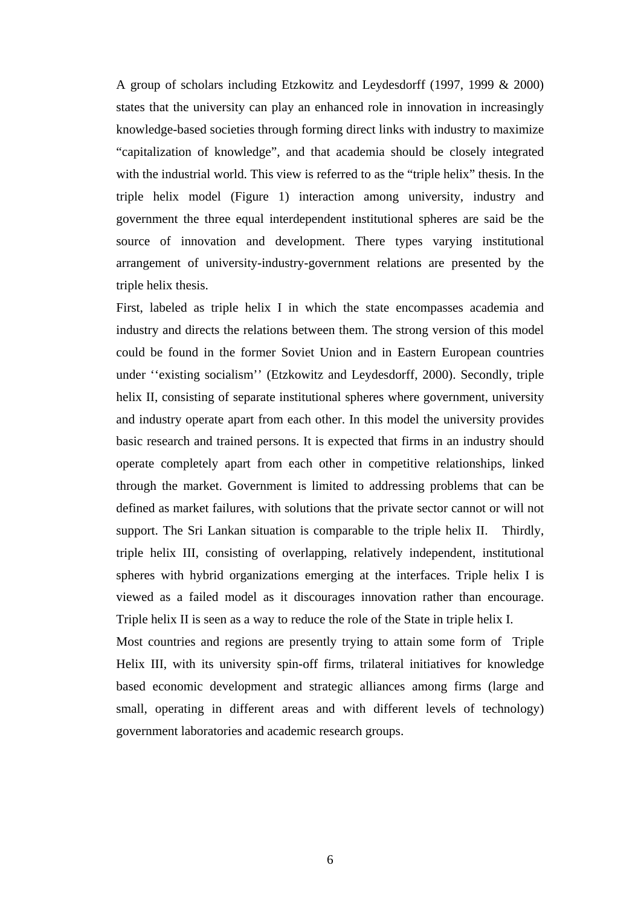A group of scholars including Etzkowitz and Leydesdorff (1997, 1999 & 2000) states that the university can play an enhanced role in innovation in increasingly knowledge-based societies through forming direct links with industry to maximize "capitalization of knowledge", and that academia should be closely integrated with the industrial world. This view is referred to as the "triple helix" thesis. In the triple helix model (Figure 1) interaction among university, industry and government the three equal interdependent institutional spheres are said be the source of innovation and development. There types varying institutional arrangement of university-industry-government relations are presented by the triple helix thesis.

First, labeled as triple helix I in which the state encompasses academia and industry and directs the relations between them. The strong version of this model could be found in the former Soviet Union and in Eastern European countries under ''existing socialism'' (Etzkowitz and Leydesdorff, 2000). Secondly, triple helix II, consisting of separate institutional spheres where government, university and industry operate apart from each other. In this model the university provides basic research and trained persons. It is expected that firms in an industry should operate completely apart from each other in competitive relationships, linked through the market. Government is limited to addressing problems that can be defined as market failures, with solutions that the private sector cannot or will not support. The Sri Lankan situation is comparable to the triple helix II. Thirdly, triple helix III, consisting of overlapping, relatively independent, institutional spheres with hybrid organizations emerging at the interfaces. Triple helix I is viewed as a failed model as it discourages innovation rather than encourage. Triple helix II is seen as a way to reduce the role of the State in triple helix I.

Most countries and regions are presently trying to attain some form of Triple Helix III, with its university spin-off firms, trilateral initiatives for knowledge based economic development and strategic alliances among firms (large and small, operating in different areas and with different levels of technology) government laboratories and academic research groups.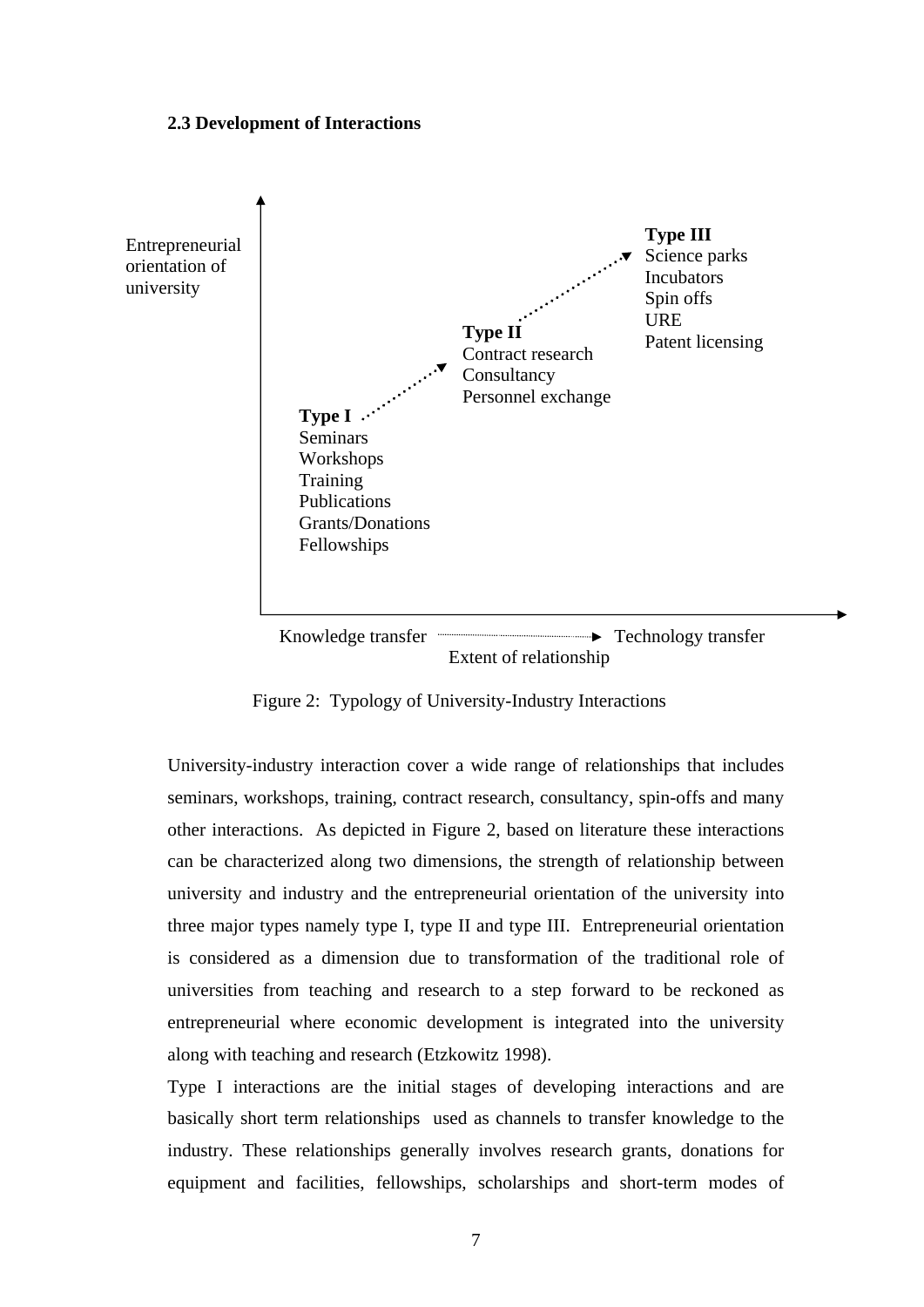### 2.3 Development of Interactions

Entrepreneurial orientation of university

**Type I**
Seminars
Workshops
Training
Publications
Grants/Donations
Fellowships

**Type II**
Contract research
Consultancy
Personnel exchange

**Type III**
Science parks
Incubators
Spin offs
URE
Patent licensing

Knowledge transfer → Technology transfer
Extent of relationship

Figure 2: Typology of University-Industry Interactions

University-industry interaction cover a wide range of relationships that includes seminars, workshops, training, contract research, consultancy, spin-offs and many other interactions. As depicted in Figure 2, based on literature these interactions can be characterized along two dimensions, the strength of relationship between university and industry and the entrepreneurial orientation of the university into three major types namely type I, type II and type III. Entrepreneurial orientation is considered as a dimension due to transformation of the traditional role of universities from teaching and research to a step forward to be reckoned as entrepreneurial where economic development is integrated into the university along with teaching and research (Etzkowitz 1998).

Type I interactions are the initial stages of developing interactions and are basically short term relationships used as channels to transfer knowledge to the industry. These relationships generally involves research grants, donations for equipment and facilities, fellowships, scholarships and short-term modes of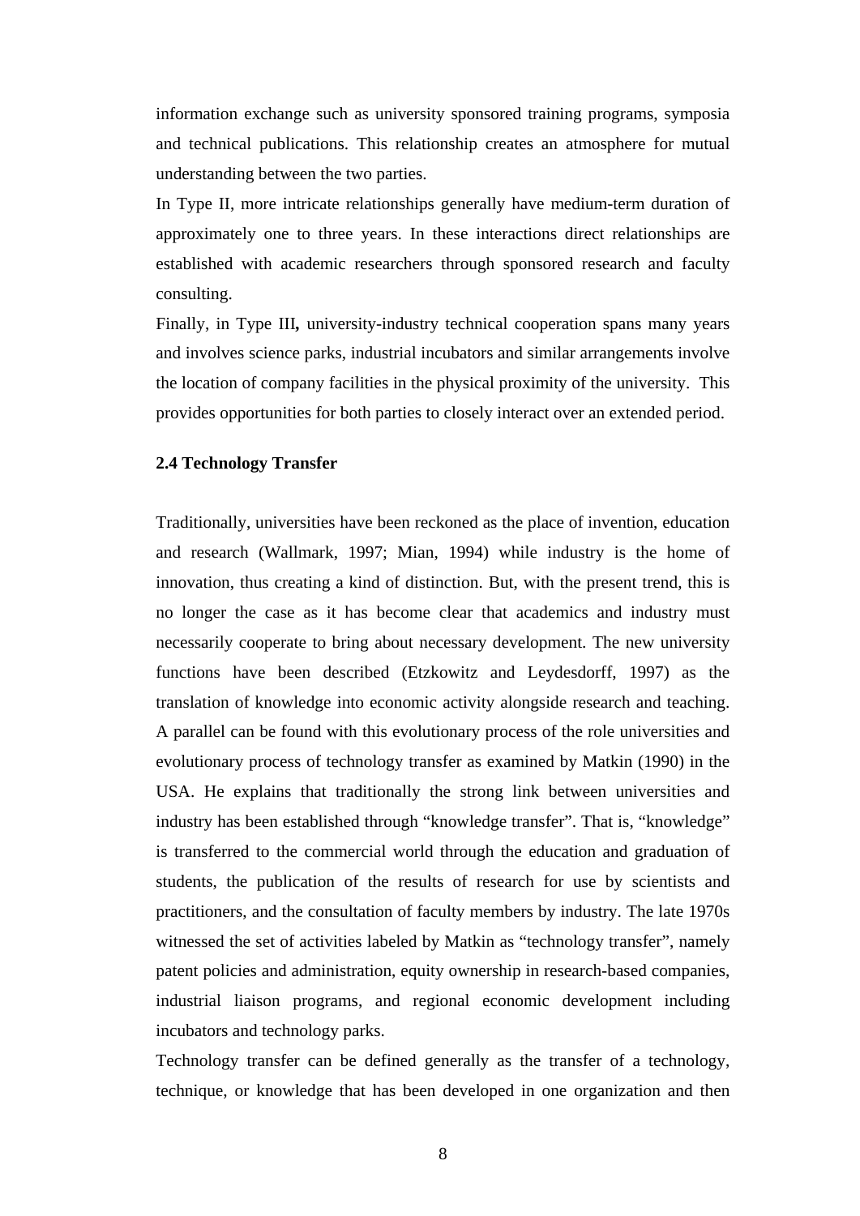information exchange such as university sponsored training programs, symposia and technical publications. This relationship creates an atmosphere for mutual understanding between the two parties.

In Type II, more intricate relationships generally have medium-term duration of approximately one to three years. In these interactions direct relationships are established with academic researchers through sponsored research and faculty consulting.

Finally, in Type III**,** university-industry technical cooperation spans many years and involves science parks, industrial incubators and similar arrangements involve the location of company facilities in the physical proximity of the university. This provides opportunities for both parties to closely interact over an extended period.

### 2.4 Technology Transfer

Traditionally, universities have been reckoned as the place of invention, education and research (Wallmark, 1997; Mian, 1994) while industry is the home of innovation, thus creating a kind of distinction. But, with the present trend, this is no longer the case as it has become clear that academics and industry must necessarily cooperate to bring about necessary development. The new university functions have been described (Etzkowitz and Leydesdorff, 1997) as the translation of knowledge into economic activity alongside research and teaching. A parallel can be found with this evolutionary process of the role universities and evolutionary process of technology transfer as examined by Matkin (1990) in the USA. He explains that traditionally the strong link between universities and industry has been established through "knowledge transfer". That is, "knowledge" is transferred to the commercial world through the education and graduation of students, the publication of the results of research for use by scientists and practitioners, and the consultation of faculty members by industry. The late 1970s witnessed the set of activities labeled by Matkin as "technology transfer", namely patent policies and administration, equity ownership in research-based companies, industrial liaison programs, and regional economic development including incubators and technology parks.

Technology transfer can be defined generally as the transfer of a technology, technique, or knowledge that has been developed in one organization and then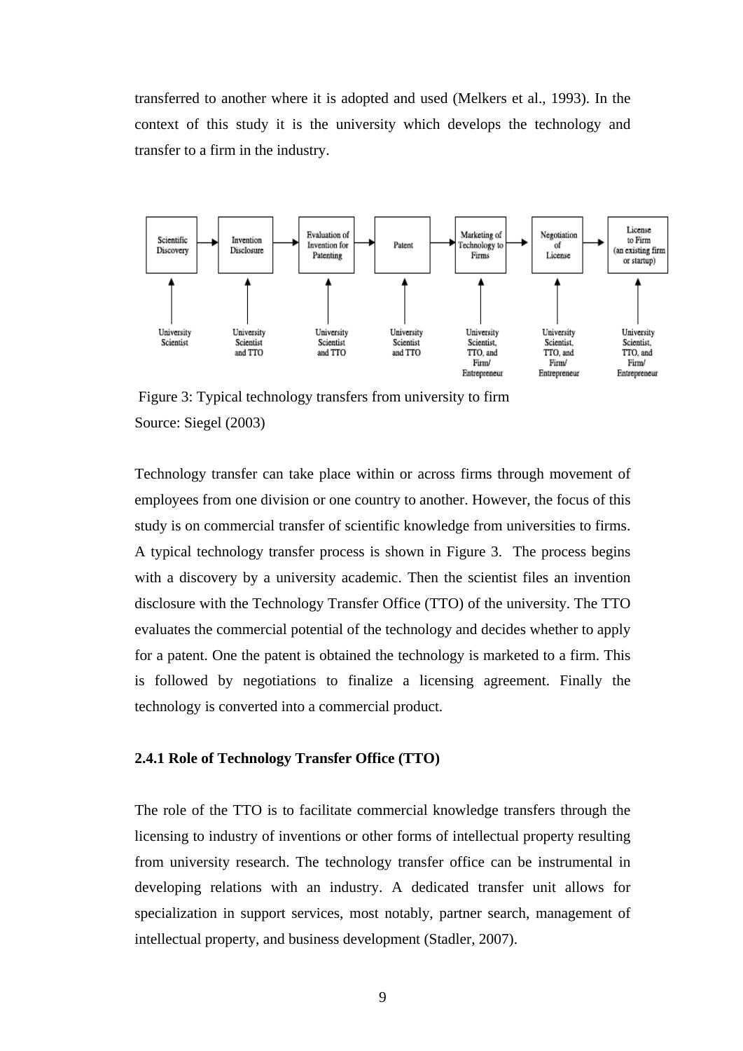transferred to another where it is adopted and used (Melkers et al., 1993). In the context of this study it is the university which develops the technology and transfer to a firm in the industry.

| Scientific Discovery | → | Invention Disclosure | → | Evaluation of Invention for Patenting | → | Patent | → | Marketing of Technology to Firms | → | Negotiation of License | → | License to Firm (an existing firm or startup) |
|---|---|---|---|---|---|---|---|---|---|---|---|---|
| ↑ | | ↑ | | ↑ | | ↑ | | ↑ | | ↑ | | ↑ |
| University Scientist | | University Scientist and TTO | | University Scientist and TTO | | University Scientist and TTO | | University Scientist, TTO, and Firm/ Entrepreneur | | University Scientist, TTO, and Firm/ Entrepreneur | | University Scientist, TTO, and Firm/ Entrepreneur |

Figure 3: Typical technology transfers from university to firm
Source: Siegel (2003)

Technology transfer can take place within or across firms through movement of employees from one division or one country to another. However, the focus of this study is on commercial transfer of scientific knowledge from universities to firms. A typical technology transfer process is shown in Figure 3. The process begins with a discovery by a university academic. Then the scientist files an invention disclosure with the Technology Transfer Office (TTO) of the university. The TTO evaluates the commercial potential of the technology and decides whether to apply for a patent. One the patent is obtained the technology is marketed to a firm. This is followed by negotiations to finalize a licensing agreement. Finally the technology is converted into a commercial product.

### 2.4.1 Role of Technology Transfer Office (TTO)

The role of the TTO is to facilitate commercial knowledge transfers through the licensing to industry of inventions or other forms of intellectual property resulting from university research. The technology transfer office can be instrumental in developing relations with an industry. A dedicated transfer unit allows for specialization in support services, most notably, partner search, management of intellectual property, and business development (Stadler, 2007).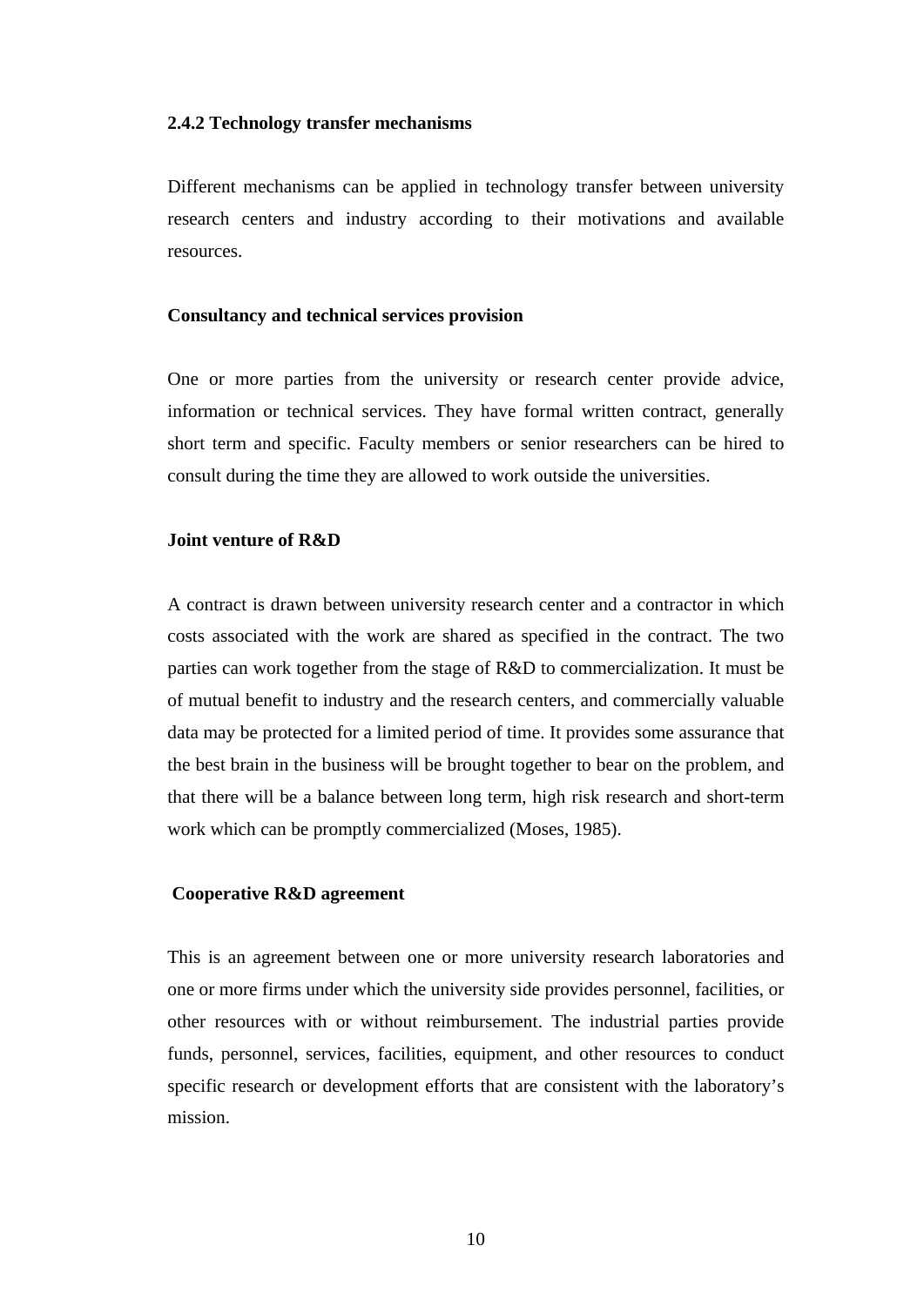### 2.4.2 Technology transfer mechanisms

Different mechanisms can be applied in technology transfer between university research centers and industry according to their motivations and available resources.

**Consultancy and technical services provision**

One or more parties from the university or research center provide advice, information or technical services. They have formal written contract, generally short term and specific. Faculty members or senior researchers can be hired to consult during the time they are allowed to work outside the universities.

**Joint venture of R&D**

A contract is drawn between university research center and a contractor in which costs associated with the work are shared as specified in the contract. The two parties can work together from the stage of R&D to commercialization. It must be of mutual benefit to industry and the research centers, and commercially valuable data may be protected for a limited period of time. It provides some assurance that the best brain in the business will be brought together to bear on the problem, and that there will be a balance between long term, high risk research and short-term work which can be promptly commercialized (Moses, 1985).

**Cooperative R&D agreement**

This is an agreement between one or more university research laboratories and one or more firms under which the university side provides personnel, facilities, or other resources with or without reimbursement. The industrial parties provide funds, personnel, services, facilities, equipment, and other resources to conduct specific research or development efforts that are consistent with the laboratory's mission.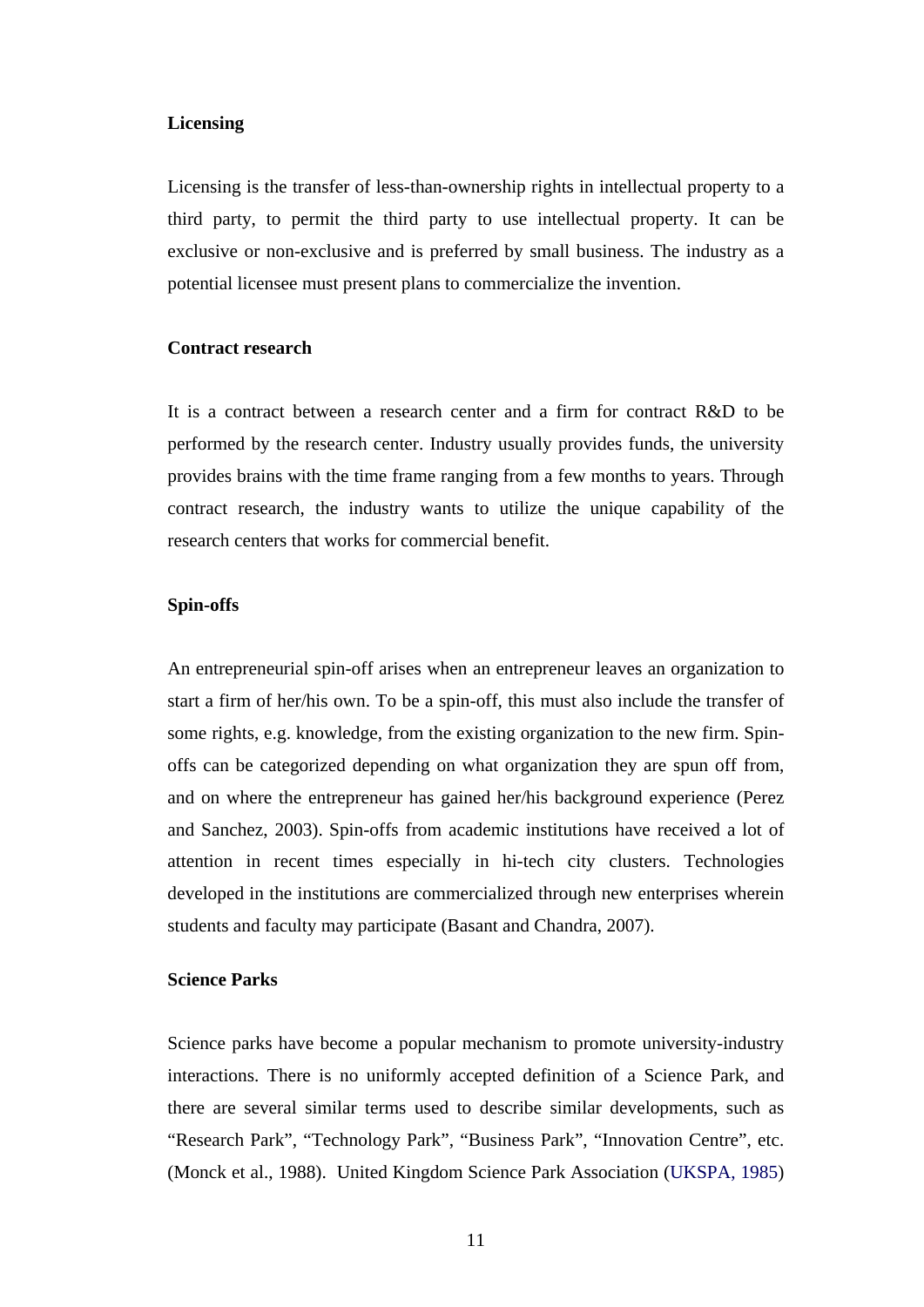**Licensing**

Licensing is the transfer of less-than-ownership rights in intellectual property to a third party, to permit the third party to use intellectual property. It can be exclusive or non-exclusive and is preferred by small business. The industry as a potential licensee must present plans to commercialize the invention.

**Contract research**

It is a contract between a research center and a firm for contract R&D to be performed by the research center. Industry usually provides funds, the university provides brains with the time frame ranging from a few months to years. Through contract research, the industry wants to utilize the unique capability of the research centers that works for commercial benefit.

**Spin-offs**

An entrepreneurial spin-off arises when an entrepreneur leaves an organization to start a firm of her/his own. To be a spin-off, this must also include the transfer of some rights, e.g. knowledge, from the existing organization to the new firm. Spin-offs can be categorized depending on what organization they are spun off from, and on where the entrepreneur has gained her/his background experience (Perez and Sanchez, 2003). Spin-offs from academic institutions have received a lot of attention in recent times especially in hi-tech city clusters. Technologies developed in the institutions are commercialized through new enterprises wherein students and faculty may participate (Basant and Chandra, 2007).

**Science Parks**

Science parks have become a popular mechanism to promote university-industry interactions. There is no uniformly accepted definition of a Science Park, and there are several similar terms used to describe similar developments, such as "Research Park", "Technology Park", "Business Park", "Innovation Centre", etc. (Monck et al., 1988). United Kingdom Science Park Association (UKSPA, 1985)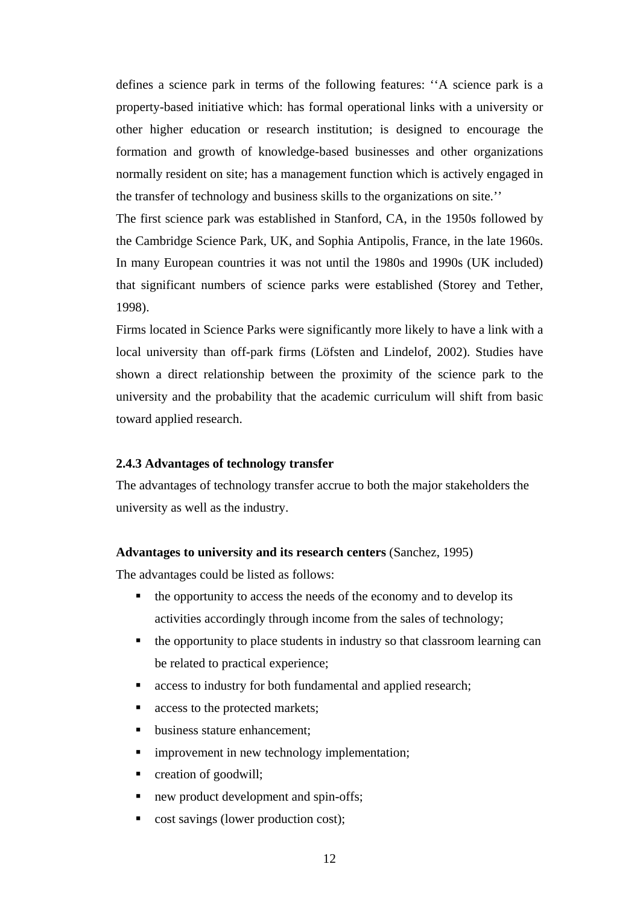defines a science park in terms of the following features: ‘‘A science park is a property-based initiative which: has formal operational links with a university or other higher education or research institution; is designed to encourage the formation and growth of knowledge-based businesses and other organizations normally resident on site; has a management function which is actively engaged in the transfer of technology and business skills to the organizations on site.’’

The first science park was established in Stanford, CA, in the 1950s followed by the Cambridge Science Park, UK, and Sophia Antipolis, France, in the late 1960s. In many European countries it was not until the 1980s and 1990s (UK included) that significant numbers of science parks were established (Storey and Tether, 1998).

Firms located in Science Parks were significantly more likely to have a link with a local university than off-park firms (Löfsten and Lindelof, 2002). Studies have shown a direct relationship between the proximity of the science park to the university and the probability that the academic curriculum will shift from basic toward applied research.

### 2.4.3 Advantages of technology transfer

The advantages of technology transfer accrue to both the major stakeholders the university as well as the industry.

**Advantages to university and its research centers** (Sanchez, 1995)

The advantages could be listed as follows:

- the opportunity to access the needs of the economy and to develop its activities accordingly through income from the sales of technology;
- the opportunity to place students in industry so that classroom learning can be related to practical experience;
- access to industry for both fundamental and applied research;
- access to the protected markets;
- business stature enhancement;
- improvement in new technology implementation;
- creation of goodwill;
- new product development and spin-offs;
- cost savings (lower production cost);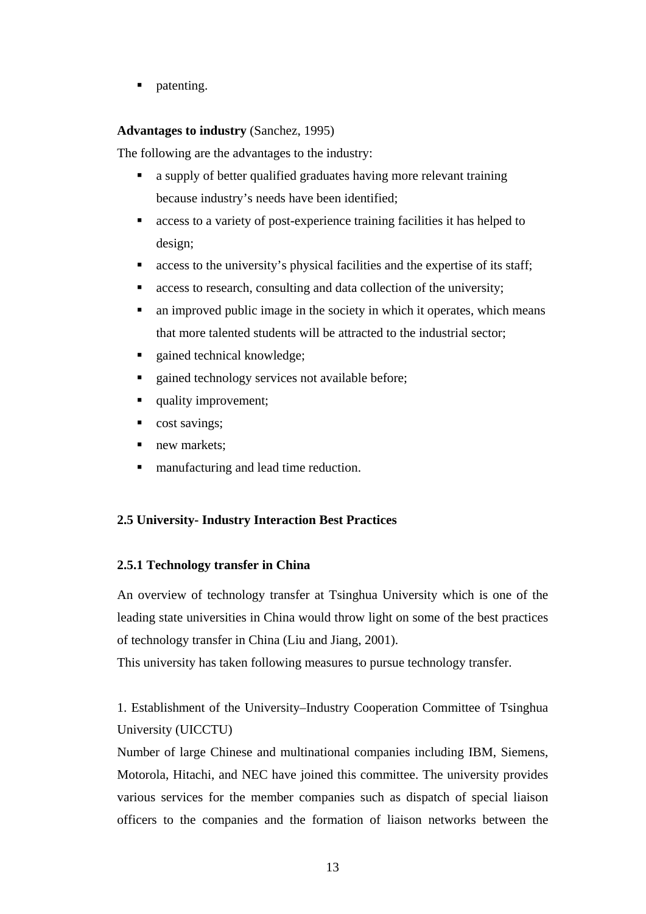- patenting.

**Advantages to industry** (Sanchez, 1995)

The following are the advantages to the industry:

- a supply of better qualified graduates having more relevant training because industry's needs have been identified;
- access to a variety of post-experience training facilities it has helped to design;
- access to the university's physical facilities and the expertise of its staff;
- access to research, consulting and data collection of the university;
- an improved public image in the society in which it operates, which means that more talented students will be attracted to the industrial sector;
- gained technical knowledge;
- gained technology services not available before;
- quality improvement;
- cost savings;
- new markets;
- manufacturing and lead time reduction.

## 2.5 University- Industry Interaction Best Practices

### 2.5.1 Technology transfer in China

An overview of technology transfer at Tsinghua University which is one of the leading state universities in China would throw light on some of the best practices of technology transfer in China (Liu and Jiang, 2001).

This university has taken following measures to pursue technology transfer.

1. Establishment of the University–Industry Cooperation Committee of Tsinghua University (UICCTU)

Number of large Chinese and multinational companies including IBM, Siemens, Motorola, Hitachi, and NEC have joined this committee. The university provides various services for the member companies such as dispatch of special liaison officers to the companies and the formation of liaison networks between the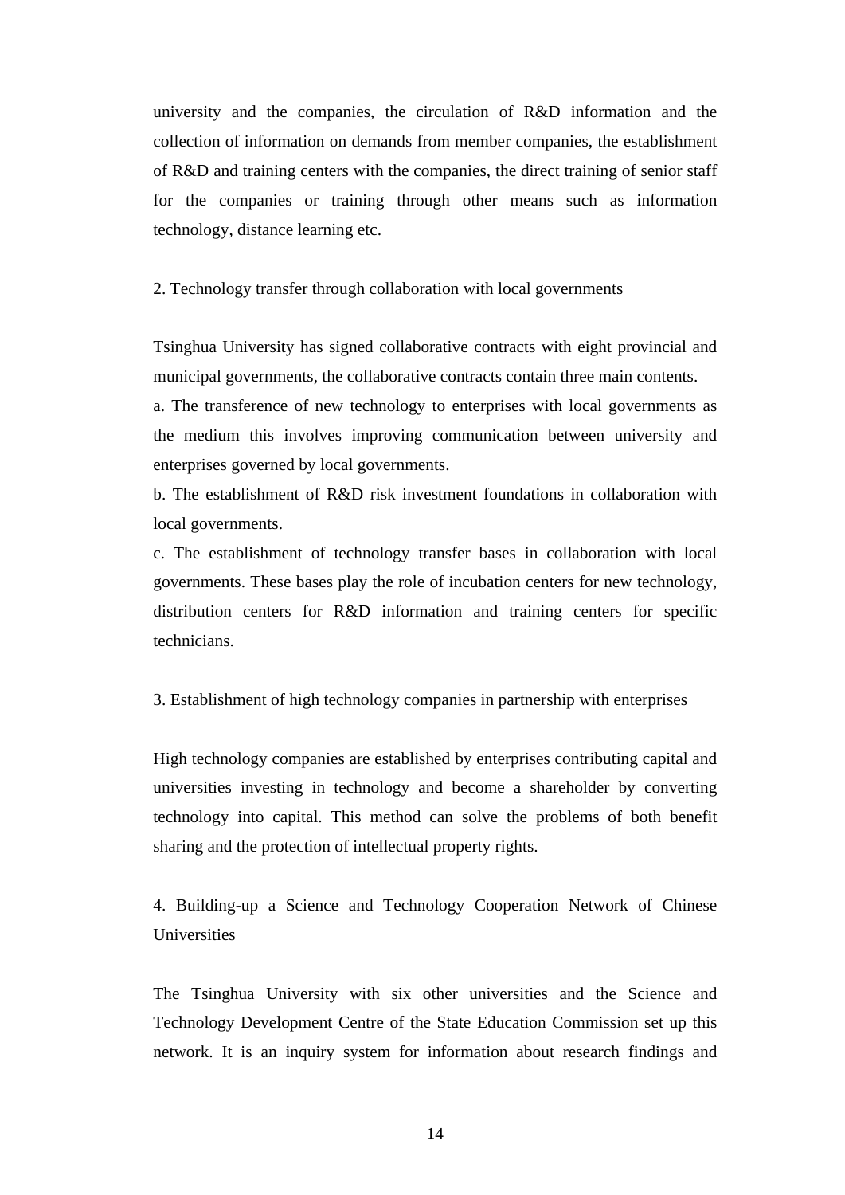university and the companies, the circulation of R&D information and the collection of information on demands from member companies, the establishment of R&D and training centers with the companies, the direct training of senior staff for the companies or training through other means such as information technology, distance learning etc.

2. Technology transfer through collaboration with local governments

Tsinghua University has signed collaborative contracts with eight provincial and municipal governments, the collaborative contracts contain three main contents.

a. The transference of new technology to enterprises with local governments as the medium this involves improving communication between university and enterprises governed by local governments.

b. The establishment of R&D risk investment foundations in collaboration with local governments.

c. The establishment of technology transfer bases in collaboration with local governments. These bases play the role of incubation centers for new technology, distribution centers for R&D information and training centers for specific technicians.

3. Establishment of high technology companies in partnership with enterprises

High technology companies are established by enterprises contributing capital and universities investing in technology and become a shareholder by converting technology into capital. This method can solve the problems of both benefit sharing and the protection of intellectual property rights.

4. Building-up a Science and Technology Cooperation Network of Chinese Universities

The Tsinghua University with six other universities and the Science and Technology Development Centre of the State Education Commission set up this network. It is an inquiry system for information about research findings and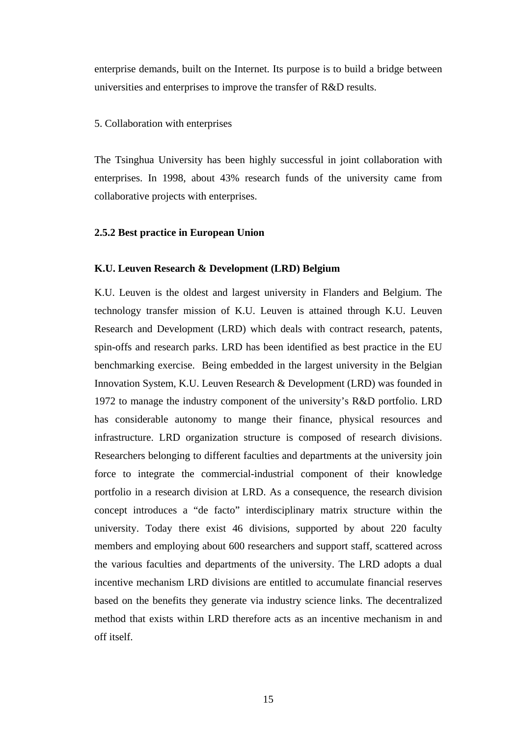enterprise demands, built on the Internet. Its purpose is to build a bridge between universities and enterprises to improve the transfer of R&D results.

5. Collaboration with enterprises

The Tsinghua University has been highly successful in joint collaboration with enterprises. In 1998, about 43% research funds of the university came from collaborative projects with enterprises.

### 2.5.2 Best practice in European Union

#### K.U. Leuven Research & Development (LRD) Belgium

K.U. Leuven is the oldest and largest university in Flanders and Belgium. The technology transfer mission of K.U. Leuven is attained through K.U. Leuven Research and Development (LRD) which deals with contract research, patents, spin-offs and research parks. LRD has been identified as best practice in the EU benchmarking exercise. Being embedded in the largest university in the Belgian Innovation System, K.U. Leuven Research & Development (LRD) was founded in 1972 to manage the industry component of the university's R&D portfolio. LRD has considerable autonomy to mange their finance, physical resources and infrastructure. LRD organization structure is composed of research divisions. Researchers belonging to different faculties and departments at the university join force to integrate the commercial-industrial component of their knowledge portfolio in a research division at LRD. As a consequence, the research division concept introduces a "de facto" interdisciplinary matrix structure within the university. Today there exist 46 divisions, supported by about 220 faculty members and employing about 600 researchers and support staff, scattered across the various faculties and departments of the university. The LRD adopts a dual incentive mechanism LRD divisions are entitled to accumulate financial reserves based on the benefits they generate via industry science links. The decentralized method that exists within LRD therefore acts as an incentive mechanism in and off itself.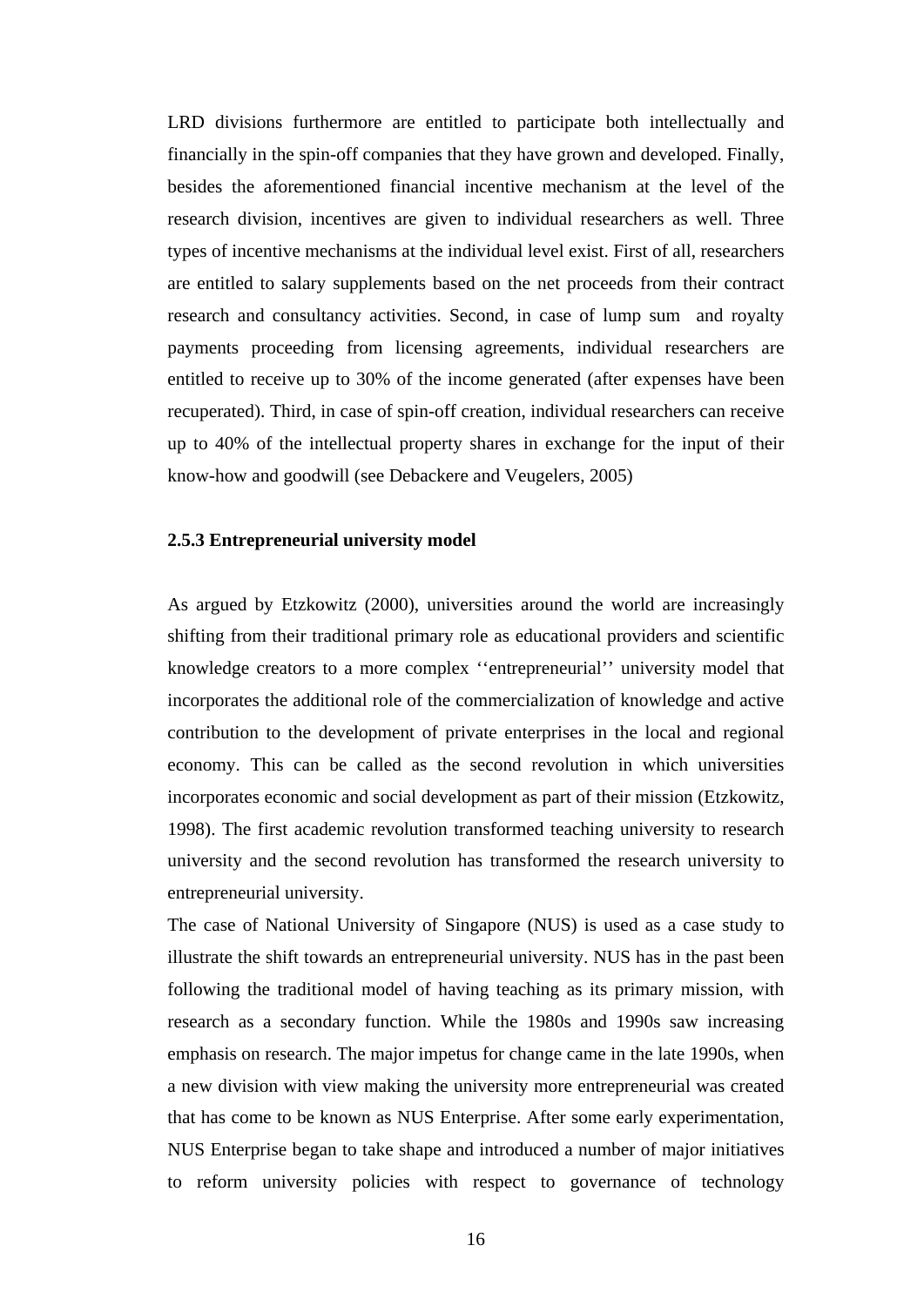LRD divisions furthermore are entitled to participate both intellectually and financially in the spin-off companies that they have grown and developed. Finally, besides the aforementioned financial incentive mechanism at the level of the research division, incentives are given to individual researchers as well. Three types of incentive mechanisms at the individual level exist. First of all, researchers are entitled to salary supplements based on the net proceeds from their contract research and consultancy activities. Second, in case of lump sum and royalty payments proceeding from licensing agreements, individual researchers are entitled to receive up to 30% of the income generated (after expenses have been recuperated). Third, in case of spin-off creation, individual researchers can receive up to 40% of the intellectual property shares in exchange for the input of their know-how and goodwill (see Debackere and Veugelers, 2005)

### 2.5.3 Entrepreneurial university model

As argued by Etzkowitz (2000), universities around the world are increasingly shifting from their traditional primary role as educational providers and scientific knowledge creators to a more complex ''entrepreneurial'' university model that incorporates the additional role of the commercialization of knowledge and active contribution to the development of private enterprises in the local and regional economy. This can be called as the second revolution in which universities incorporates economic and social development as part of their mission (Etzkowitz, 1998). The first academic revolution transformed teaching university to research university and the second revolution has transformed the research university to entrepreneurial university.

The case of National University of Singapore (NUS) is used as a case study to illustrate the shift towards an entrepreneurial university. NUS has in the past been following the traditional model of having teaching as its primary mission, with research as a secondary function. While the 1980s and 1990s saw increasing emphasis on research. The major impetus for change came in the late 1990s, when a new division with view making the university more entrepreneurial was created that has come to be known as NUS Enterprise. After some early experimentation, NUS Enterprise began to take shape and introduced a number of major initiatives to reform university policies with respect to governance of technology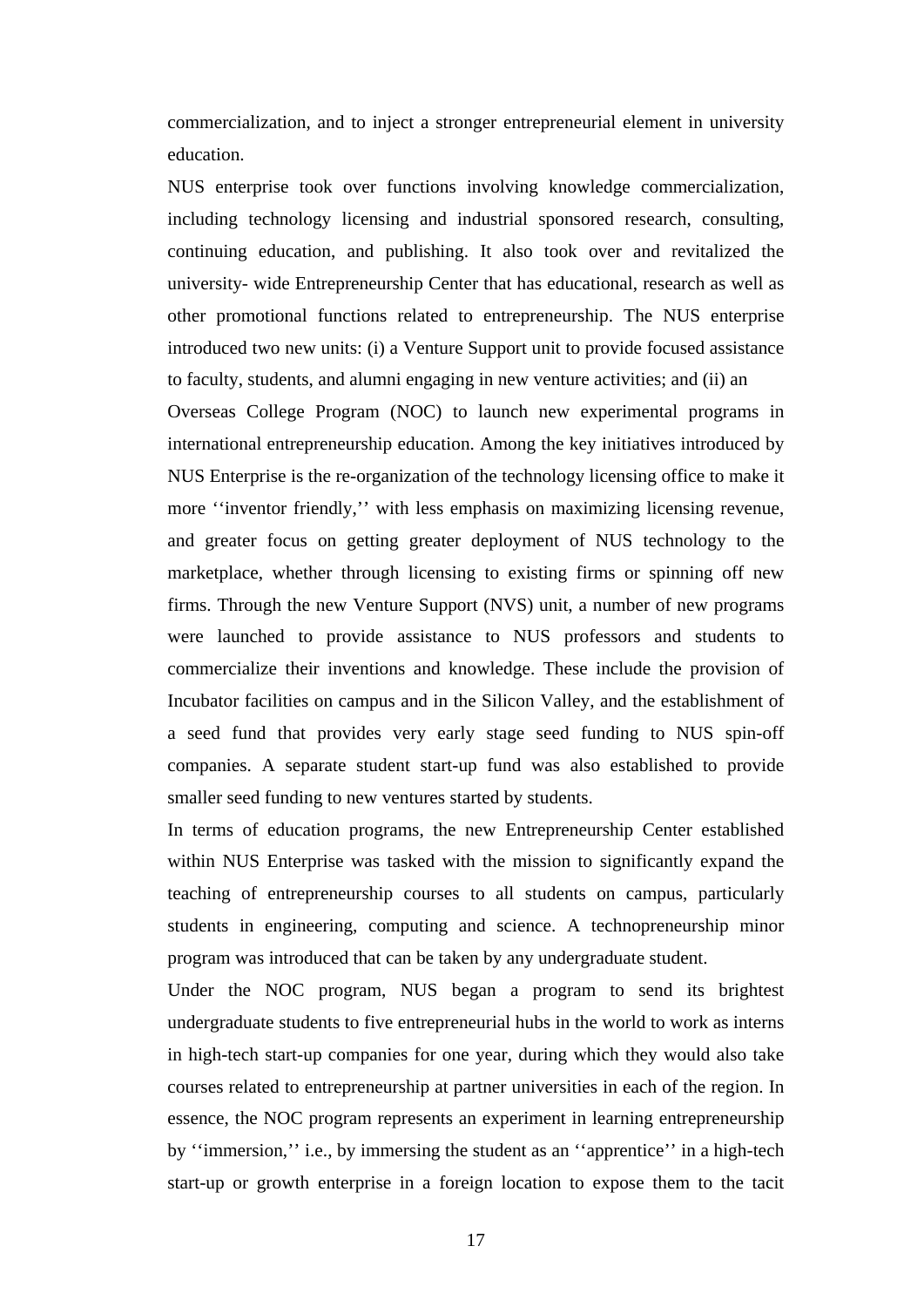commercialization, and to inject a stronger entrepreneurial element in university education.

NUS enterprise took over functions involving knowledge commercialization, including technology licensing and industrial sponsored research, consulting, continuing education, and publishing. It also took over and revitalized the university- wide Entrepreneurship Center that has educational, research as well as other promotional functions related to entrepreneurship. The NUS enterprise introduced two new units: (i) a Venture Support unit to provide focused assistance to faculty, students, and alumni engaging in new venture activities; and (ii) an Overseas College Program (NOC) to launch new experimental programs in international entrepreneurship education. Among the key initiatives introduced by NUS Enterprise is the re-organization of the technology licensing office to make it more ''inventor friendly,'' with less emphasis on maximizing licensing revenue, and greater focus on getting greater deployment of NUS technology to the marketplace, whether through licensing to existing firms or spinning off new firms. Through the new Venture Support (NVS) unit, a number of new programs were launched to provide assistance to NUS professors and students to commercialize their inventions and knowledge. These include the provision of Incubator facilities on campus and in the Silicon Valley, and the establishment of a seed fund that provides very early stage seed funding to NUS spin-off companies. A separate student start-up fund was also established to provide smaller seed funding to new ventures started by students.

In terms of education programs, the new Entrepreneurship Center established within NUS Enterprise was tasked with the mission to significantly expand the teaching of entrepreneurship courses to all students on campus, particularly students in engineering, computing and science. A technopreneurship minor program was introduced that can be taken by any undergraduate student.

Under the NOC program, NUS began a program to send its brightest undergraduate students to five entrepreneurial hubs in the world to work as interns in high-tech start-up companies for one year, during which they would also take courses related to entrepreneurship at partner universities in each of the region. In essence, the NOC program represents an experiment in learning entrepreneurship by ''immersion,'' i.e., by immersing the student as an ''apprentice'' in a high-tech start-up or growth enterprise in a foreign location to expose them to the tacit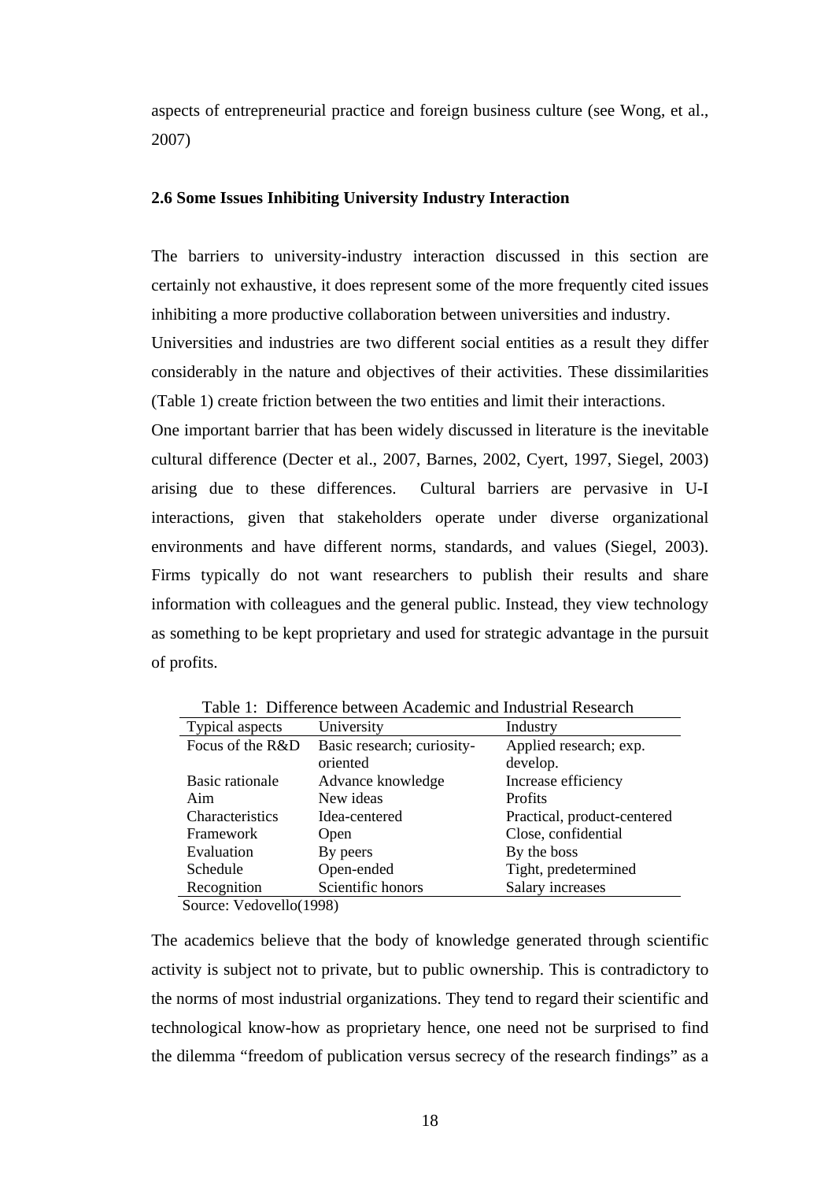aspects of entrepreneurial practice and foreign business culture (see Wong, et al., 2007)

### 2.6 Some Issues Inhibiting University Industry Interaction

The barriers to university-industry interaction discussed in this section are certainly not exhaustive, it does represent some of the more frequently cited issues inhibiting a more productive collaboration between universities and industry.

Universities and industries are two different social entities as a result they differ considerably in the nature and objectives of their activities. These dissimilarities (Table 1) create friction between the two entities and limit their interactions.

One important barrier that has been widely discussed in literature is the inevitable cultural difference (Decter et al., 2007, Barnes, 2002, Cyert, 1997, Siegel, 2003) arising due to these differences. Cultural barriers are pervasive in U-I interactions, given that stakeholders operate under diverse organizational environments and have different norms, standards, and values (Siegel, 2003). Firms typically do not want researchers to publish their results and share information with colleagues and the general public. Instead, they view technology as something to be kept proprietary and used for strategic advantage in the pursuit of profits.

Table 1: Difference between Academic and Industrial Research

| Typical aspects | University | Industry |
|---|---|---|
| Focus of the R&D | Basic research; curiosity-oriented | Applied research; exp. develop. |
| Basic rationale | Advance knowledge | Increase efficiency |
| Aim | New ideas | Profits |
| Characteristics | Idea-centered | Practical, product-centered |
| Framework | Open | Close, confidential |
| Evaluation | By peers | By the boss |
| Schedule | Open-ended | Tight, predetermined |
| Recognition | Scientific honors | Salary increases |

Source: Vedovello(1998)

The academics believe that the body of knowledge generated through scientific activity is subject not to private, but to public ownership. This is contradictory to the norms of most industrial organizations. They tend to regard their scientific and technological know-how as proprietary hence, one need not be surprised to find the dilemma "freedom of publication versus secrecy of the research findings" as a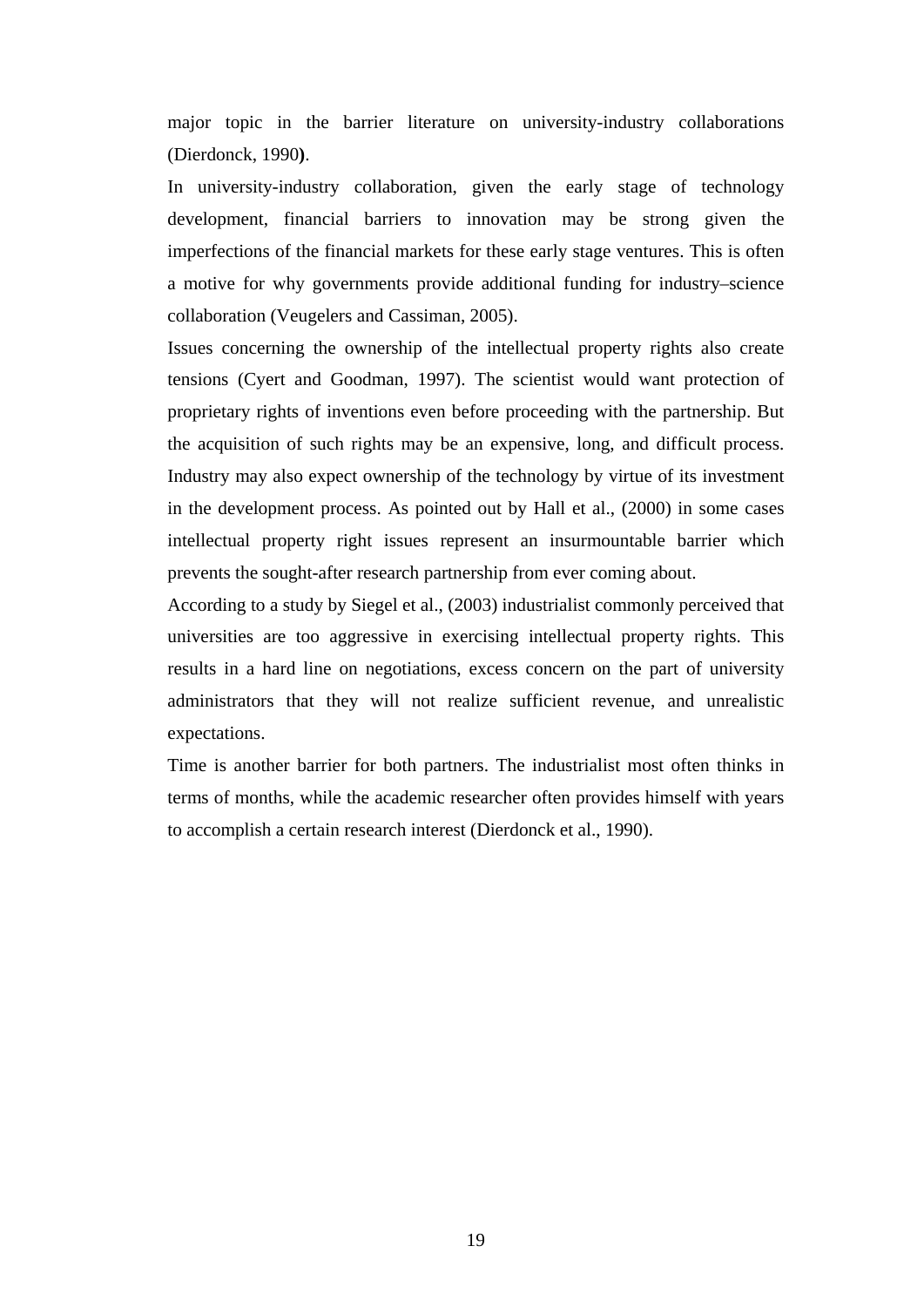major topic in the barrier literature on university-industry collaborations (Dierdonck, 1990**)**.

In university-industry collaboration, given the early stage of technology development, financial barriers to innovation may be strong given the imperfections of the financial markets for these early stage ventures. This is often a motive for why governments provide additional funding for industry–science collaboration (Veugelers and Cassiman, 2005).

Issues concerning the ownership of the intellectual property rights also create tensions (Cyert and Goodman, 1997). The scientist would want protection of proprietary rights of inventions even before proceeding with the partnership. But the acquisition of such rights may be an expensive, long, and difficult process. Industry may also expect ownership of the technology by virtue of its investment in the development process. As pointed out by Hall et al., (2000) in some cases intellectual property right issues represent an insurmountable barrier which prevents the sought-after research partnership from ever coming about.

According to a study by Siegel et al., (2003) industrialist commonly perceived that universities are too aggressive in exercising intellectual property rights. This results in a hard line on negotiations, excess concern on the part of university administrators that they will not realize sufficient revenue, and unrealistic expectations.

Time is another barrier for both partners. The industrialist most often thinks in terms of months, while the academic researcher often provides himself with years to accomplish a certain research interest (Dierdonck et al., 1990).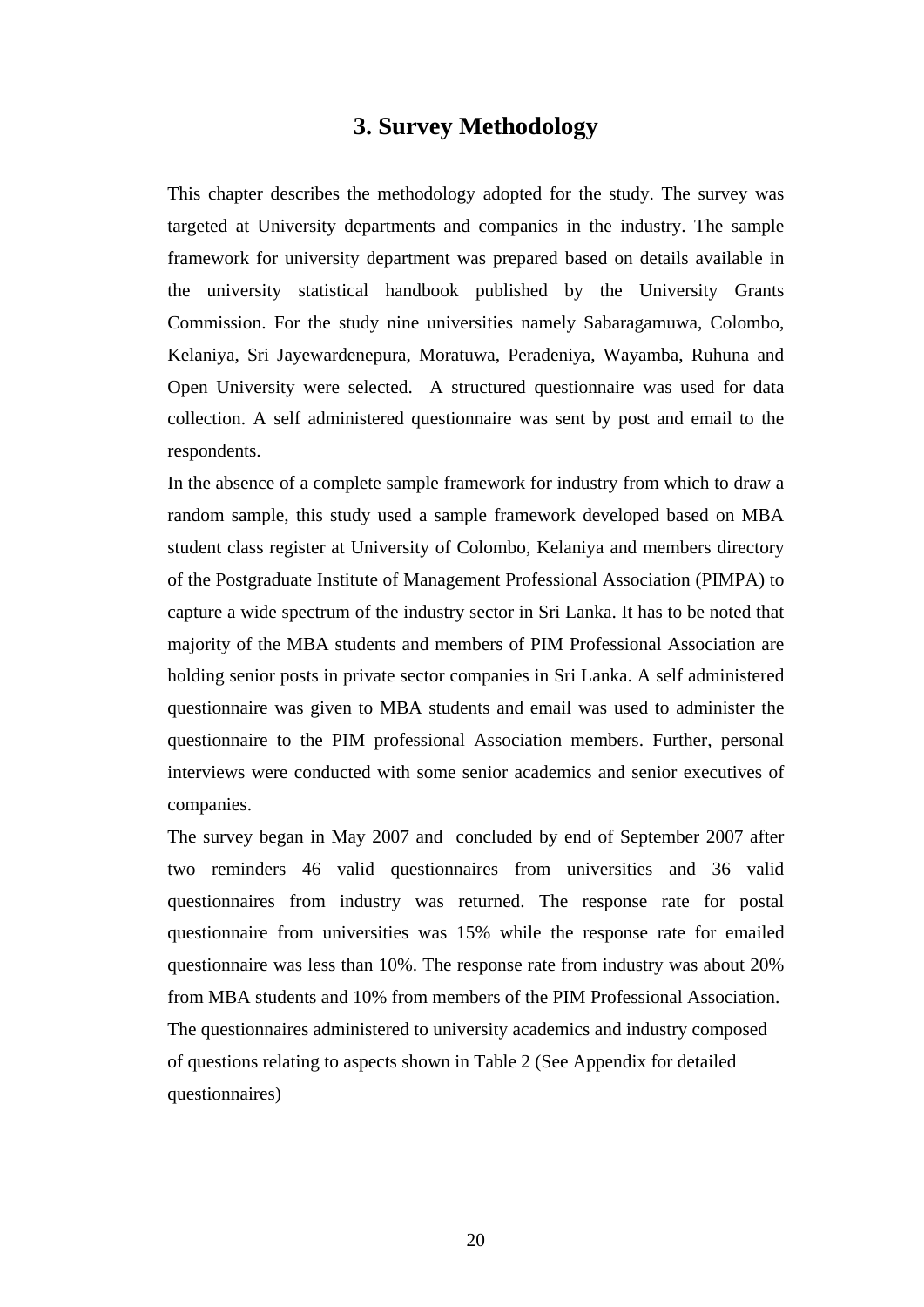# 3. Survey Methodology

This chapter describes the methodology adopted for the study. The survey was targeted at University departments and companies in the industry. The sample framework for university department was prepared based on details available in the university statistical handbook published by the University Grants Commission. For the study nine universities namely Sabaragamuwa, Colombo, Kelaniya, Sri Jayewardenepura, Moratuwa, Peradeniya, Wayamba, Ruhuna and Open University were selected. A structured questionnaire was used for data collection. A self administered questionnaire was sent by post and email to the respondents.

In the absence of a complete sample framework for industry from which to draw a random sample, this study used a sample framework developed based on MBA student class register at University of Colombo, Kelaniya and members directory of the Postgraduate Institute of Management Professional Association (PIMPA) to capture a wide spectrum of the industry sector in Sri Lanka. It has to be noted that majority of the MBA students and members of PIM Professional Association are holding senior posts in private sector companies in Sri Lanka. A self administered questionnaire was given to MBA students and email was used to administer the questionnaire to the PIM professional Association members. Further, personal interviews were conducted with some senior academics and senior executives of companies.

The survey began in May 2007 and concluded by end of September 2007 after two reminders 46 valid questionnaires from universities and 36 valid questionnaires from industry was returned. The response rate for postal questionnaire from universities was 15% while the response rate for emailed questionnaire was less than 10%. The response rate from industry was about 20% from MBA students and 10% from members of the PIM Professional Association.

The questionnaires administered to university academics and industry composed of questions relating to aspects shown in Table 2 (See Appendix for detailed questionnaires)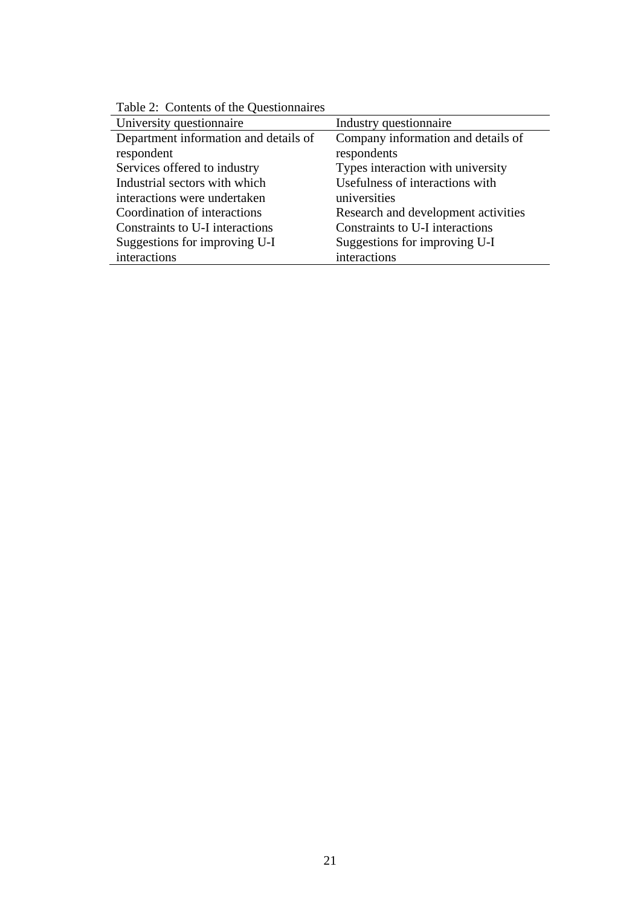Table 2: Contents of the Questionnaires

| University questionnaire | Industry questionnaire |
| --- | --- |
| Department information and details of respondent | Company information and details of respondents |
| Services offered to industry | Types interaction with university |
| Industrial sectors with which interactions were undertaken | Usefulness of interactions with universities |
| Coordination of interactions | Research and development activities |
| Constraints to U-I interactions | Constraints to U-I interactions |
| Suggestions for improving U-I interactions | Suggestions for improving U-I interactions |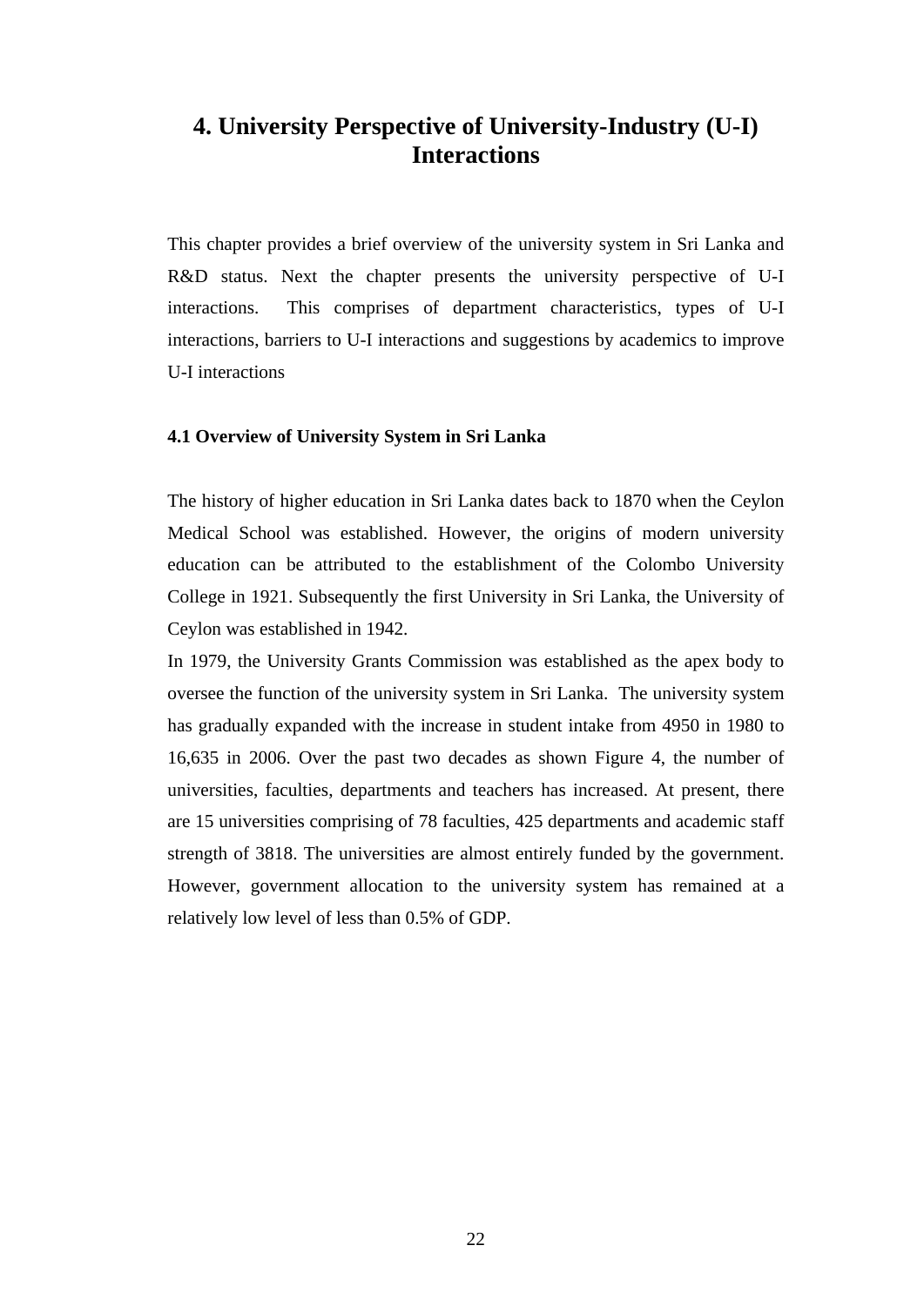# 4. University Perspective of University-Industry (U-I) Interactions

This chapter provides a brief overview of the university system in Sri Lanka and R&D status. Next the chapter presents the university perspective of U-I interactions. This comprises of department characteristics, types of U-I interactions, barriers to U-I interactions and suggestions by academics to improve U-I interactions

### 4.1 Overview of University System in Sri Lanka

The history of higher education in Sri Lanka dates back to 1870 when the Ceylon Medical School was established. However, the origins of modern university education can be attributed to the establishment of the Colombo University College in 1921. Subsequently the first University in Sri Lanka, the University of Ceylon was established in 1942.

In 1979, the University Grants Commission was established as the apex body to oversee the function of the university system in Sri Lanka. The university system has gradually expanded with the increase in student intake from 4950 in 1980 to 16,635 in 2006. Over the past two decades as shown Figure 4, the number of universities, faculties, departments and teachers has increased. At present, there are 15 universities comprising of 78 faculties, 425 departments and academic staff strength of 3818. The universities are almost entirely funded by the government. However, government allocation to the university system has remained at a relatively low level of less than 0.5% of GDP.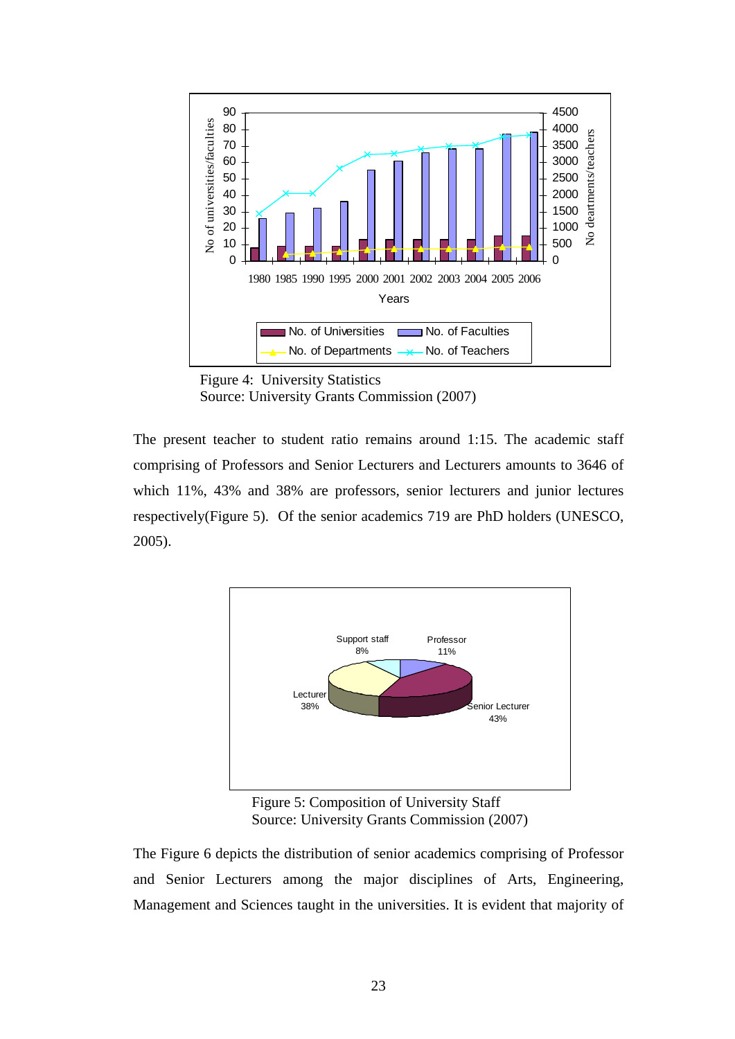Figure 4: University Statistics
Source: University Grants Commission (2007)

The present teacher to student ratio remains around 1:15. The academic staff comprising of Professors and Senior Lecturers and Lecturers amounts to 3646 of which 11%, 43% and 38% are professors, senior lecturers and junior lectures respectively(Figure 5). Of the senior academics 719 are PhD holders (UNESCO, 2005).

Figure 5: Composition of University Staff
Source: University Grants Commission (2007)

The Figure 6 depicts the distribution of senior academics comprising of Professor and Senior Lecturers among the major disciplines of Arts, Engineering, Management and Sciences taught in the universities. It is evident that majority of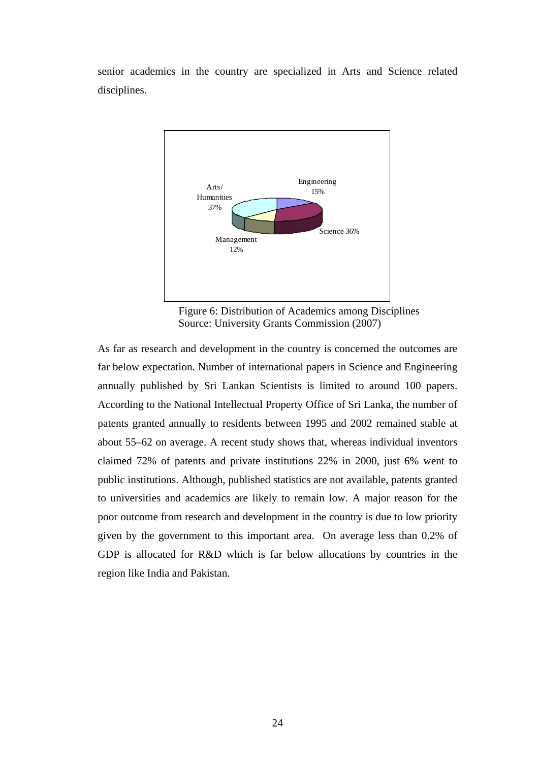senior academics in the country are specialized in Arts and Science related disciplines.

Arts/ Humanities 37%

Engineering 15%

Science 36%

Management 12%

Figure 6: Distribution of Academics among Disciplines
Source: University Grants Commission (2007)

As far as research and development in the country is concerned the outcomes are far below expectation. Number of international papers in Science and Engineering annually published by Sri Lankan Scientists is limited to around 100 papers. According to the National Intellectual Property Office of Sri Lanka, the number of patents granted annually to residents between 1995 and 2002 remained stable at about 55–62 on average. A recent study shows that, whereas individual inventors claimed 72% of patents and private institutions 22% in 2000, just 6% went to public institutions. Although, published statistics are not available, patents granted to universities and academics are likely to remain low. A major reason for the poor outcome from research and development in the country is due to low priority given by the government to this important area. On average less than 0.2% of GDP is allocated for R&D which is far below allocations by countries in the region like India and Pakistan.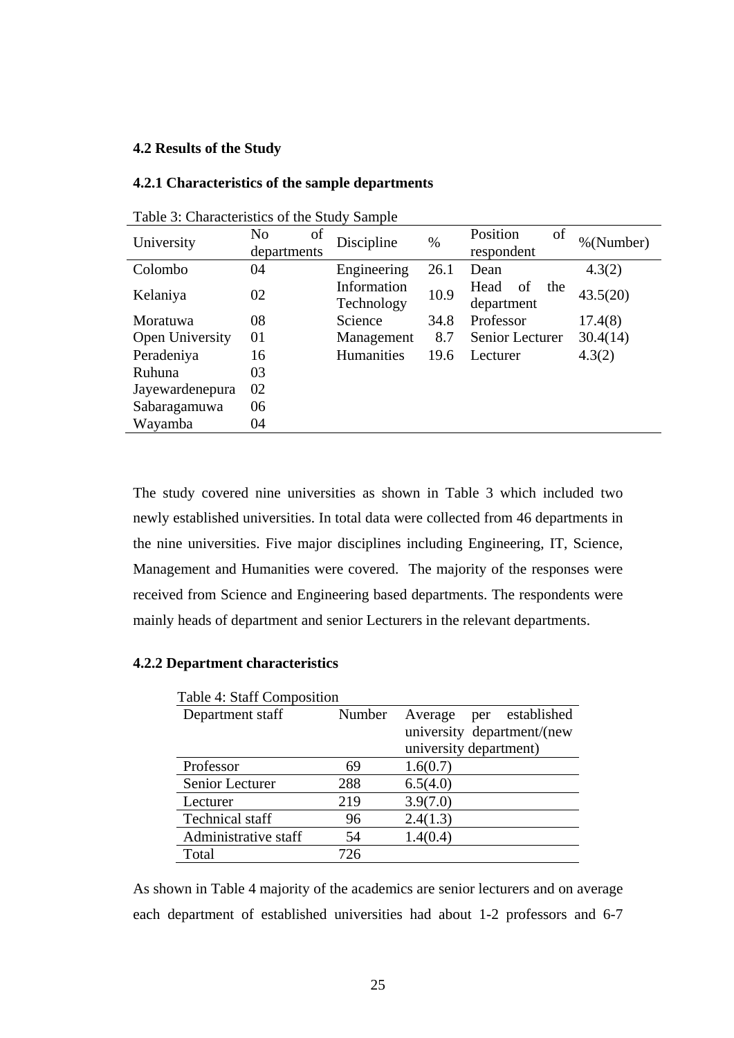### 4.2 Results of the Study

#### 4.2.1 Characteristics of the sample departments

Table 3: Characteristics of the Study Sample

| University | No of departments | Discipline | % | Position of respondent | %(Number) |
|---|---|---|---|---|---|
| Colombo | 04 | Engineering | 26.1 | Dean | 4.3(2) |
| Kelaniya | 02 | Information Technology | 10.9 | Head of the department | 43.5(20) |
| Moratuwa | 08 | Science | 34.8 | Professor | 17.4(8) |
| Open University | 01 | Management | 8.7 | Senior Lecturer | 30.4(14) |
| Peradeniya | 16 | Humanities | 19.6 | Lecturer | 4.3(2) |
| Ruhuna | 03 | | | | |
| Jayewardenepura | 02 | | | | |
| Sabaragamuwa | 06 | | | | |
| Wayamba | 04 | | | | |

The study covered nine universities as shown in Table 3 which included two newly established universities. In total data were collected from 46 departments in the nine universities. Five major disciplines including Engineering, IT, Science, Management and Humanities were covered. The majority of the responses were received from Science and Engineering based departments. The respondents were mainly heads of department and senior Lecturers in the relevant departments.

#### 4.2.2 Department characteristics

Table 4: Staff Composition

| Department staff | Number | Average per established university department/(new university department) |
|---|---|---|
| Professor | 69 | 1.6(0.7) |
| Senior Lecturer | 288 | 6.5(4.0) |
| Lecturer | 219 | 3.9(7.0) |
| Technical staff | 96 | 2.4(1.3) |
| Administrative staff | 54 | 1.4(0.4) |
| Total | 726 | |

As shown in Table 4 majority of the academics are senior lecturers and on average each department of established universities had about 1-2 professors and 6-7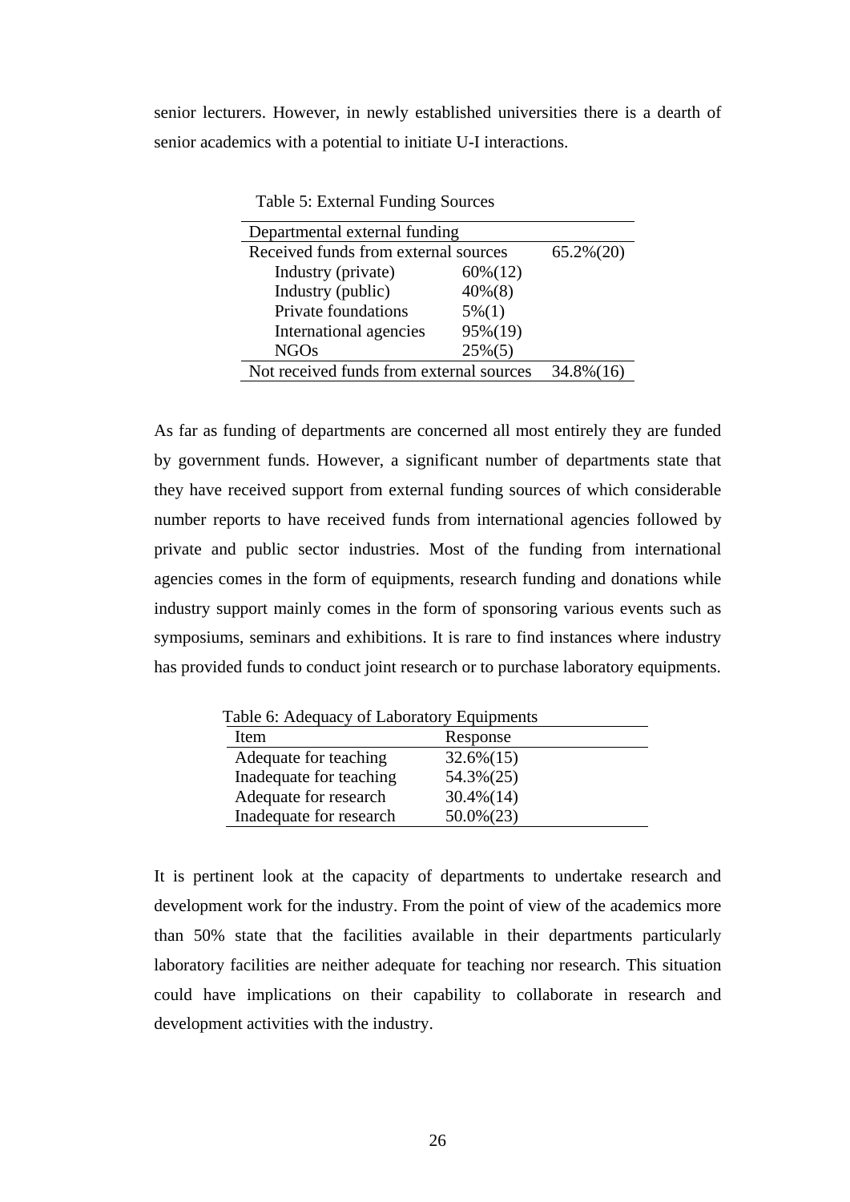senior lecturers. However, in newly established universities there is a dearth of senior academics with a potential to initiate U-I interactions.

Table 5: External Funding Sources

| Departmental external funding | | |
|---|---|---|
| Received funds from external sources | | 65.2%(20) |
| Industry (private) | 60%(12) | |
| Industry (public) | 40%(8) | |
| Private foundations | 5%(1) | |
| International agencies | 95%(19) | |
| NGOs | 25%(5) | |
| Not received funds from external sources | | 34.8%(16) |

As far as funding of departments are concerned all most entirely they are funded by government funds. However, a significant number of departments state that they have received support from external funding sources of which considerable number reports to have received funds from international agencies followed by private and public sector industries. Most of the funding from international agencies comes in the form of equipments, research funding and donations while industry support mainly comes in the form of sponsoring various events such as symposiums, seminars and exhibitions. It is rare to find instances where industry has provided funds to conduct joint research or to purchase laboratory equipments.

Table 6: Adequacy of Laboratory Equipments

| Item | Response |
|---|---|
| Adequate for teaching | 32.6%(15) |
| Inadequate for teaching | 54.3%(25) |
| Adequate for research | 30.4%(14) |
| Inadequate for research | 50.0%(23) |

It is pertinent look at the capacity of departments to undertake research and development work for the industry. From the point of view of the academics more than 50% state that the facilities available in their departments particularly laboratory facilities are neither adequate for teaching nor research. This situation could have implications on their capability to collaborate in research and development activities with the industry.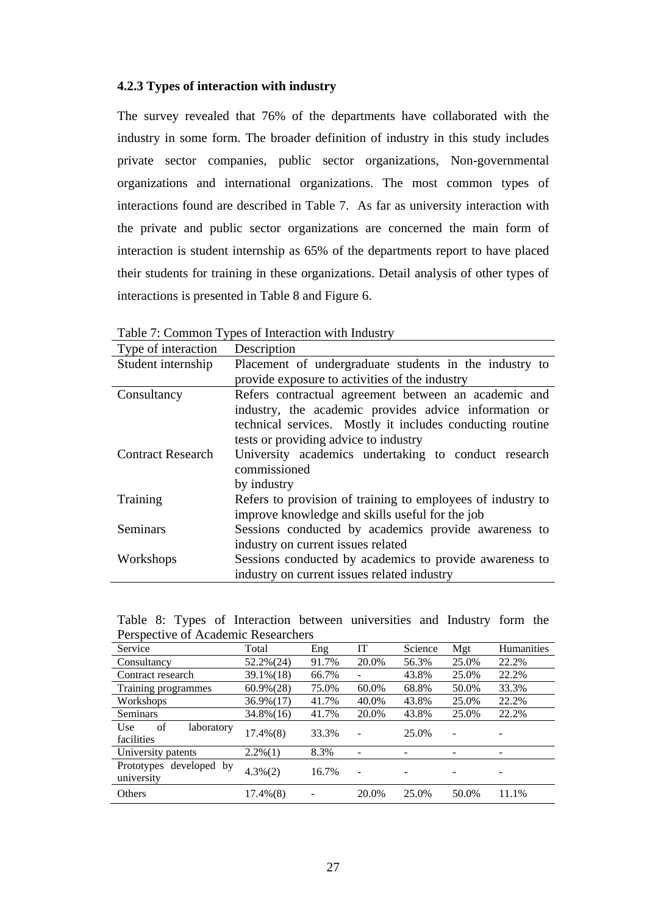### 4.2.3 Types of interaction with industry

The survey revealed that 76% of the departments have collaborated with the industry in some form. The broader definition of industry in this study includes private sector companies, public sector organizations, Non-governmental organizations and international organizations. The most common types of interactions found are described in Table 7. As far as university interaction with the private and public sector organizations are concerned the main form of interaction is student internship as 65% of the departments report to have placed their students for training in these organizations. Detail analysis of other types of interactions is presented in Table 8 and Figure 6.

Table 7: Common Types of Interaction with Industry

| Type of interaction | Description |
|---|---|
| Student internship | Placement of undergraduate students in the industry to provide exposure to activities of the industry |
| Consultancy | Refers contractual agreement between an academic and industry, the academic provides advice information or technical services. Mostly it includes conducting routine tests or providing advice to industry |
| Contract Research | University academics undertaking to conduct research commissioned by industry |
| Training | Refers to provision of training to employees of industry to improve knowledge and skills useful for the job |
| Seminars | Sessions conducted by academics provide awareness to industry on current issues related |
| Workshops | Sessions conducted by academics to provide awareness to industry on current issues related industry |

Table 8: Types of Interaction between universities and Industry form the Perspective of Academic Researchers

| Service | Total | Eng | IT | Science | Mgt | Humanities |
|---|---|---|---|---|---|---|
| Consultancy | 52.2%(24) | 91.7% | 20.0% | 56.3% | 25.0% | 22.2% |
| Contract research | 39.1%(18) | 66.7% | - | 43.8% | 25.0% | 22.2% |
| Training programmes | 60.9%(28) | 75.0% | 60.0% | 68.8% | 50.0% | 33.3% |
| Workshops | 36.9%(17) | 41.7% | 40.0% | 43.8% | 25.0% | 22.2% |
| Seminars | 34.8%(16) | 41.7% | 20.0% | 43.8% | 25.0% | 22.2% |
| Use of laboratory facilities | 17.4%(8) | 33.3% | - | 25.0% | - | - |
| University patents | 2.2%(1) | 8.3% | - | - | - | - |
| Prototypes developed by university | 4.3%(2) | 16.7% | - | - | - | - |
| Others | 17.4%(8) | - | 20.0% | 25.0% | 50.0% | 11.1% |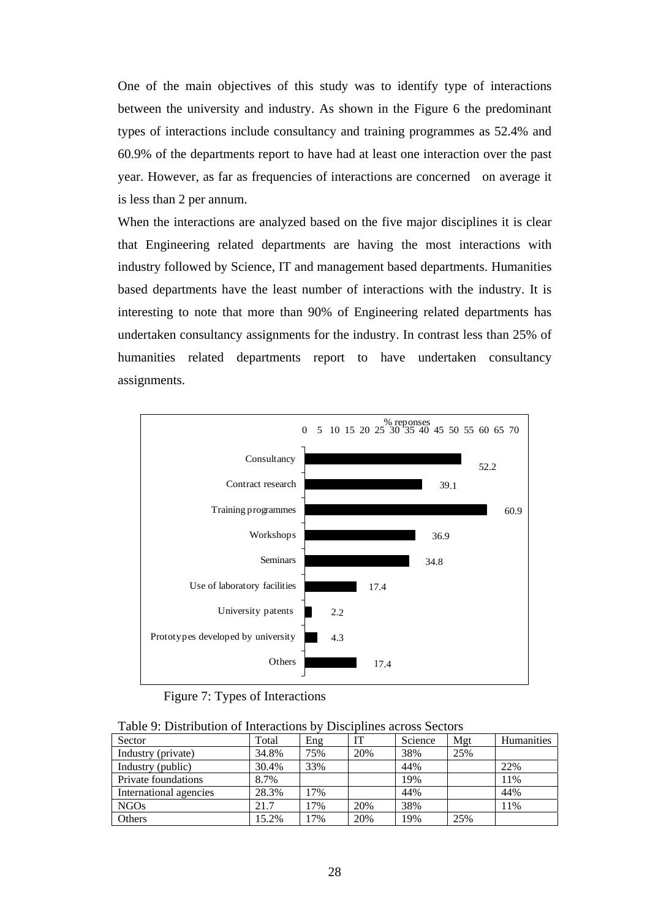One of the main objectives of this study was to identify type of interactions between the university and industry. As shown in the Figure 6 the predominant types of interactions include consultancy and training programmes as 52.4% and 60.9% of the departments report to have had at least one interaction over the past year. However, as far as frequencies of interactions are concerned on average it is less than 2 per annum.

When the interactions are analyzed based on the five major disciplines it is clear that Engineering related departments are having the most interactions with industry followed by Science, IT and management based departments. Humanities based departments have the least number of interactions with the industry. It is interesting to note that more than 90% of Engineering related departments has undertaken consultancy assignments for the industry. In contrast less than 25% of humanities related departments report to have undertaken consultancy assignments.

| Type of interaction | % reponses |
|---|---|
| Consultancy | 52.2 |
| Contract research | 39.1 |
| Training programmes | 60.9 |
| Workshops | 36.9 |
| Seminars | 34.8 |
| Use of laboratory facilities | 17.4 |
| University patents | 2.2 |
| Prototypes developed by university | 4.3 |
| Others | 17.4 |

Figure 7: Types of Interactions

Table 9: Distribution of Interactions by Disciplines across Sectors

| Sector | Total | Eng | IT | Science | Mgt | Humanities |
|---|---|---|---|---|---|---|
| Industry (private) | 34.8% | 75% | 20% | 38% | 25% | |
| Industry (public) | 30.4% | 33% | | 44% | | 22% |
| Private foundations | 8.7% | | | 19% | | 11% |
| International agencies | 28.3% | 17% | | 44% | | 44% |
| NGOs | 21.7 | 17% | 20% | 38% | | 11% |
| Others | 15.2% | 17% | 20% | 19% | 25% | |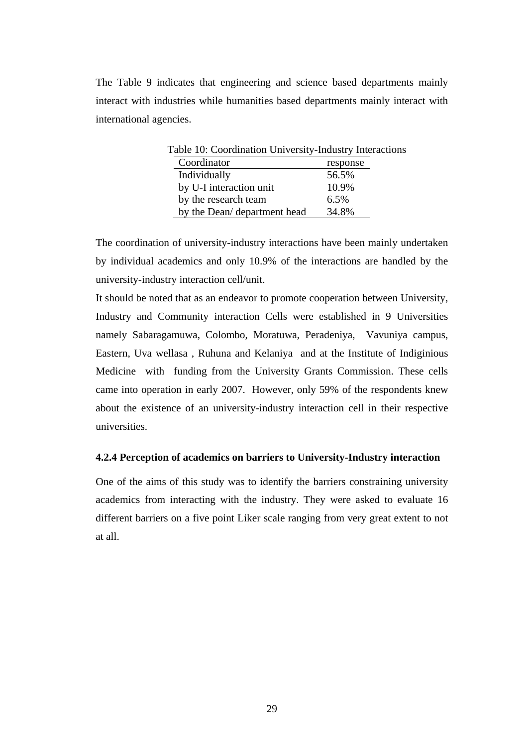The Table 9 indicates that engineering and science based departments mainly interact with industries while humanities based departments mainly interact with international agencies.

Table 10: Coordination University-Industry Interactions

| Coordinator | response |
| --- | --- |
| Individually | 56.5% |
| by U-I interaction unit | 10.9% |
| by the research team | 6.5% |
| by the Dean/ department head | 34.8% |

The coordination of university-industry interactions have been mainly undertaken by individual academics and only 10.9% of the interactions are handled by the university-industry interaction cell/unit.

It should be noted that as an endeavor to promote cooperation between University, Industry and Community interaction Cells were established in 9 Universities namely Sabaragamuwa, Colombo, Moratuwa, Peradeniya, Vavuniya campus, Eastern, Uva wellasa , Ruhuna and Kelaniya and at the Institute of Indiginious Medicine with funding from the University Grants Commission. These cells came into operation in early 2007. However, only 59% of the respondents knew about the existence of an university-industry interaction cell in their respective universities.

### 4.2.4 Perception of academics on barriers to University-Industry interaction

One of the aims of this study was to identify the barriers constraining university academics from interacting with the industry. They were asked to evaluate 16 different barriers on a five point Liker scale ranging from very great extent to not at all.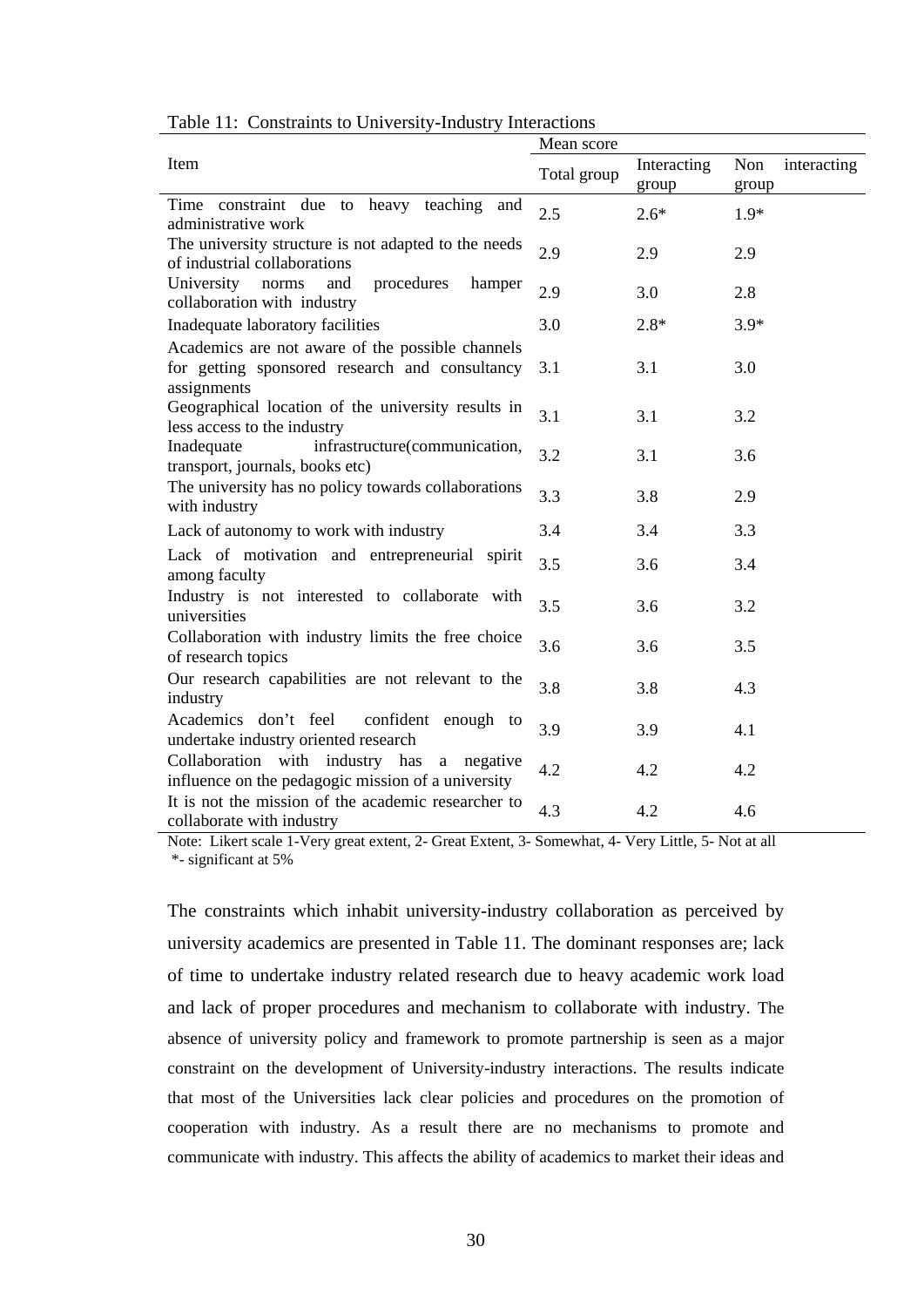Table 11: Constraints to University-Industry Interactions

| Item | Mean score | | |
|---|---|---|---|
| | Total group | Interacting group | Non interacting group |
| Time constraint due to heavy teaching and administrative work | 2.5 | 2.6* | 1.9* |
| The university structure is not adapted to the needs of industrial collaborations | 2.9 | 2.9 | 2.9 |
| University norms and procedures hamper collaboration with industry | 2.9 | 3.0 | 2.8 |
| Inadequate laboratory facilities | 3.0 | 2.8* | 3.9* |
| Academics are not aware of the possible channels for getting sponsored research and consultancy assignments | 3.1 | 3.1 | 3.0 |
| Geographical location of the university results in less access to the industry | 3.1 | 3.1 | 3.2 |
| Inadequate infrastructure(communication, transport, journals, books etc) | 3.2 | 3.1 | 3.6 |
| The university has no policy towards collaborations with industry | 3.3 | 3.8 | 2.9 |
| Lack of autonomy to work with industry | 3.4 | 3.4 | 3.3 |
| Lack of motivation and entrepreneurial spirit among faculty | 3.5 | 3.6 | 3.4 |
| Industry is not interested to collaborate with universities | 3.5 | 3.6 | 3.2 |
| Collaboration with industry limits the free choice of research topics | 3.6 | 3.6 | 3.5 |
| Our research capabilities are not relevant to the industry | 3.8 | 3.8 | 4.3 |
| Academics don't feel confident enough to undertake industry oriented research | 3.9 | 3.9 | 4.1 |
| Collaboration with industry has a negative influence on the pedagogic mission of a university | 4.2 | 4.2 | 4.2 |
| It is not the mission of the academic researcher to collaborate with industry | 4.3 | 4.2 | 4.6 |

Note: Likert scale 1-Very great extent, 2- Great Extent, 3- Somewhat, 4- Very Little, 5- Not at all
*- significant at 5%

The constraints which inhabit university-industry collaboration as perceived by university academics are presented in Table 11. The dominant responses are; lack of time to undertake industry related research due to heavy academic work load and lack of proper procedures and mechanism to collaborate with industry. The absence of university policy and framework to promote partnership is seen as a major constraint on the development of University-industry interactions. The results indicate that most of the Universities lack clear policies and procedures on the promotion of cooperation with industry. As a result there are no mechanisms to promote and communicate with industry. This affects the ability of academics to market their ideas and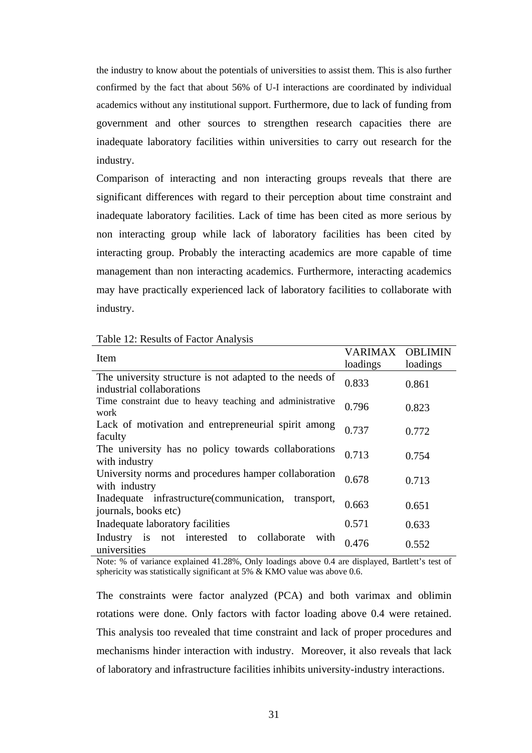the industry to know about the potentials of universities to assist them. This is also further confirmed by the fact that about 56% of U-I interactions are coordinated by individual academics without any institutional support. Furthermore, due to lack of funding from government and other sources to strengthen research capacities there are inadequate laboratory facilities within universities to carry out research for the industry.

Comparison of interacting and non interacting groups reveals that there are significant differences with regard to their perception about time constraint and inadequate laboratory facilities. Lack of time has been cited as more serious by non interacting group while lack of laboratory facilities has been cited by interacting group. Probably the interacting academics are more capable of time management than non interacting academics. Furthermore, interacting academics may have practically experienced lack of laboratory facilities to collaborate with industry.

Table 12: Results of Factor Analysis

| Item | VARIMAX loadings | OBLIMIN loadings |
|---|---|---|
| The university structure is not adapted to the needs of industrial collaborations | 0.833 | 0.861 |
| Time constraint due to heavy teaching and administrative work | 0.796 | 0.823 |
| Lack of motivation and entrepreneurial spirit among faculty | 0.737 | 0.772 |
| The university has no policy towards collaborations with industry | 0.713 | 0.754 |
| University norms and procedures hamper collaboration with industry | 0.678 | 0.713 |
| Inadequate infrastructure(communication, transport, journals, books etc) | 0.663 | 0.651 |
| Inadequate laboratory facilities | 0.571 | 0.633 |
| Industry is not interested to collaborate with universities | 0.476 | 0.552 |

Note: % of variance explained 41.28%, Only loadings above 0.4 are displayed, Bartlett's test of sphericity was statistically significant at 5% & KMO value was above 0.6.

The constraints were factor analyzed (PCA) and both varimax and oblimin rotations were done. Only factors with factor loading above 0.4 were retained. This analysis too revealed that time constraint and lack of proper procedures and mechanisms hinder interaction with industry. Moreover, it also reveals that lack of laboratory and infrastructure facilities inhibits university-industry interactions.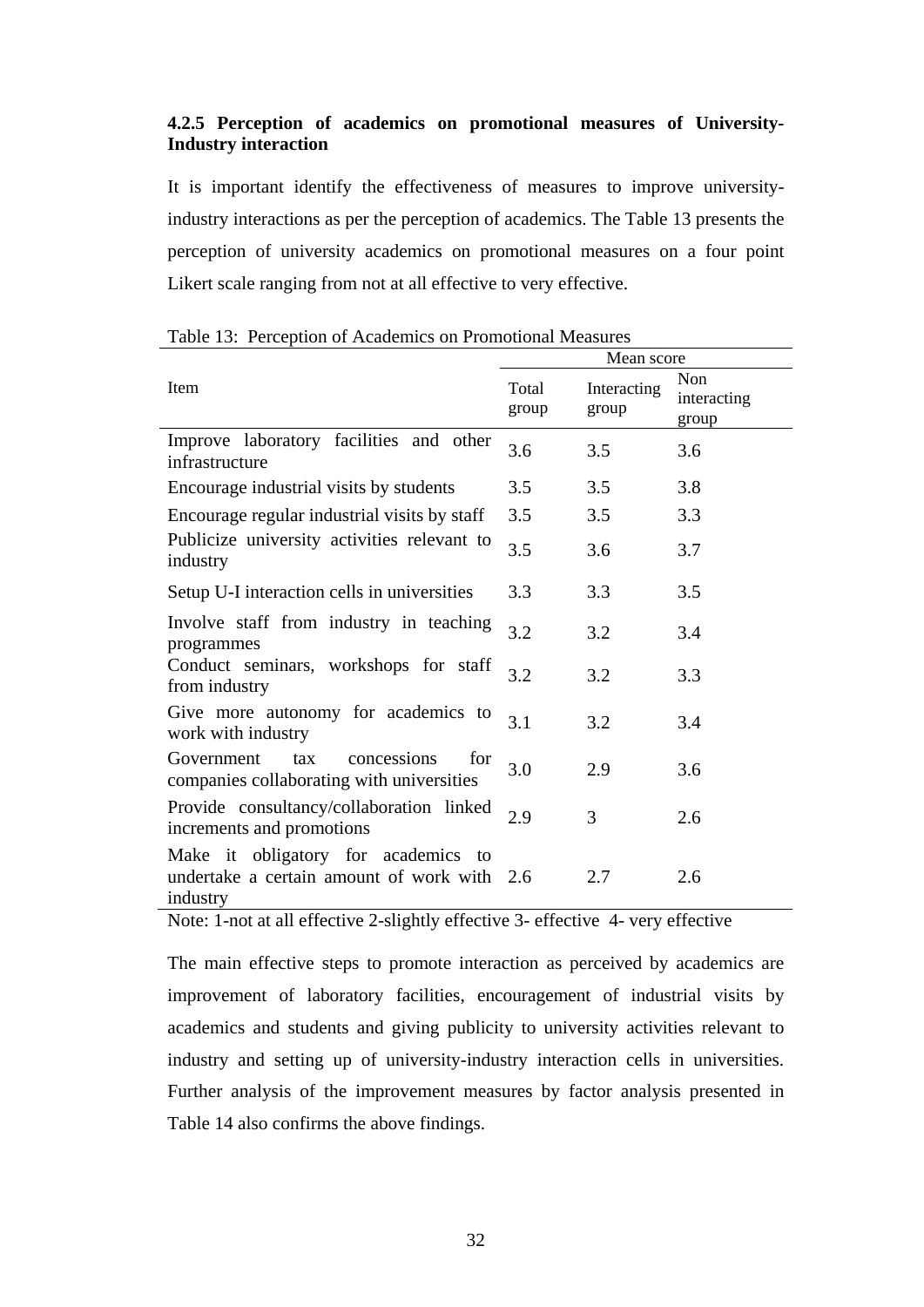### 4.2.5 Perception of academics on promotional measures of University-Industry interaction

It is important identify the effectiveness of measures to improve university-industry interactions as per the perception of academics. The Table 13 presents the perception of university academics on promotional measures on a four point Likert scale ranging from not at all effective to very effective.

Table 13: Perception of Academics on Promotional Measures

| Item | Mean score | | |
|---|---|---|---|
| | Total group | Interacting group | Non interacting group |
| Improve laboratory facilities and other infrastructure | 3.6 | 3.5 | 3.6 |
| Encourage industrial visits by students | 3.5 | 3.5 | 3.8 |
| Encourage regular industrial visits by staff | 3.5 | 3.5 | 3.3 |
| Publicize university activities relevant to industry | 3.5 | 3.6 | 3.7 |
| Setup U-I interaction cells in universities | 3.3 | 3.3 | 3.5 |
| Involve staff from industry in teaching programmes | 3.2 | 3.2 | 3.4 |
| Conduct seminars, workshops for staff from industry | 3.2 | 3.2 | 3.3 |
| Give more autonomy for academics to work with industry | 3.1 | 3.2 | 3.4 |
| Government tax concessions for companies collaborating with universities | 3.0 | 2.9 | 3.6 |
| Provide consultancy/collaboration linked increments and promotions | 2.9 | 3 | 2.6 |
| Make it obligatory for academics to undertake a certain amount of work with industry | 2.6 | 2.7 | 2.6 |

Note: 1-not at all effective 2-slightly effective 3- effective 4- very effective

The main effective steps to promote interaction as perceived by academics are improvement of laboratory facilities, encouragement of industrial visits by academics and students and giving publicity to university activities relevant to industry and setting up of university-industry interaction cells in universities. Further analysis of the improvement measures by factor analysis presented in Table 14 also confirms the above findings.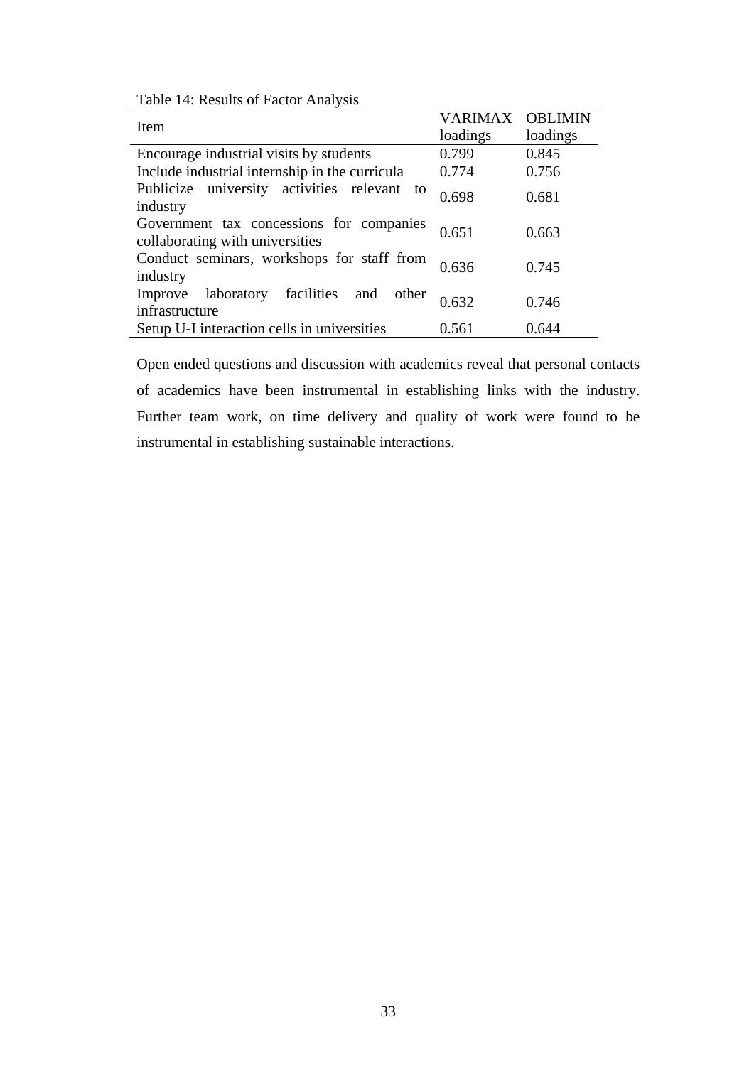Table 14: Results of Factor Analysis

| Item | VARIMAX loadings | OBLIMIN loadings |
|---|---|---|
| Encourage industrial visits by students | 0.799 | 0.845 |
| Include industrial internship in the curricula | 0.774 | 0.756 |
| Publicize university activities relevant to industry | 0.698 | 0.681 |
| Government tax concessions for companies collaborating with universities | 0.651 | 0.663 |
| Conduct seminars, workshops for staff from industry | 0.636 | 0.745 |
| Improve laboratory facilities and other infrastructure | 0.632 | 0.746 |
| Setup U-I interaction cells in universities | 0.561 | 0.644 |

Open ended questions and discussion with academics reveal that personal contacts of academics have been instrumental in establishing links with the industry. Further team work, on time delivery and quality of work were found to be instrumental in establishing sustainable interactions.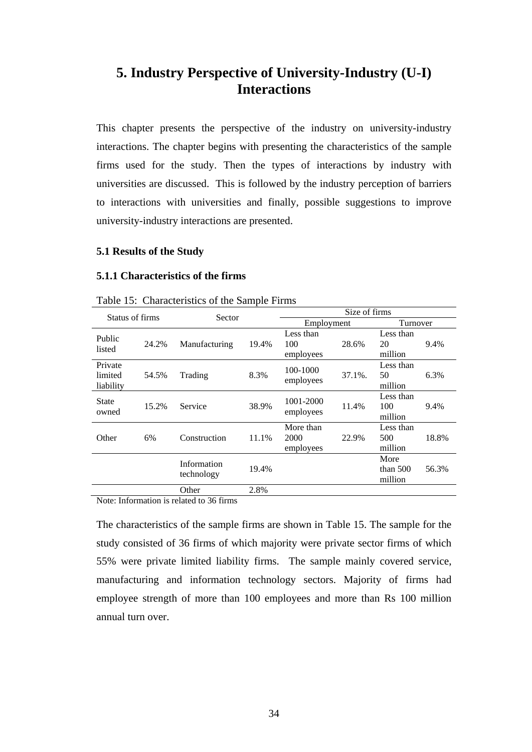# 5. Industry Perspective of University-Industry (U-I) Interactions

This chapter presents the perspective of the industry on university-industry interactions. The chapter begins with presenting the characteristics of the sample firms used for the study. Then the types of interactions by industry with universities are discussed. This is followed by the industry perception of barriers to interactions with universities and finally, possible suggestions to improve university-industry interactions are presented.

### 5.1 Results of the Study

#### 5.1.1 Characteristics of the firms

Table 15: Characteristics of the Sample Firms

| Status of firms | | Sector | | Size of firms | | | |
|---|---|---|---|---|---|---|---|
| | | | | Employment | | Turnover | |
| Public listed | 24.2% | Manufacturing | 19.4% | Less than 100 employees | 28.6% | Less than 20 million | 9.4% |
| Private limited liability | 54.5% | Trading | 8.3% | 100-1000 employees | 37.1%. | Less than 50 million | 6.3% |
| State owned | 15.2% | Service | 38.9% | 1001-2000 employees | 11.4% | Less than 100 million | 9.4% |
| Other | 6% | Construction | 11.1% | More than 2000 employees | 22.9% | Less than 500 million | 18.8% |
| | | Information technology | 19.4% | | | More than 500 million | 56.3% |
| | | Other | 2.8% | | | | |

Note: Information is related to 36 firms

The characteristics of the sample firms are shown in Table 15. The sample for the study consisted of 36 firms of which majority were private sector firms of which 55% were private limited liability firms. The sample mainly covered service, manufacturing and information technology sectors. Majority of firms had employee strength of more than 100 employees and more than Rs 100 million annual turn over.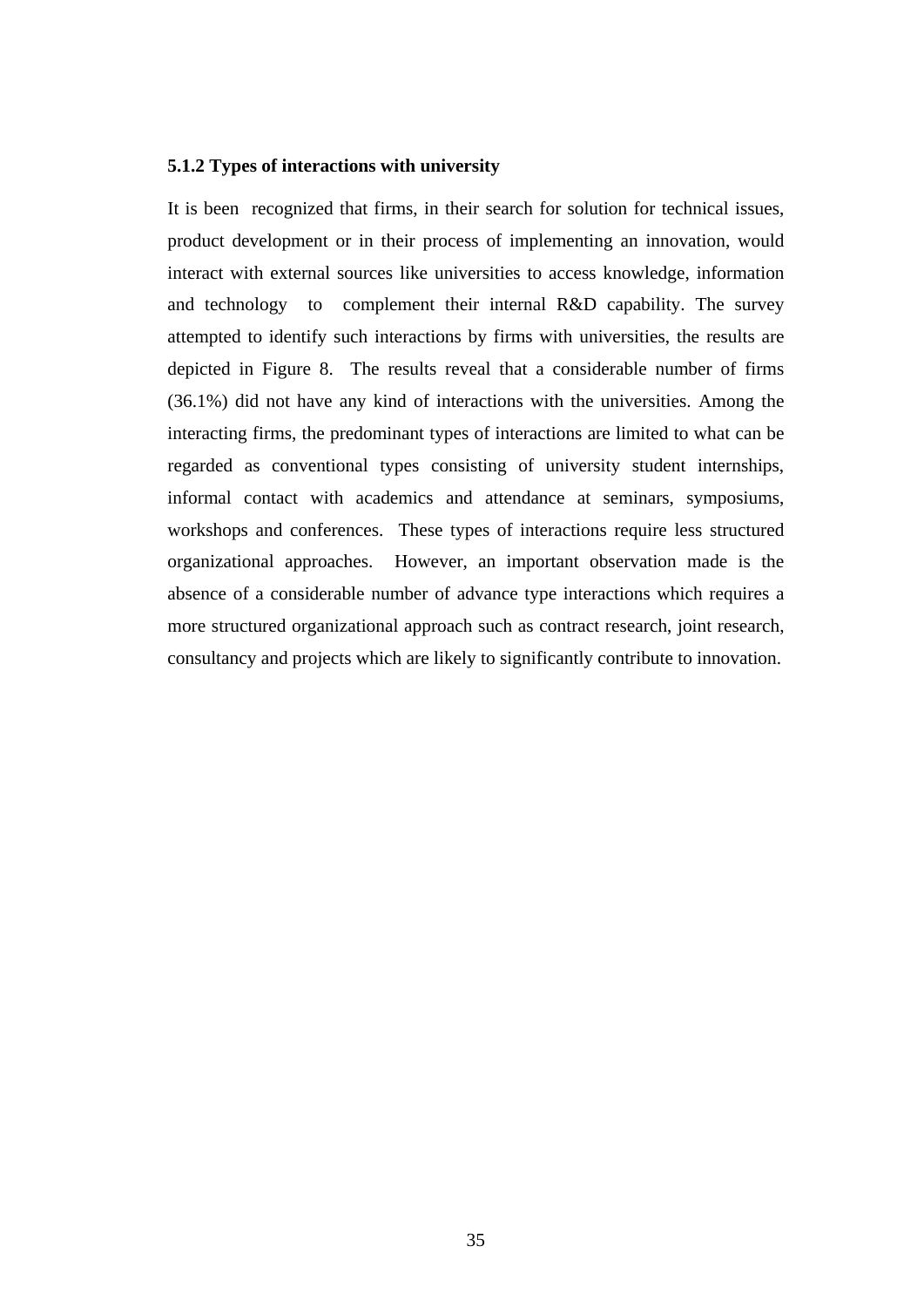### 5.1.2 Types of interactions with university

It is been recognized that firms, in their search for solution for technical issues, product development or in their process of implementing an innovation, would interact with external sources like universities to access knowledge, information and technology to complement their internal R&D capability. The survey attempted to identify such interactions by firms with universities, the results are depicted in Figure 8. The results reveal that a considerable number of firms (36.1%) did not have any kind of interactions with the universities. Among the interacting firms, the predominant types of interactions are limited to what can be regarded as conventional types consisting of university student internships, informal contact with academics and attendance at seminars, symposiums, workshops and conferences. These types of interactions require less structured organizational approaches. However, an important observation made is the absence of a considerable number of advance type interactions which requires a more structured organizational approach such as contract research, joint research, consultancy and projects which are likely to significantly contribute to innovation.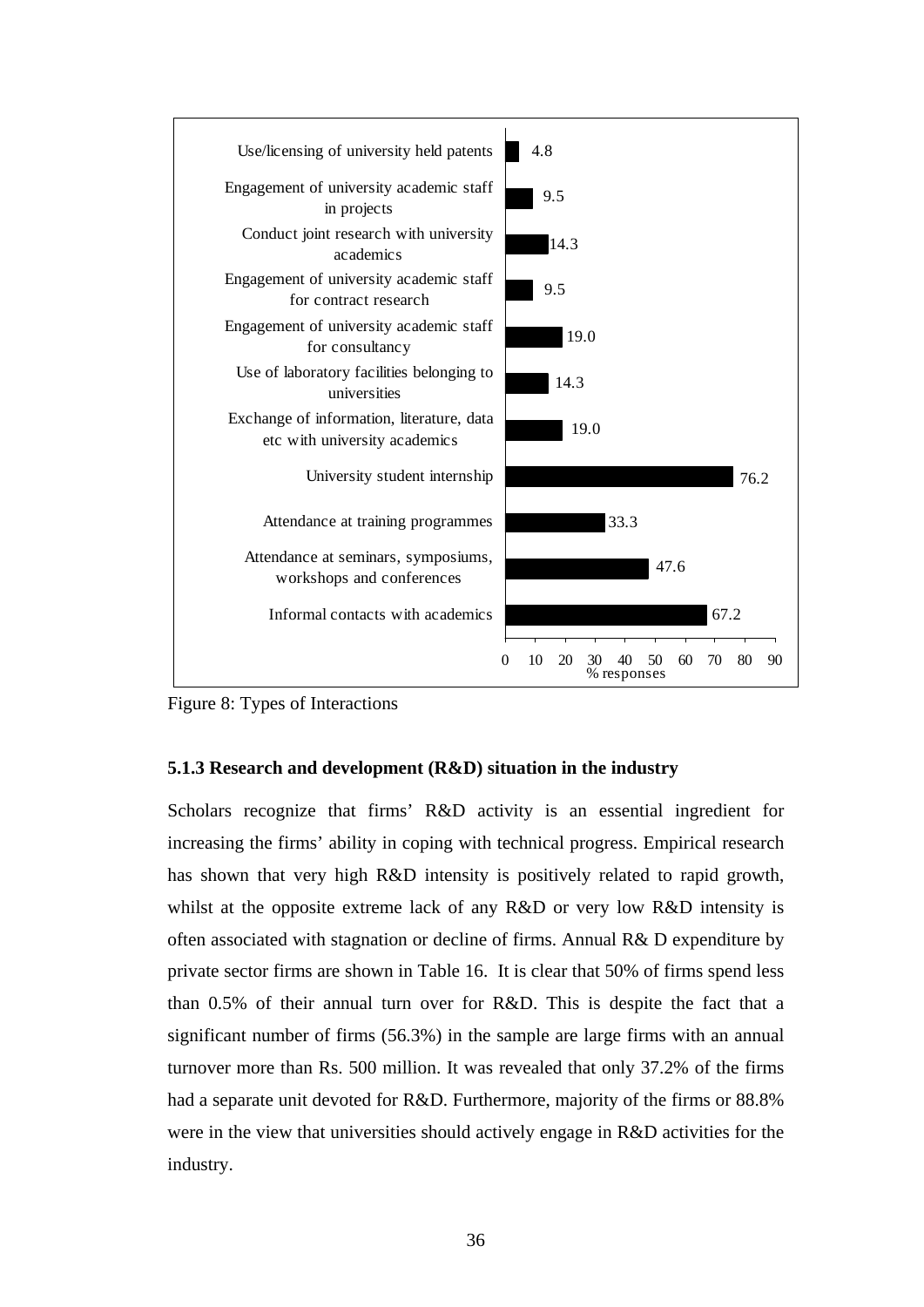| Type of interaction | % responses |
|---|---|
| Use/licensing of university held patents | 4.8 |
| Engagement of university academic staff in projects | 9.5 |
| Conduct joint research with university academics | 14.3 |
| Engagement of university academic staff for contract research | 9.5 |
| Engagement of university academic staff for consultancy | 19.0 |
| Use of laboratory facilities belonging to universities | 14.3 |
| Exchange of information, literature, data etc with university academics | 19.0 |
| University student internship | 76.2 |
| Attendance at training programmes | 33.3 |
| Attendance at seminars, symposiums, workshops and conferences | 47.6 |
| Informal contacts with academics | 67.2 |

Figure 8: Types of Interactions

### 5.1.3 Research and development (R&D) situation in the industry

Scholars recognize that firms' R&D activity is an essential ingredient for increasing the firms' ability in coping with technical progress. Empirical research has shown that very high R&D intensity is positively related to rapid growth, whilst at the opposite extreme lack of any R&D or very low R&D intensity is often associated with stagnation or decline of firms. Annual R& D expenditure by private sector firms are shown in Table 16. It is clear that 50% of firms spend less than 0.5% of their annual turn over for R&D. This is despite the fact that a significant number of firms (56.3%) in the sample are large firms with an annual turnover more than Rs. 500 million. It was revealed that only 37.2% of the firms had a separate unit devoted for R&D. Furthermore, majority of the firms or 88.8% were in the view that universities should actively engage in R&D activities for the industry.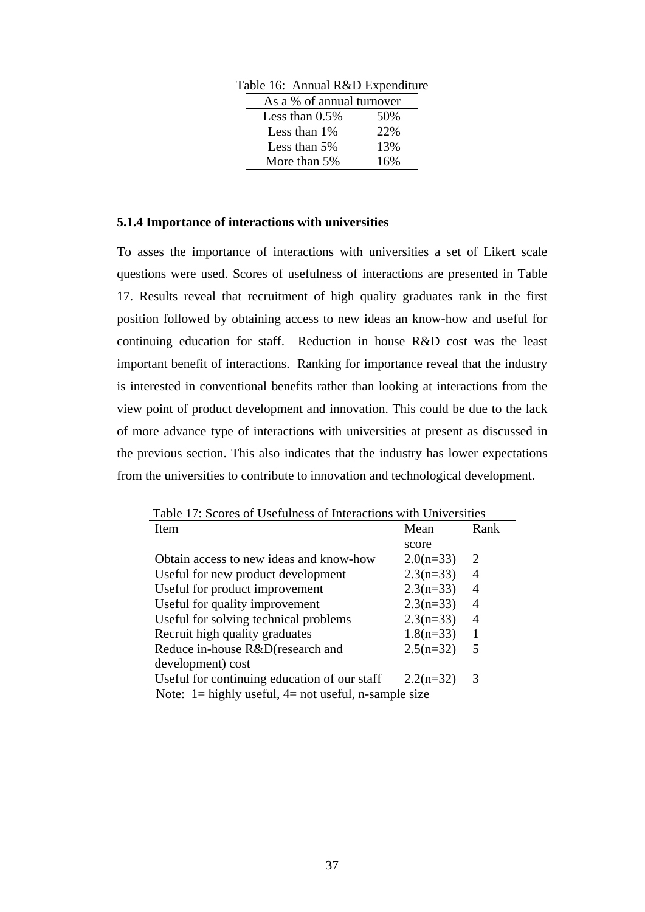Table 16: Annual R&D Expenditure

| As a % of annual turnover | |
|---|---|
| Less than 0.5% | 50% |
| Less than 1% | 22% |
| Less than 5% | 13% |
| More than 5% | 16% |

### 5.1.4 Importance of interactions with universities

To asses the importance of interactions with universities a set of Likert scale questions were used. Scores of usefulness of interactions are presented in Table 17. Results reveal that recruitment of high quality graduates rank in the first position followed by obtaining access to new ideas an know-how and useful for continuing education for staff. Reduction in house R&D cost was the least important benefit of interactions. Ranking for importance reveal that the industry is interested in conventional benefits rather than looking at interactions from the view point of product development and innovation. This could be due to the lack of more advance type of interactions with universities at present as discussed in the previous section. This also indicates that the industry has lower expectations from the universities to contribute to innovation and technological development.

Table 17: Scores of Usefulness of Interactions with Universities

| Item | Mean score | Rank |
|---|---|---|
| Obtain access to new ideas and know-how | 2.0(n=33) | 2 |
| Useful for new product development | 2.3(n=33) | 4 |
| Useful for product improvement | 2.3(n=33) | 4 |
| Useful for quality improvement | 2.3(n=33) | 4 |
| Useful for solving technical problems | 2.3(n=33) | 4 |
| Recruit high quality graduates | 1.8(n=33) | 1 |
| Reduce in-house R&D(research and development) cost | 2.5(n=32) | 5 |
| Useful for continuing education of our staff | 2.2(n=32) | 3 |

Note: 1= highly useful, 4= not useful, n-sample size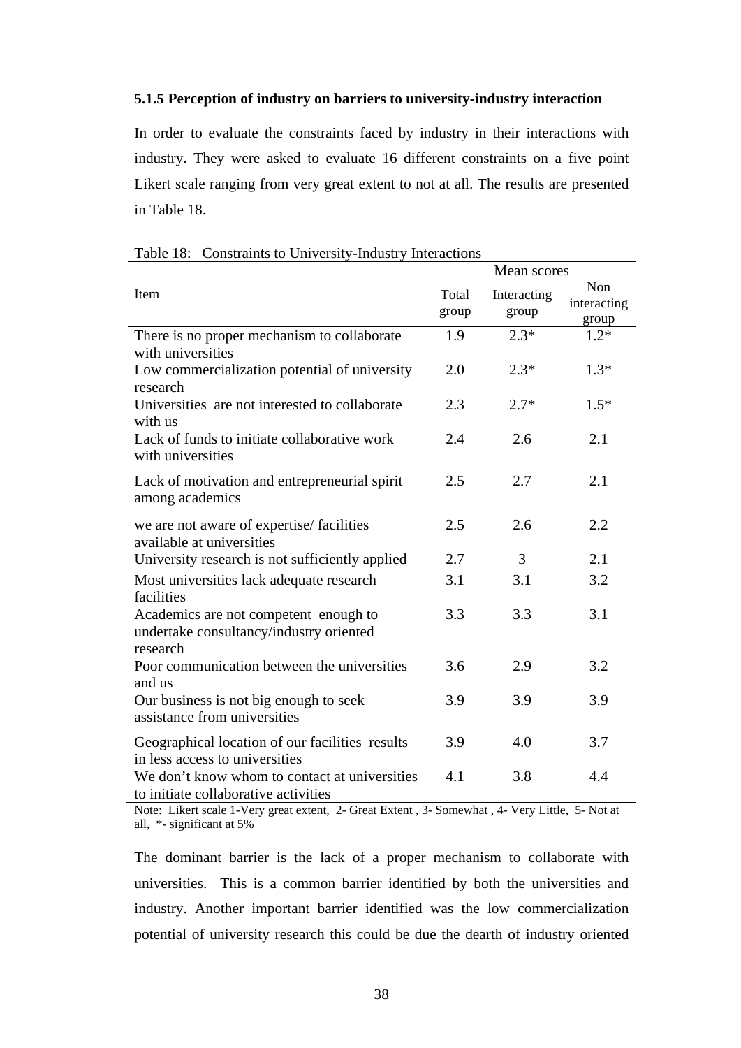### 5.1.5 Perception of industry on barriers to university-industry interaction

In order to evaluate the constraints faced by industry in their interactions with industry. They were asked to evaluate 16 different constraints on a five point Likert scale ranging from very great extent to not at all. The results are presented in Table 18.

Table 18: Constraints to University-Industry Interactions

| Item | Mean scores | | |
|---|---|---|---|
| | Total group | Interacting group | Non interacting group |
| There is no proper mechanism to collaborate with universities | 1.9 | 2.3* | 1.2* |
| Low commercialization potential of university research | 2.0 | 2.3* | 1.3* |
| Universities are not interested to collaborate with us | 2.3 | 2.7* | 1.5* |
| Lack of funds to initiate collaborative work with universities | 2.4 | 2.6 | 2.1 |
| Lack of motivation and entrepreneurial spirit among academics | 2.5 | 2.7 | 2.1 |
| we are not aware of expertise/ facilities available at universities | 2.5 | 2.6 | 2.2 |
| University research is not sufficiently applied | 2.7 | 3 | 2.1 |
| Most universities lack adequate research facilities | 3.1 | 3.1 | 3.2 |
| Academics are not competent enough to undertake consultancy/industry oriented research | 3.3 | 3.3 | 3.1 |
| Poor communication between the universities and us | 3.6 | 2.9 | 3.2 |
| Our business is not big enough to seek assistance from universities | 3.9 | 3.9 | 3.9 |
| Geographical location of our facilities results in less access to universities | 3.9 | 4.0 | 3.7 |
| We don't know whom to contact at universities to initiate collaborative activities | 4.1 | 3.8 | 4.4 |

Note: Likert scale 1-Very great extent, 2- Great Extent , 3- Somewhat , 4- Very Little, 5- Not at all, *- significant at 5%

The dominant barrier is the lack of a proper mechanism to collaborate with universities. This is a common barrier identified by both the universities and industry. Another important barrier identified was the low commercialization potential of university research this could be due the dearth of industry oriented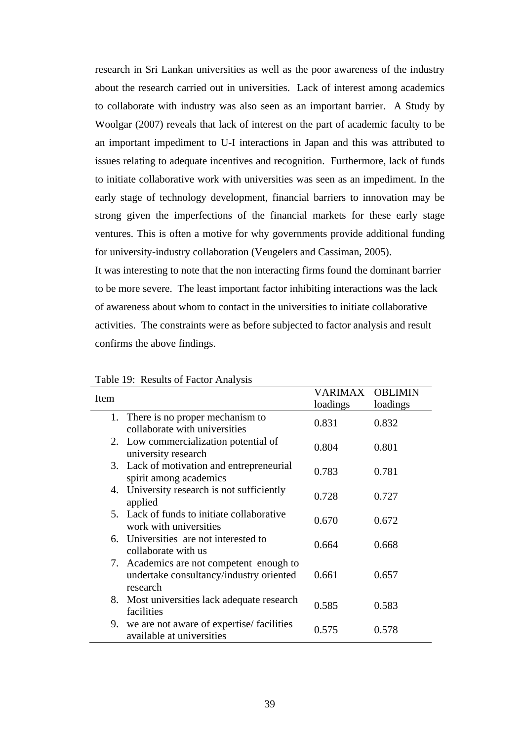research in Sri Lankan universities as well as the poor awareness of the industry about the research carried out in universities. Lack of interest among academics to collaborate with industry was also seen as an important barrier. A Study by Woolgar (2007) reveals that lack of interest on the part of academic faculty to be an important impediment to U-I interactions in Japan and this was attributed to issues relating to adequate incentives and recognition. Furthermore, lack of funds to initiate collaborative work with universities was seen as an impediment. In the early stage of technology development, financial barriers to innovation may be strong given the imperfections of the financial markets for these early stage ventures. This is often a motive for why governments provide additional funding for university-industry collaboration (Veugelers and Cassiman, 2005).

It was interesting to note that the non interacting firms found the dominant barrier to be more severe. The least important factor inhibiting interactions was the lack of awareness about whom to contact in the universities to initiate collaborative activities. The constraints were as before subjected to factor analysis and result confirms the above findings.

Table 19: Results of Factor Analysis

| Item | VARIMAX loadings | OBLIMIN loadings |
|---|---|---|
| 1. There is no proper mechanism to collaborate with universities | 0.831 | 0.832 |
| 2. Low commercialization potential of university research | 0.804 | 0.801 |
| 3. Lack of motivation and entrepreneurial spirit among academics | 0.783 | 0.781 |
| 4. University research is not sufficiently applied | 0.728 | 0.727 |
| 5. Lack of funds to initiate collaborative work with universities | 0.670 | 0.672 |
| 6. Universities are not interested to collaborate with us | 0.664 | 0.668 |
| 7. Academics are not competent enough to undertake consultancy/industry oriented research | 0.661 | 0.657 |
| 8. Most universities lack adequate research facilities | 0.585 | 0.583 |
| 9. we are not aware of expertise/ facilities available at universities | 0.575 | 0.578 |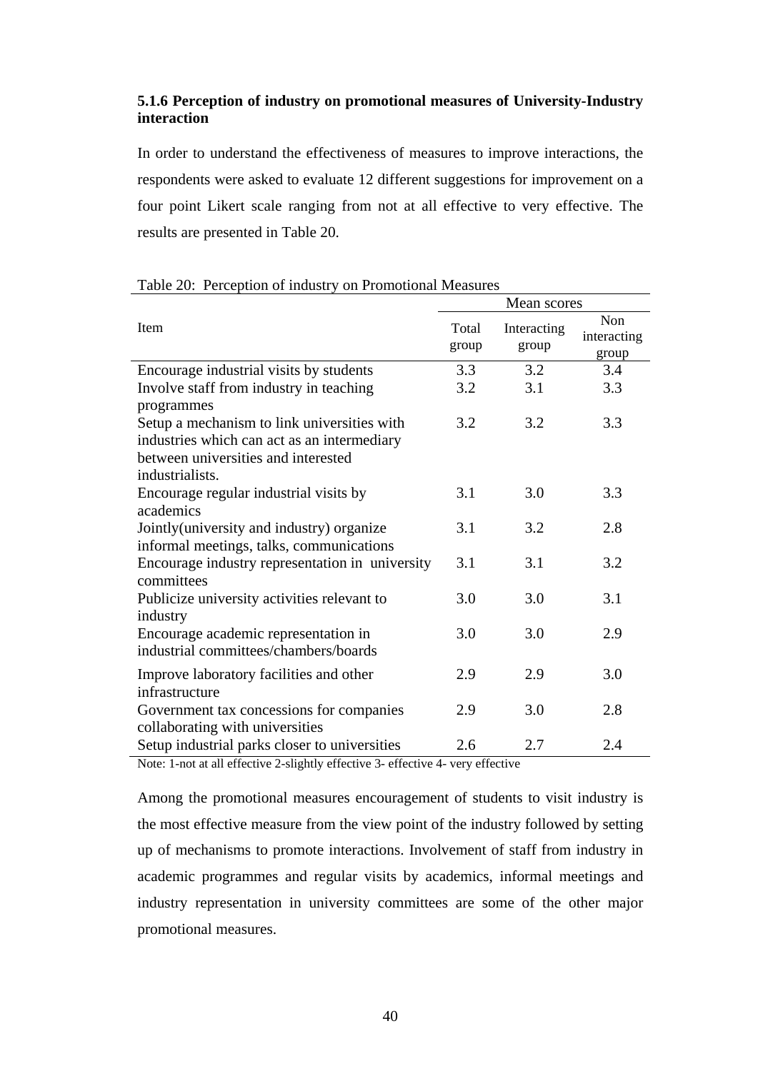### 5.1.6 Perception of industry on promotional measures of University-Industry interaction

In order to understand the effectiveness of measures to improve interactions, the respondents were asked to evaluate 12 different suggestions for improvement on a four point Likert scale ranging from not at all effective to very effective. The results are presented in Table 20.

Table 20: Perception of industry on Promotional Measures

| Item | Mean scores | | |
|---|---|---|---|
| | Total group | Interacting group | Non interacting group |
| Encourage industrial visits by students | 3.3 | 3.2 | 3.4 |
| Involve staff from industry in teaching programmes | 3.2 | 3.1 | 3.3 |
| Setup a mechanism to link universities with industries which can act as an intermediary between universities and interested industrialists. | 3.2 | 3.2 | 3.3 |
| Encourage regular industrial visits by academics | 3.1 | 3.0 | 3.3 |
| Jointly(university and industry) organize informal meetings, talks, communications | 3.1 | 3.2 | 2.8 |
| Encourage industry representation in university committees | 3.1 | 3.1 | 3.2 |
| Publicize university activities relevant to industry | 3.0 | 3.0 | 3.1 |
| Encourage academic representation in industrial committees/chambers/boards | 3.0 | 3.0 | 2.9 |
| Improve laboratory facilities and other infrastructure | 2.9 | 2.9 | 3.0 |
| Government tax concessions for companies collaborating with universities | 2.9 | 3.0 | 2.8 |
| Setup industrial parks closer to universities | 2.6 | 2.7 | 2.4 |

Note: 1-not at all effective 2-slightly effective 3- effective 4- very effective

Among the promotional measures encouragement of students to visit industry is the most effective measure from the view point of the industry followed by setting up of mechanisms to promote interactions. Involvement of staff from industry in academic programmes and regular visits by academics, informal meetings and industry representation in university committees are some of the other major promotional measures.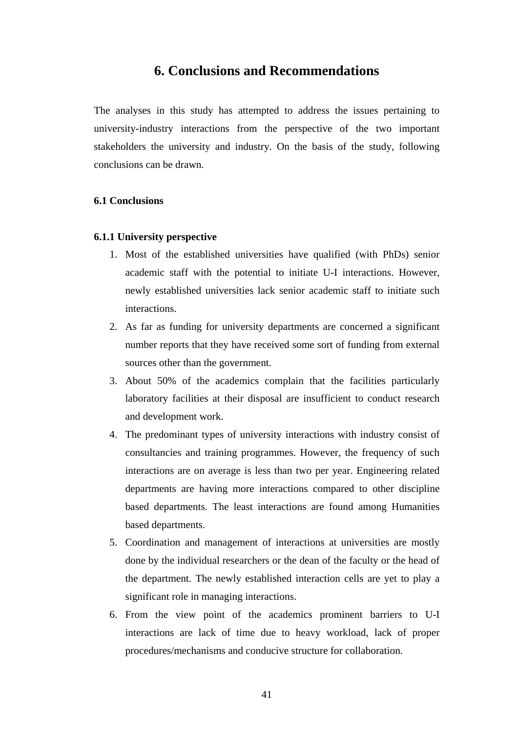# 6. Conclusions and Recommendations

The analyses in this study has attempted to address the issues pertaining to university-industry interactions from the perspective of the two important stakeholders the university and industry. On the basis of the study, following conclusions can be drawn.

## 6.1 Conclusions

### 6.1.1 University perspective

1. Most of the established universities have qualified (with PhDs) senior academic staff with the potential to initiate U-I interactions. However, newly established universities lack senior academic staff to initiate such interactions.
2. As far as funding for university departments are concerned a significant number reports that they have received some sort of funding from external sources other than the government.
3. About 50% of the academics complain that the facilities particularly laboratory facilities at their disposal are insufficient to conduct research and development work.
4. The predominant types of university interactions with industry consist of consultancies and training programmes. However, the frequency of such interactions are on average is less than two per year. Engineering related departments are having more interactions compared to other discipline based departments. The least interactions are found among Humanities based departments.
5. Coordination and management of interactions at universities are mostly done by the individual researchers or the dean of the faculty or the head of the department. The newly established interaction cells are yet to play a significant role in managing interactions.
6. From the view point of the academics prominent barriers to U-I interactions are lack of time due to heavy workload, lack of proper procedures/mechanisms and conducive structure for collaboration.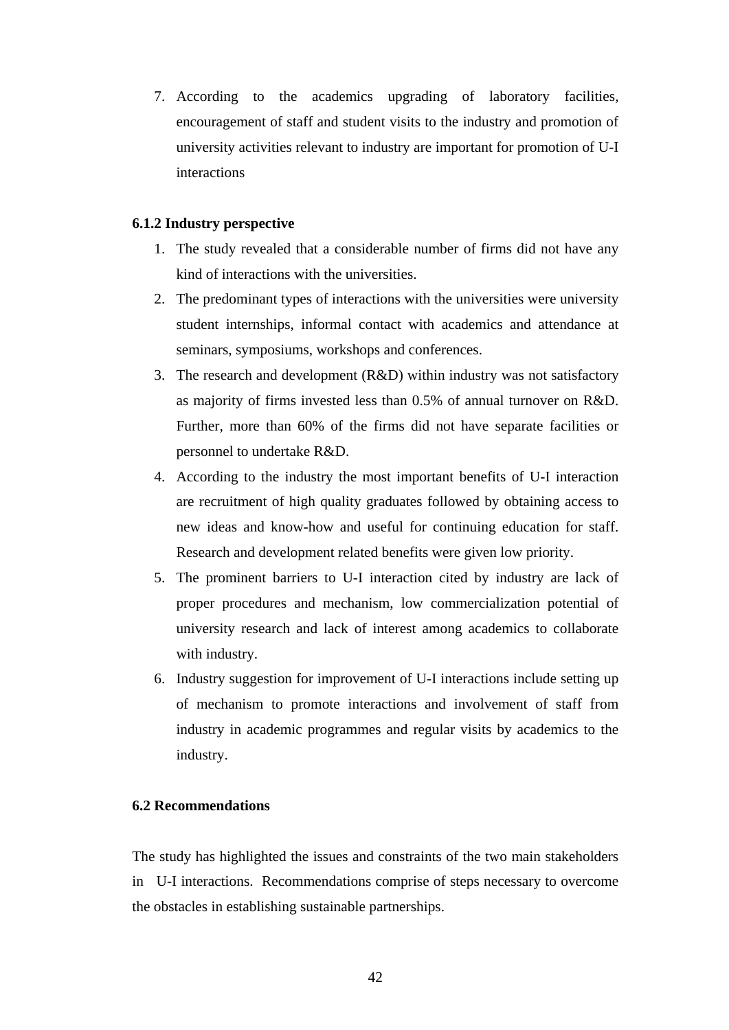7. According to the academics upgrading of laboratory facilities, encouragement of staff and student visits to the industry and promotion of university activities relevant to industry are important for promotion of U-I interactions

### 6.1.2 Industry perspective

1. The study revealed that a considerable number of firms did not have any kind of interactions with the universities.
2. The predominant types of interactions with the universities were university student internships, informal contact with academics and attendance at seminars, symposiums, workshops and conferences.
3. The research and development (R&D) within industry was not satisfactory as majority of firms invested less than 0.5% of annual turnover on R&D. Further, more than 60% of the firms did not have separate facilities or personnel to undertake R&D.
4. According to the industry the most important benefits of U-I interaction are recruitment of high quality graduates followed by obtaining access to new ideas and know-how and useful for continuing education for staff. Research and development related benefits were given low priority.
5. The prominent barriers to U-I interaction cited by industry are lack of proper procedures and mechanism, low commercialization potential of university research and lack of interest among academics to collaborate with industry.
6. Industry suggestion for improvement of U-I interactions include setting up of mechanism to promote interactions and involvement of staff from industry in academic programmes and regular visits by academics to the industry.

## 6.2 Recommendations

The study has highlighted the issues and constraints of the two main stakeholders in U-I interactions. Recommendations comprise of steps necessary to overcome the obstacles in establishing sustainable partnerships.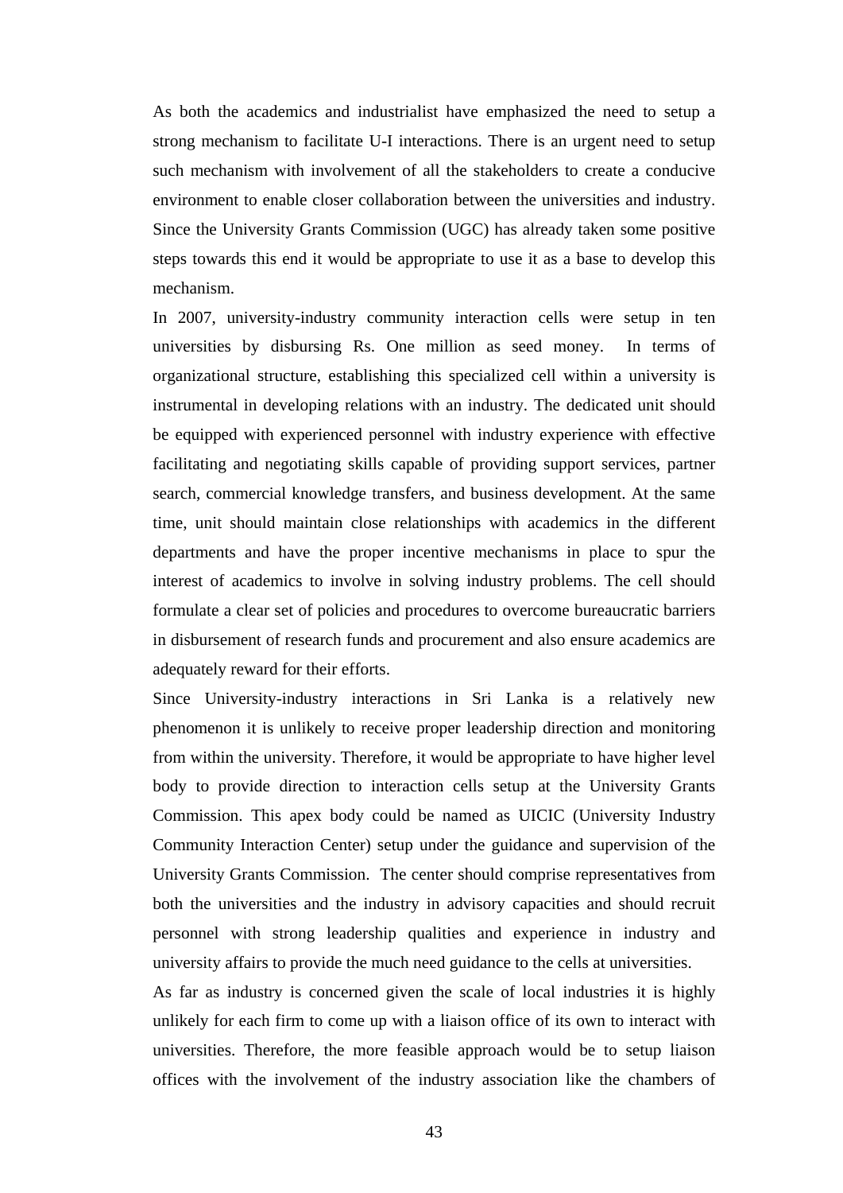As both the academics and industrialist have emphasized the need to setup a strong mechanism to facilitate U-I interactions. There is an urgent need to setup such mechanism with involvement of all the stakeholders to create a conducive environment to enable closer collaboration between the universities and industry. Since the University Grants Commission (UGC) has already taken some positive steps towards this end it would be appropriate to use it as a base to develop this mechanism.

In 2007, university-industry community interaction cells were setup in ten universities by disbursing Rs. One million as seed money. In terms of organizational structure, establishing this specialized cell within a university is instrumental in developing relations with an industry. The dedicated unit should be equipped with experienced personnel with industry experience with effective facilitating and negotiating skills capable of providing support services, partner search, commercial knowledge transfers, and business development. At the same time, unit should maintain close relationships with academics in the different departments and have the proper incentive mechanisms in place to spur the interest of academics to involve in solving industry problems. The cell should formulate a clear set of policies and procedures to overcome bureaucratic barriers in disbursement of research funds and procurement and also ensure academics are adequately reward for their efforts.

Since University-industry interactions in Sri Lanka is a relatively new phenomenon it is unlikely to receive proper leadership direction and monitoring from within the university. Therefore, it would be appropriate to have higher level body to provide direction to interaction cells setup at the University Grants Commission. This apex body could be named as UICIC (University Industry Community Interaction Center) setup under the guidance and supervision of the University Grants Commission. The center should comprise representatives from both the universities and the industry in advisory capacities and should recruit personnel with strong leadership qualities and experience in industry and university affairs to provide the much need guidance to the cells at universities.

As far as industry is concerned given the scale of local industries it is highly unlikely for each firm to come up with a liaison office of its own to interact with universities. Therefore, the more feasible approach would be to setup liaison offices with the involvement of the industry association like the chambers of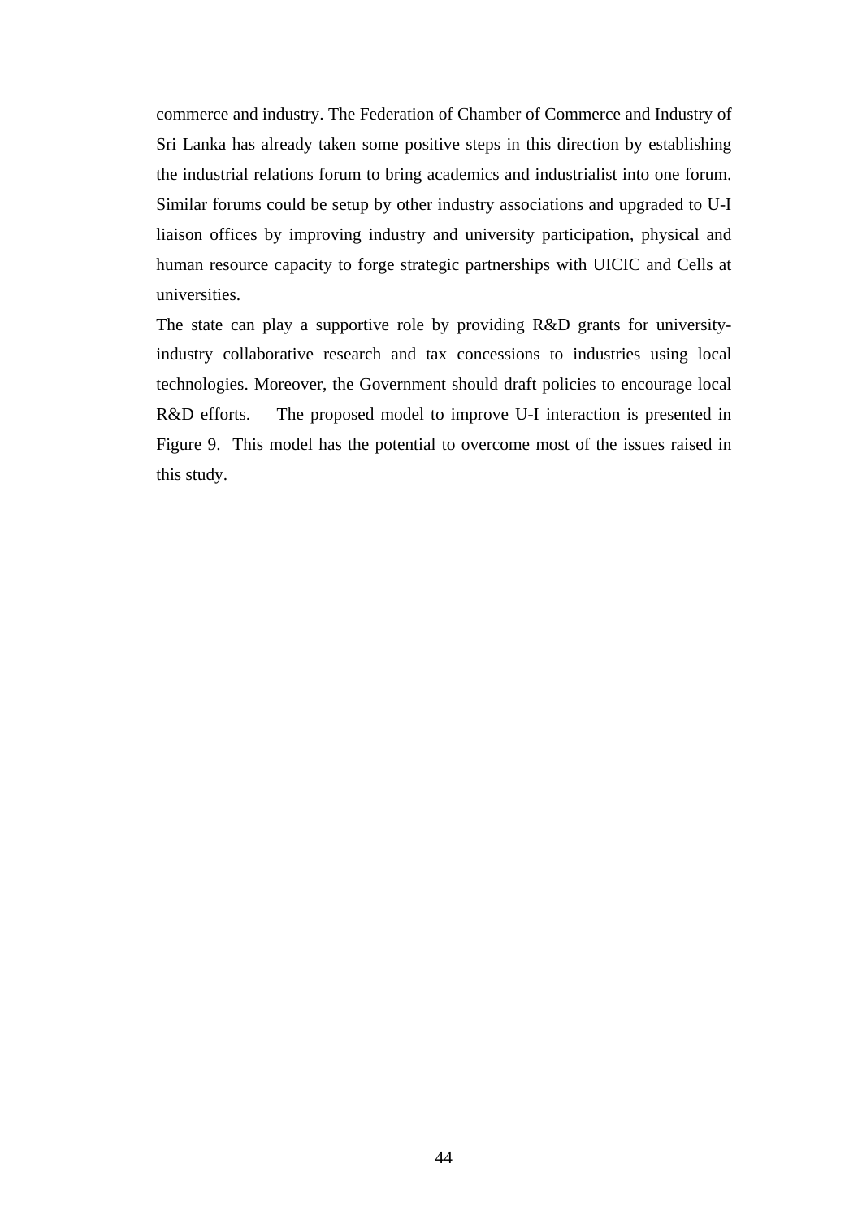commerce and industry. The Federation of Chamber of Commerce and Industry of Sri Lanka has already taken some positive steps in this direction by establishing the industrial relations forum to bring academics and industrialist into one forum. Similar forums could be setup by other industry associations and upgraded to U-I liaison offices by improving industry and university participation, physical and human resource capacity to forge strategic partnerships with UICIC and Cells at universities.

The state can play a supportive role by providing R&D grants for university-industry collaborative research and tax concessions to industries using local technologies. Moreover, the Government should draft policies to encourage local R&D efforts. The proposed model to improve U-I interaction is presented in Figure 9. This model has the potential to overcome most of the issues raised in this study.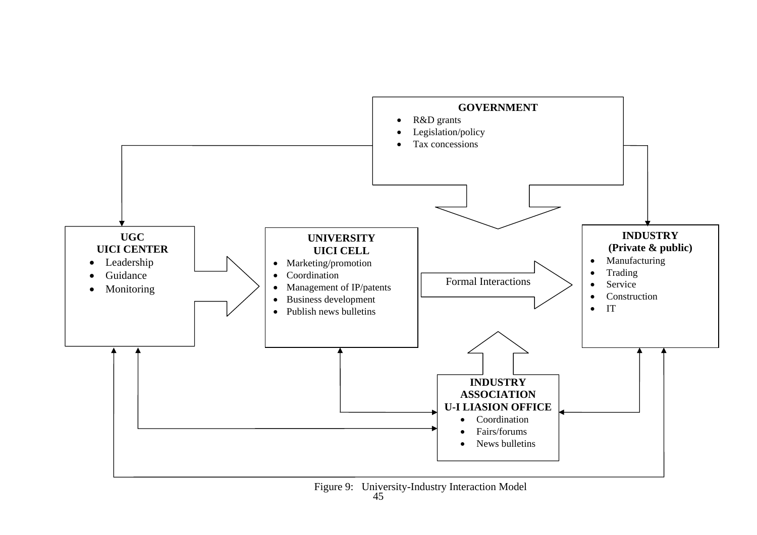**GOVERNMENT**

- R&D grants
- Legislation/policy
- Tax concessions

**UGC**
**UICI CENTER**

- Leadership
- Guidance
- Monitoring

**UNIVERSITY**
**UICI CELL**

- Marketing/promotion
- Coordination
- Management of IP/patents
- Business development
- Publish news bulletins

Formal Interactions

**INDUSTRY**
**(Private & public)**

- Manufacturing
- Trading
- Service
- Construction
- IT

**INDUSTRY ASSOCIATION**
**U-I LIASION OFFICE**

- Coordination
- Fairs/forums
- News bulletins

Figure 9: University-Industry Interaction Model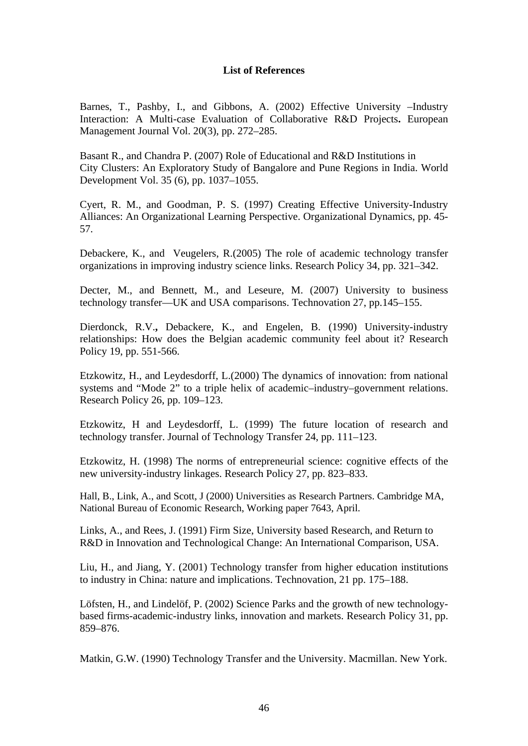**List of References**

Barnes, T., Pashby, I., and Gibbons, A. (2002) Effective University –Industry Interaction: A Multi-case Evaluation of Collaborative R&D Projects**.** European Management Journal Vol. 20(3), pp. 272–285.

Basant R., and Chandra P. (2007) Role of Educational and R&D Institutions in City Clusters: An Exploratory Study of Bangalore and Pune Regions in India. World Development Vol. 35 (6), pp. 1037–1055.

Cyert, R. M., and Goodman, P. S. (1997) Creating Effective University-Industry Alliances: An Organizational Learning Perspective. Organizational Dynamics, pp. 45-57.

Debackere, K., and Veugelers, R.(2005) The role of academic technology transfer organizations in improving industry science links. Research Policy 34, pp. 321–342.

Decter, M., and Bennett, M., and Leseure, M. (2007) University to business technology transfer—UK and USA comparisons. Technovation 27, pp.145–155.

Dierdonck, R.V.**,** Debackere, K., and Engelen, B. (1990) University-industry relationships: How does the Belgian academic community feel about it? Research Policy 19, pp. 551-566.

Etzkowitz, H., and Leydesdorff, L.(2000) The dynamics of innovation: from national systems and "Mode 2" to a triple helix of academic–industry–government relations. Research Policy 26, pp. 109–123.

Etzkowitz, H and Leydesdorff, L. (1999) The future location of research and technology transfer. Journal of Technology Transfer 24, pp. 111–123.

Etzkowitz, H. (1998) The norms of entrepreneurial science: cognitive effects of the new university-industry linkages. Research Policy 27, pp. 823–833.

Hall, B., Link, A., and Scott, J (2000) Universities as Research Partners. Cambridge MA, National Bureau of Economic Research, Working paper 7643, April.

Links, A., and Rees, J. (1991) Firm Size, University based Research, and Return to R&D in Innovation and Technological Change: An International Comparison, USA.

Liu, H., and Jiang, Y. (2001) Technology transfer from higher education institutions to industry in China: nature and implications. Technovation, 21 pp. 175–188.

Löfsten, H., and Lindelöf, P. (2002) Science Parks and the growth of new technology-based firms-academic-industry links, innovation and markets. Research Policy 31, pp. 859–876.

Matkin, G.W. (1990) Technology Transfer and the University. Macmillan. New York.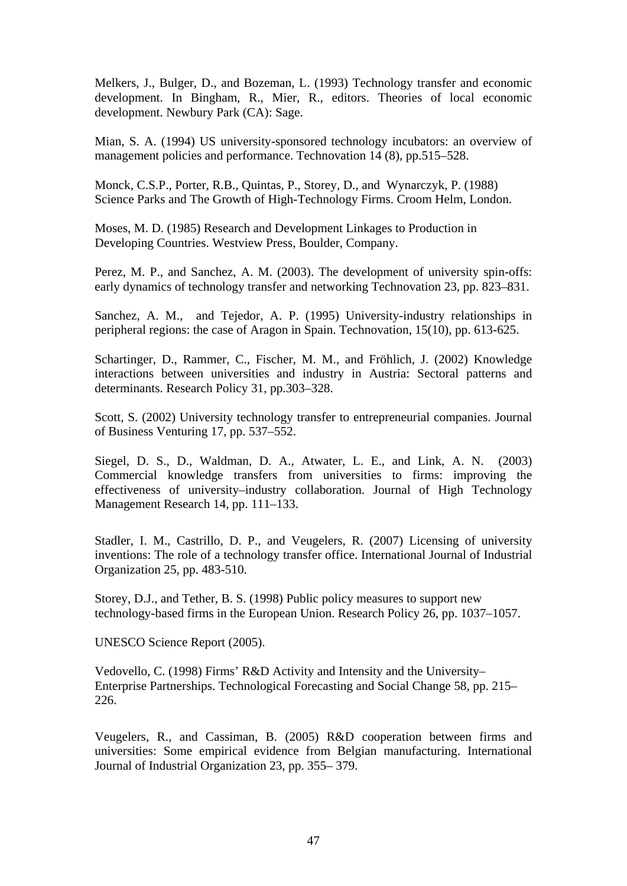Melkers, J., Bulger, D., and Bozeman, L. (1993) Technology transfer and economic development. In Bingham, R., Mier, R., editors. Theories of local economic development. Newbury Park (CA): Sage.

Mian, S. A. (1994) US university-sponsored technology incubators: an overview of management policies and performance. Technovation 14 (8), pp.515–528.

Monck, C.S.P., Porter, R.B., Quintas, P., Storey, D., and Wynarczyk, P. (1988) Science Parks and The Growth of High-Technology Firms. Croom Helm, London.

Moses, M. D. (1985) Research and Development Linkages to Production in Developing Countries. Westview Press, Boulder, Company.

Perez, M. P., and Sanchez, A. M. (2003). The development of university spin-offs: early dynamics of technology transfer and networking Technovation 23, pp. 823–831.

Sanchez, A. M., and Tejedor, A. P. (1995) University-industry relationships in peripheral regions: the case of Aragon in Spain. Technovation, 15(10), pp. 613-625.

Schartinger, D., Rammer, C., Fischer, M. M., and Fröhlich, J. (2002) Knowledge interactions between universities and industry in Austria: Sectoral patterns and determinants. Research Policy 31, pp.303–328.

Scott, S. (2002) University technology transfer to entrepreneurial companies. Journal of Business Venturing 17, pp. 537–552.

Siegel, D. S., D., Waldman, D. A., Atwater, L. E., and Link, A. N. (2003) Commercial knowledge transfers from universities to firms: improving the effectiveness of university–industry collaboration. Journal of High Technology Management Research 14, pp. 111–133.

Stadler, I. M., Castrillo, D. P., and Veugelers, R. (2007) Licensing of university inventions: The role of a technology transfer office. International Journal of Industrial Organization 25, pp. 483-510.

Storey, D.J., and Tether, B. S. (1998) Public policy measures to support new technology-based firms in the European Union. Research Policy 26, pp. 1037–1057.

UNESCO Science Report (2005).

Vedovello, C. (1998) Firms' R&D Activity and Intensity and the University–Enterprise Partnerships. Technological Forecasting and Social Change 58, pp. 215–226.

Veugelers, R., and Cassiman, B. (2005) R&D cooperation between firms and universities: Some empirical evidence from Belgian manufacturing. International Journal of Industrial Organization 23, pp. 355– 379.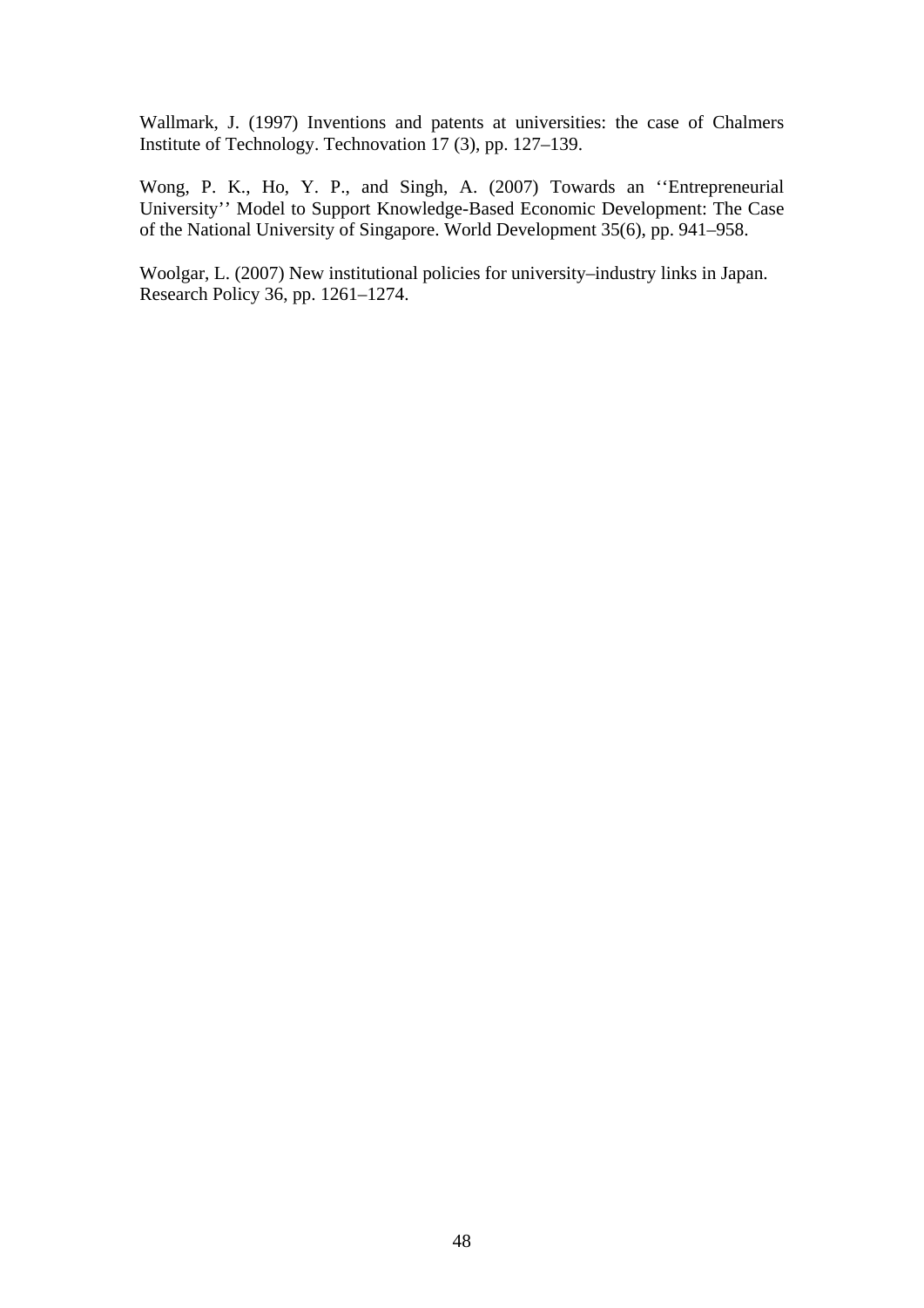Wallmark, J. (1997) Inventions and patents at universities: the case of Chalmers Institute of Technology. Technovation 17 (3), pp. 127–139.

Wong, P. K., Ho, Y. P., and Singh, A. (2007) Towards an ''Entrepreneurial University'' Model to Support Knowledge-Based Economic Development: The Case of the National University of Singapore. World Development 35(6), pp. 941–958.

Woolgar, L. (2007) New institutional policies for university–industry links in Japan. Research Policy 36, pp. 1261–1274.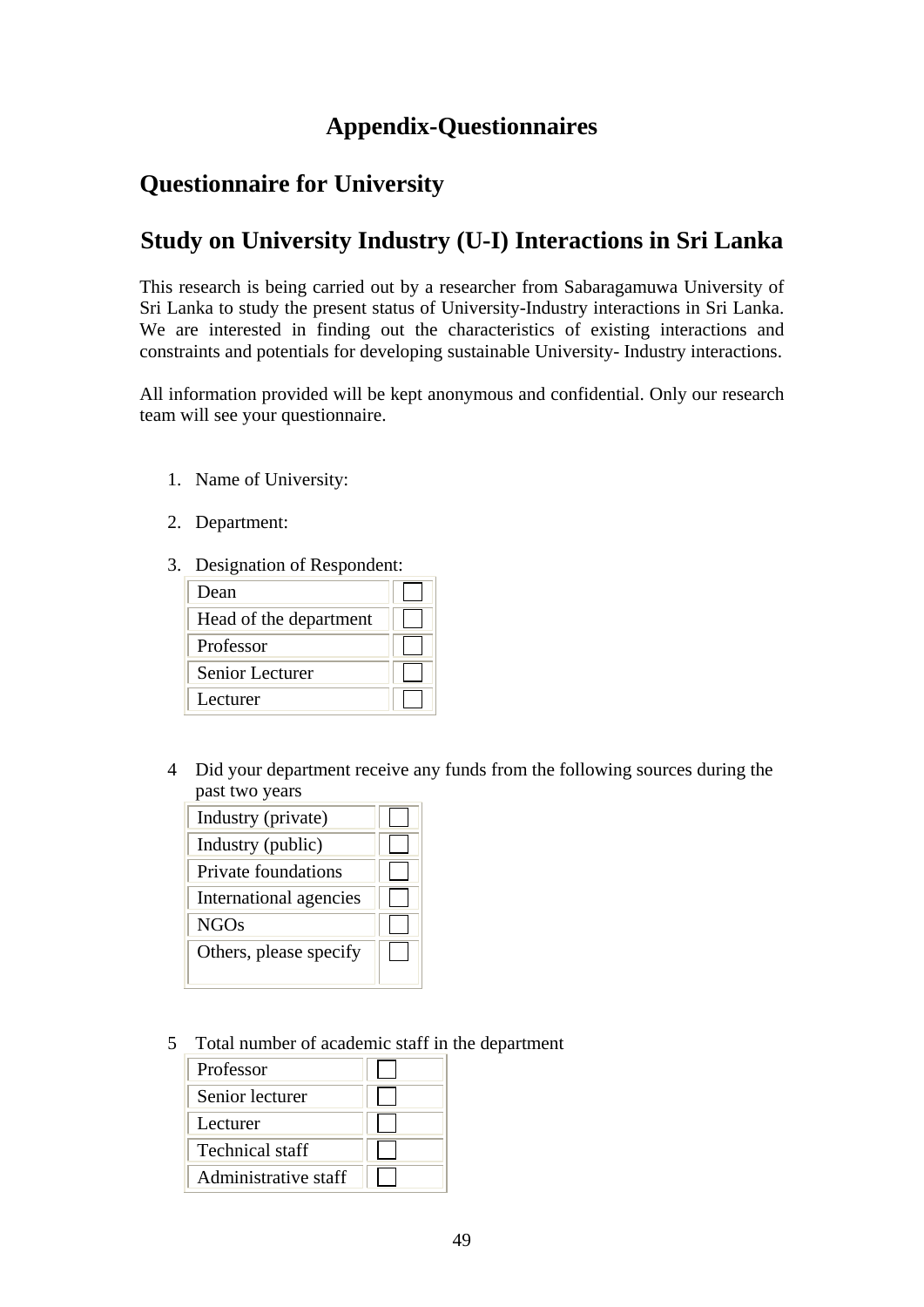# Appendix-Questionnaires

## Questionnaire for University

## Study on University Industry (U-I) Interactions in Sri Lanka

This research is being carried out by a researcher from Sabaragamuwa University of Sri Lanka to study the present status of University-Industry interactions in Sri Lanka. We are interested in finding out the characteristics of existing interactions and constraints and potentials for developing sustainable University- Industry interactions.

All information provided will be kept anonymous and confidential. Only our research team will see your questionnaire.

1. Name of University:

2. Department:

3. Designation of Respondent:

| | |
|---|---|
| Dean | ☐ |
| Head of the department | ☐ |
| Professor | ☐ |
| Senior Lecturer | ☐ |
| Lecturer | ☐ |

4 Did your department receive any funds from the following sources during the past two years

| | |
|---|---|
| Industry (private) | ☐ |
| Industry (public) | ☐ |
| Private foundations | ☐ |
| International agencies | ☐ |
| NGOs | ☐ |
| Others, please specify | ☐ |

5 Total number of academic staff in the department

| | |
|---|---|
| Professor | ☐ |
| Senior lecturer | ☐ |
| Lecturer | ☐ |
| Technical staff | ☐ |
| Administrative staff | ☐ |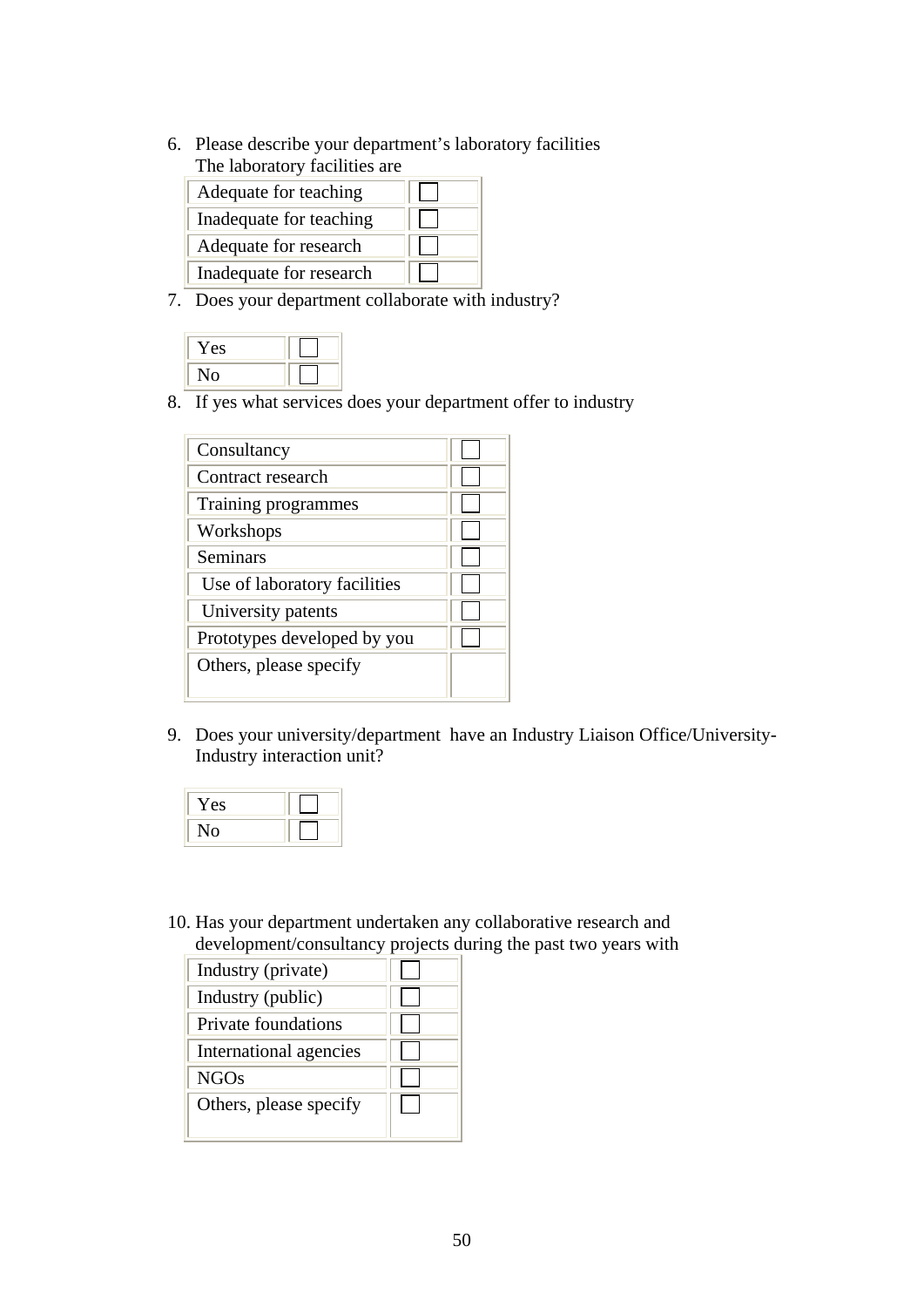6. Please describe your department's laboratory facilities
   The laboratory facilities are

| | |
|---|---|
| Adequate for teaching | ☐ |
| Inadequate for teaching | ☐ |
| Adequate for research | ☐ |
| Inadequate for research | ☐ |

7. Does your department collaborate with industry?

| | |
|---|---|
| Yes | ☐ |
| No | ☐ |

8. If yes what services does your department offer to industry

| | |
|---|---|
| Consultancy | ☐ |
| Contract research | ☐ |
| Training programmes | ☐ |
| Workshops | ☐ |
| Seminars | ☐ |
| Use of laboratory facilities | ☐ |
| University patents | ☐ |
| Prototypes developed by you | ☐ |
| Others, please specify | |

9. Does your university/department have an Industry Liaison Office/University-Industry interaction unit?

| | |
|---|---|
| Yes | ☐ |
| No | ☐ |

10. Has your department undertaken any collaborative research and development/consultancy projects during the past two years with

| | |
|---|---|
| Industry (private) | ☐ |
| Industry (public) | ☐ |
| Private foundations | ☐ |
| International agencies | ☐ |
| NGOs | ☐ |
| Others, please specify | ☐ |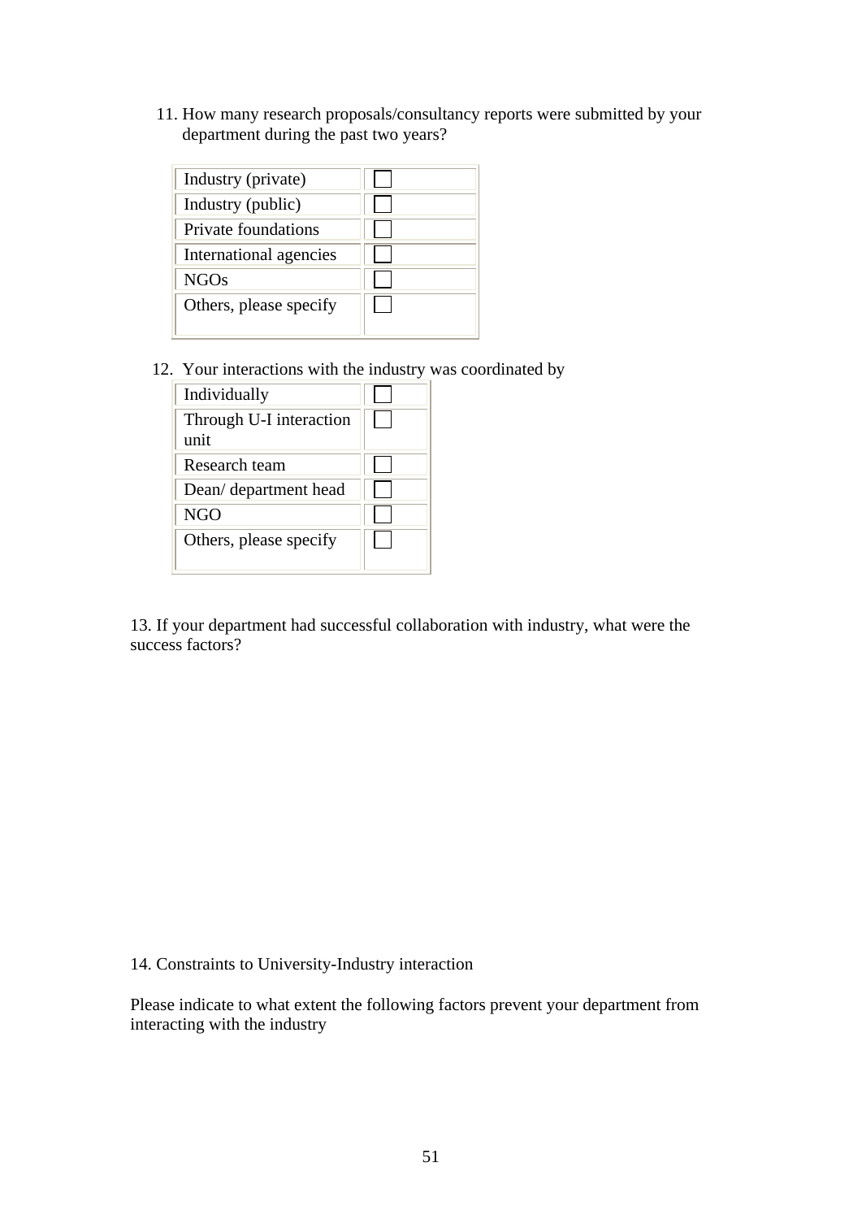11. How many research proposals/consultancy reports were submitted by your department during the past two years?

| | |
|---|---|
| Industry (private) | ☐ |
| Industry (public) | ☐ |
| Private foundations | ☐ |
| International agencies | ☐ |
| NGOs | ☐ |
| Others, please specify | ☐ |

12. Your interactions with the industry was coordinated by

| | |
|---|---|
| Individually | ☐ |
| Through U-I interaction unit | ☐ |
| Research team | ☐ |
| Dean/ department head | ☐ |
| NGO | ☐ |
| Others, please specify | ☐ |

13. If your department had successful collaboration with industry, what were the success factors?

14. Constraints to University-Industry interaction

Please indicate to what extent the following factors prevent your department from interacting with the industry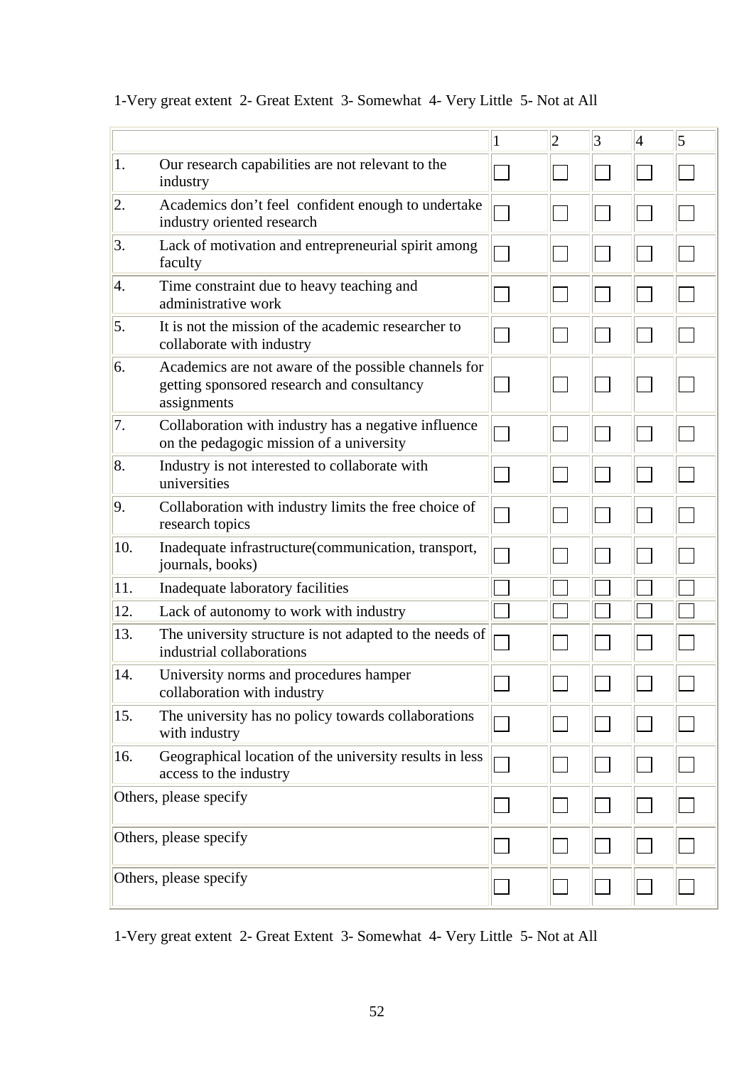1-Very great extent  2- Great Extent  3- Somewhat  4- Very Little  5- Not at All

| | | 1 | 2 | 3 | 4 | 5 |
|---|---|---|---|---|---|---|
| 1. | Our research capabilities are not relevant to the industry | ☐ | ☐ | ☐ | ☐ | ☐ |
| 2. | Academics don't feel confident enough to undertake industry oriented research | ☐ | ☐ | ☐ | ☐ | ☐ |
| 3. | Lack of motivation and entrepreneurial spirit among faculty | ☐ | ☐ | ☐ | ☐ | ☐ |
| 4. | Time constraint due to heavy teaching and administrative work | ☐ | ☐ | ☐ | ☐ | ☐ |
| 5. | It is not the mission of the academic researcher to collaborate with industry | ☐ | ☐ | ☐ | ☐ | ☐ |
| 6. | Academics are not aware of the possible channels for getting sponsored research and consultancy assignments | ☐ | ☐ | ☐ | ☐ | ☐ |
| 7. | Collaboration with industry has a negative influence on the pedagogic mission of a university | ☐ | ☐ | ☐ | ☐ | ☐ |
| 8. | Industry is not interested to collaborate with universities | ☐ | ☐ | ☐ | ☐ | ☐ |
| 9. | Collaboration with industry limits the free choice of research topics | ☐ | ☐ | ☐ | ☐ | ☐ |
| 10. | Inadequate infrastructure(communication, transport, journals, books) | ☐ | ☐ | ☐ | ☐ | ☐ |
| 11. | Inadequate laboratory facilities | ☐ | ☐ | ☐ | ☐ | ☐ |
| 12. | Lack of autonomy to work with industry | ☐ | ☐ | ☐ | ☐ | ☐ |
| 13. | The university structure is not adapted to the needs of industrial collaborations | ☐ | ☐ | ☐ | ☐ | ☐ |
| 14. | University norms and procedures hamper collaboration with industry | ☐ | ☐ | ☐ | ☐ | ☐ |
| 15. | The university has no policy towards collaborations with industry | ☐ | ☐ | ☐ | ☐ | ☐ |
| 16. | Geographical location of the university results in less access to the industry | ☐ | ☐ | ☐ | ☐ | ☐ |
| Others, please specify | | ☐ | ☐ | ☐ | ☐ | ☐ |
| Others, please specify | | ☐ | ☐ | ☐ | ☐ | ☐ |
| Others, please specify | | ☐ | ☐ | ☐ | ☐ | ☐ |

1-Very great extent  2- Great Extent  3- Somewhat  4- Very Little  5- Not at All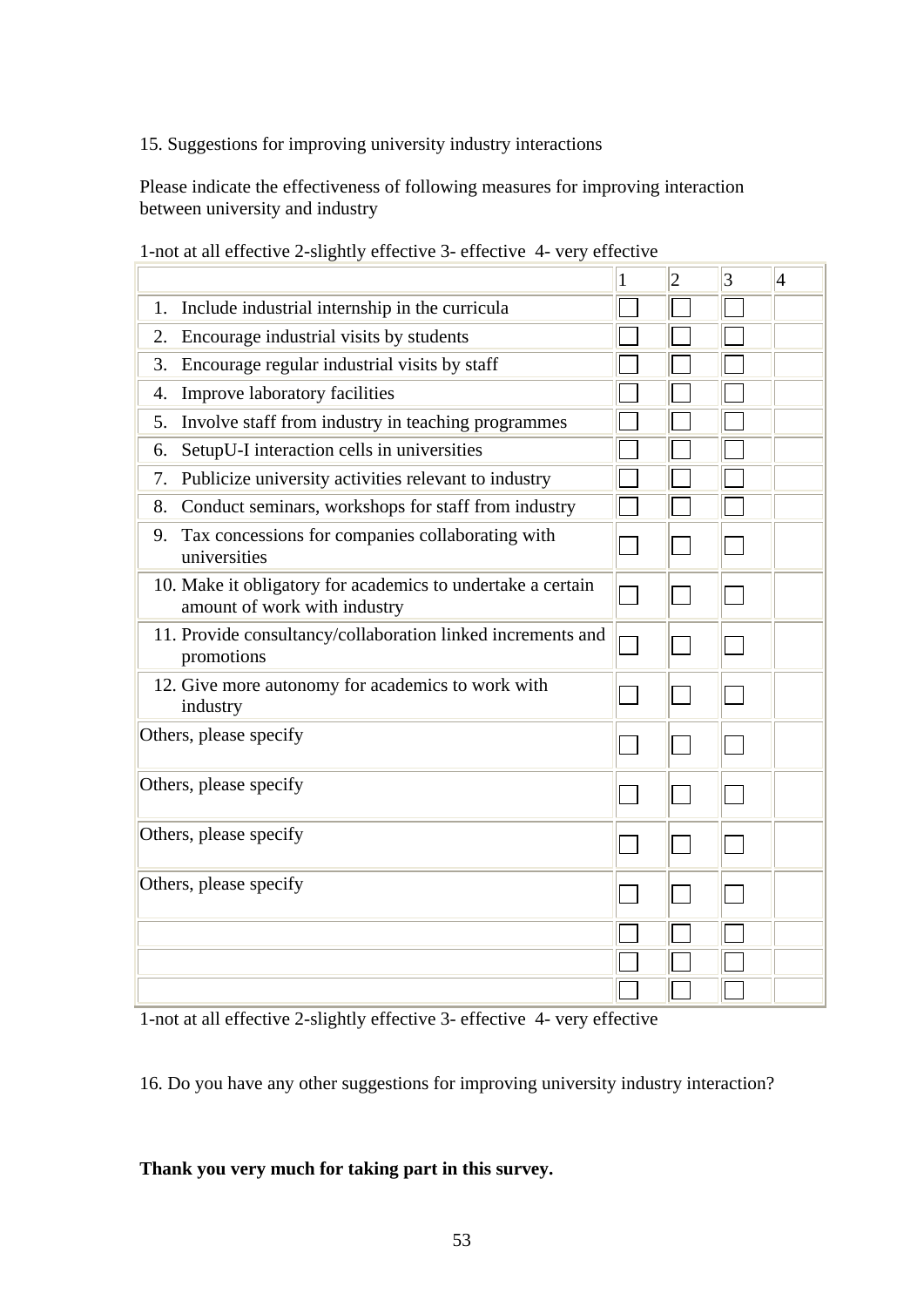15. Suggestions for improving university industry interactions

Please indicate the effectiveness of following measures for improving interaction between university and industry

1-not at all effective 2-slightly effective 3- effective 4- very effective

| | 1 | 2 | 3 | 4 |
|---|---|---|---|---|
| 1. Include industrial internship in the curricula | ☐ | ☐ | ☐ | |
| 2. Encourage industrial visits by students | ☐ | ☐ | ☐ | |
| 3. Encourage regular industrial visits by staff | ☐ | ☐ | ☐ | |
| 4. Improve laboratory facilities | ☐ | ☐ | ☐ | |
| 5. Involve staff from industry in teaching programmes | ☐ | ☐ | ☐ | |
| 6. SetupU-I interaction cells in universities | ☐ | ☐ | ☐ | |
| 7. Publicize university activities relevant to industry | ☐ | ☐ | ☐ | |
| 8. Conduct seminars, workshops for staff from industry | ☐ | ☐ | ☐ | |
| 9. Tax concessions for companies collaborating with universities | ☐ | ☐ | ☐ | |
| 10. Make it obligatory for academics to undertake a certain amount of work with industry | ☐ | ☐ | ☐ | |
| 11. Provide consultancy/collaboration linked increments and promotions | ☐ | ☐ | ☐ | |
| 12. Give more autonomy for academics to work with industry | ☐ | ☐ | ☐ | |
| Others, please specify | ☐ | ☐ | ☐ | |
| Others, please specify | ☐ | ☐ | ☐ | |
| Others, please specify | ☐ | ☐ | ☐ | |
| Others, please specify | ☐ | ☐ | ☐ | |
| | ☐ | ☐ | ☐ | |
| | ☐ | ☐ | ☐ | |
| | ☐ | ☐ | ☐ | |

1-not at all effective 2-slightly effective 3- effective 4- very effective

16. Do you have any other suggestions for improving university industry interaction?

**Thank you very much for taking part in this survey.**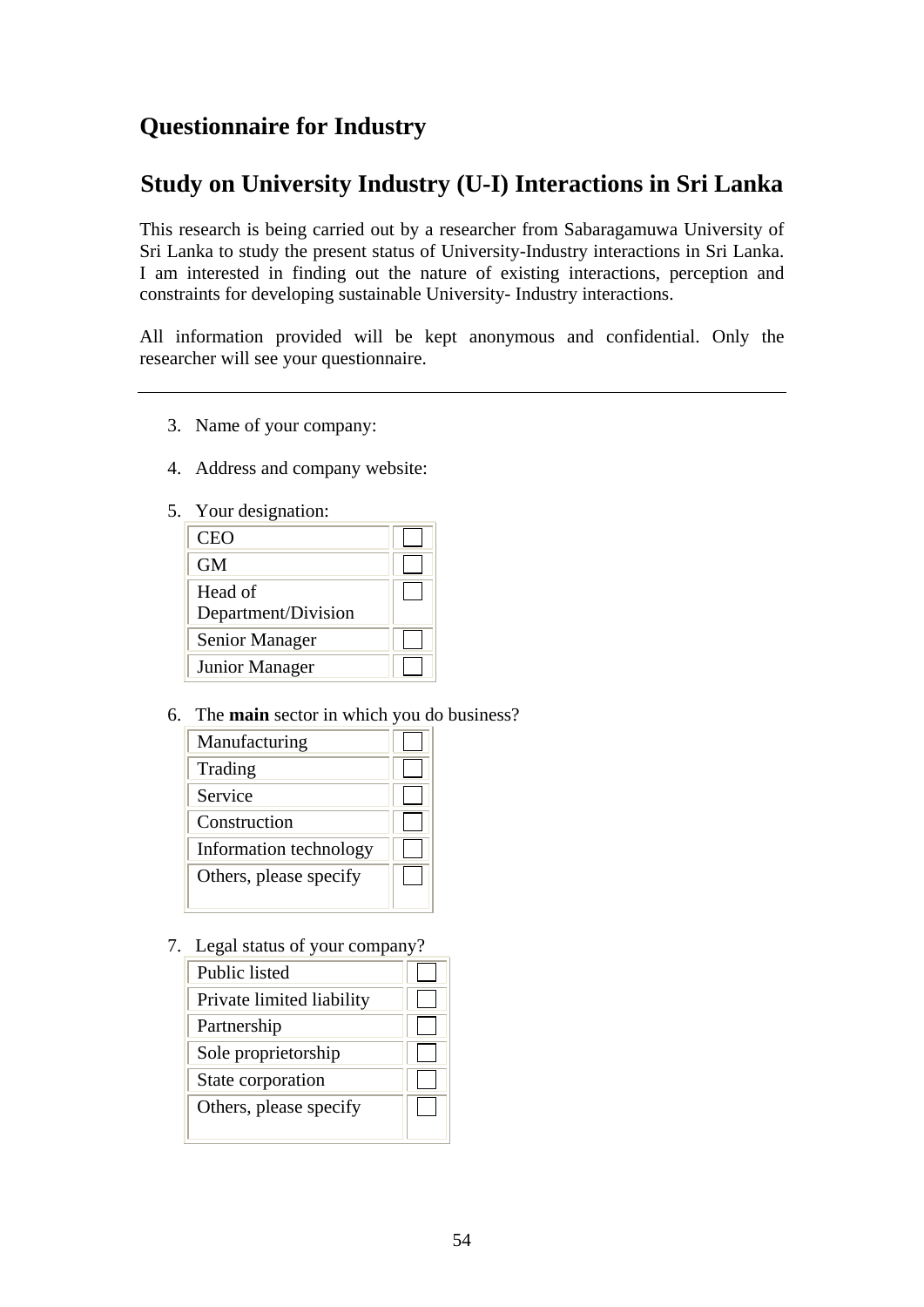## Questionnaire for Industry

## Study on University Industry (U-I) Interactions in Sri Lanka

This research is being carried out by a researcher from Sabaragamuwa University of Sri Lanka to study the present status of University-Industry interactions in Sri Lanka. I am interested in finding out the nature of existing interactions, perception and constraints for developing sustainable University- Industry interactions.

All information provided will be kept anonymous and confidential. Only the researcher will see your questionnaire.

---

3. Name of your company:

4. Address and company website:

5. Your designation:

| | |
|---|---|
| CEO | ☐ |
| GM | ☐ |
| Head of Department/Division | ☐ |
| Senior Manager | ☐ |
| Junior Manager | ☐ |

6. The **main** sector in which you do business?

| | |
|---|---|
| Manufacturing | ☐ |
| Trading | ☐ |
| Service | ☐ |
| Construction | ☐ |
| Information technology | ☐ |
| Others, please specify | ☐ |

7. Legal status of your company?

| | |
|---|---|
| Public listed | ☐ |
| Private limited liability | ☐ |
| Partnership | ☐ |
| Sole proprietorship | ☐ |
| State corporation | ☐ |
| Others, please specify | ☐ |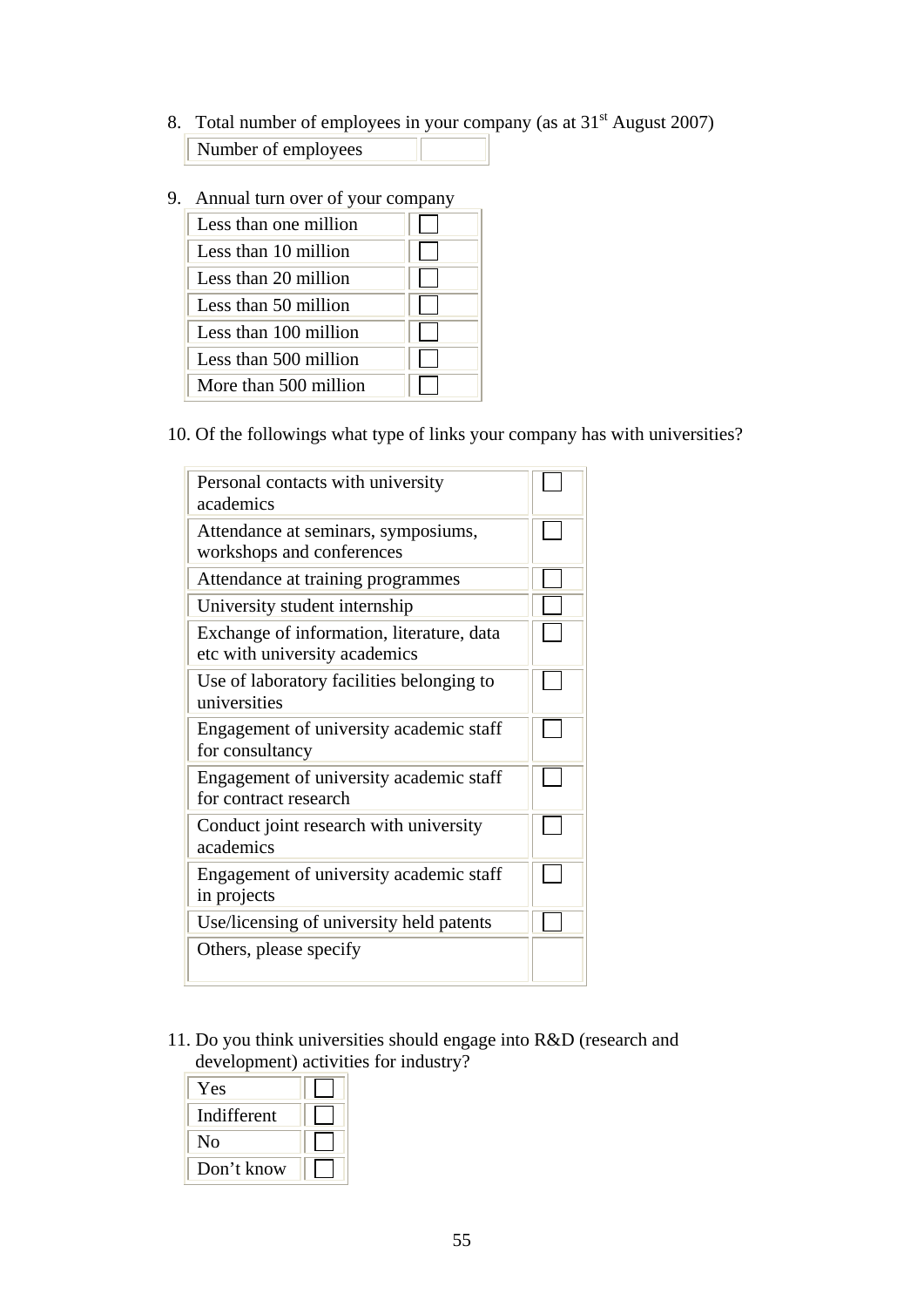8. Total number of employees in your company (as at 31st August 2007)

| Number of employees | |
|---|---|

9. Annual turn over of your company

| | |
|---|---|
| Less than one million | ☐ |
| Less than 10 million | ☐ |
| Less than 20 million | ☐ |
| Less than 50 million | ☐ |
| Less than 100 million | ☐ |
| Less than 500 million | ☐ |
| More than 500 million | ☐ |

10. Of the followings what type of links your company has with universities?

| | |
|---|---|
| Personal contacts with university academics | ☐ |
| Attendance at seminars, symposiums, workshops and conferences | ☐ |
| Attendance at training programmes | ☐ |
| University student internship | ☐ |
| Exchange of information, literature, data etc with university academics | ☐ |
| Use of laboratory facilities belonging to universities | ☐ |
| Engagement of university academic staff for consultancy | ☐ |
| Engagement of university academic staff for contract research | ☐ |
| Conduct joint research with university academics | ☐ |
| Engagement of university academic staff in projects | ☐ |
| Use/licensing of university held patents | ☐ |
| Others, please specify | |

11. Do you think universities should engage into R&D (research and development) activities for industry?

| | |
|---|---|
| Yes | ☐ |
| Indifferent | ☐ |
| No | ☐ |
| Don't know | ☐ |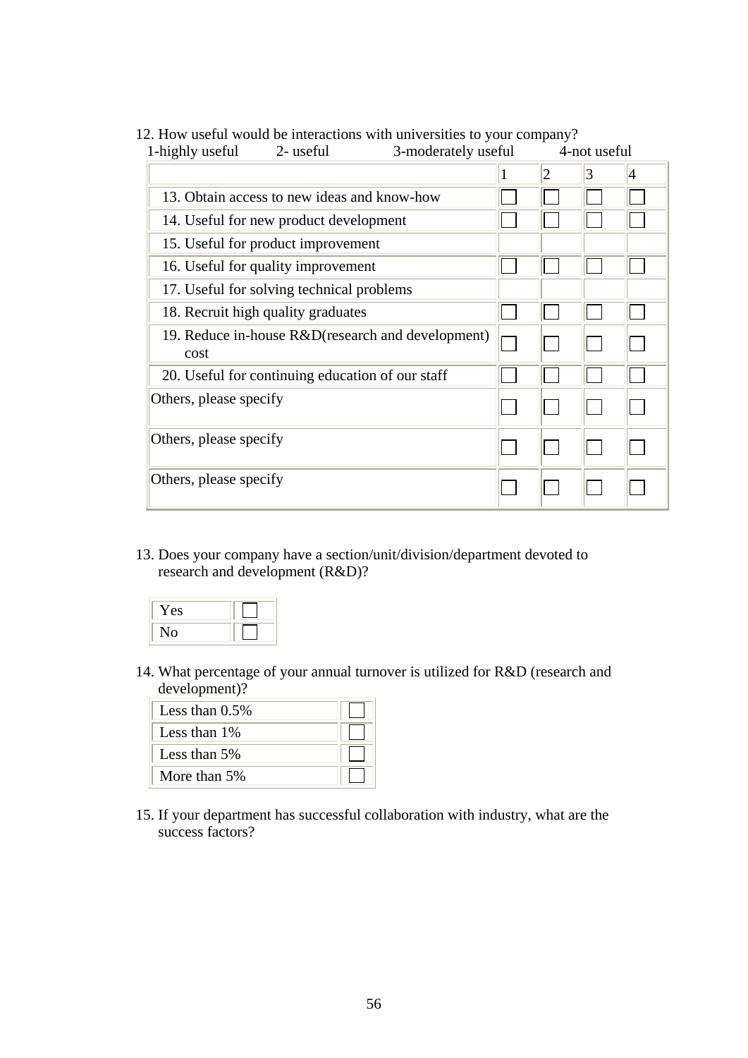12. How useful would be interactions with universities to your company?
1-highly useful 2- useful 3-moderately useful 4-not useful

| | 1 | 2 | 3 | 4 |
|---|---|---|---|---|
| 13. Obtain access to new ideas and know-how | ☐ | ☐ | ☐ | ☐ |
| 14. Useful for new product development | ☐ | ☐ | ☐ | ☐ |
| 15. Useful for product improvement | | | | |
| 16. Useful for quality improvement | ☐ | ☐ | ☐ | ☐ |
| 17. Useful for solving technical problems | | | | |
| 18. Recruit high quality graduates | ☐ | ☐ | ☐ | ☐ |
| 19. Reduce in-house R&D(research and development) cost | ☐ | ☐ | ☐ | ☐ |
| 20. Useful for continuing education of our staff | ☐ | ☐ | ☐ | ☐ |
| Others, please specify | ☐ | ☐ | ☐ | ☐ |
| Others, please specify | ☐ | ☐ | ☐ | ☐ |
| Others, please specify | ☐ | ☐ | ☐ | ☐ |

13. Does your company have a section/unit/division/department devoted to research and development (R&D)?

| | |
|---|---|
| Yes | ☐ |
| No | ☐ |

14. What percentage of your annual turnover is utilized for R&D (research and development)?

| | |
|---|---|
| Less than 0.5% | ☐ |
| Less than 1% | ☐ |
| Less than 5% | ☐ |
| More than 5% | ☐ |

15. If your department has successful collaboration with industry, what are the success factors?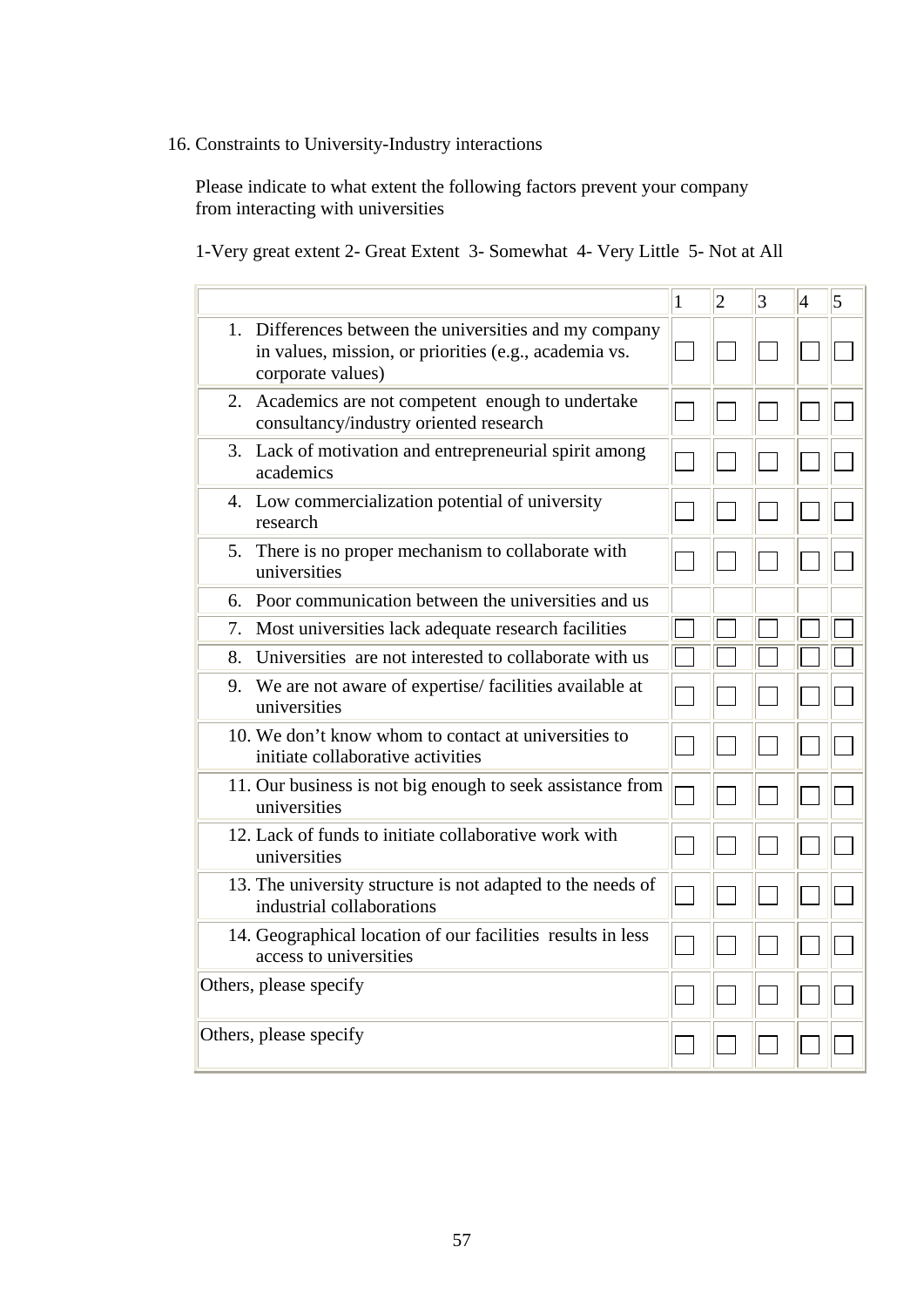16. Constraints to University-Industry interactions

Please indicate to what extent the following factors prevent your company from interacting with universities

1-Very great extent 2- Great Extent 3- Somewhat 4- Very Little 5- Not at All

| | 1 | 2 | 3 | 4 | 5 |
|---|---|---|---|---|---|
| 1. Differences between the universities and my company in values, mission, or priorities (e.g., academia vs. corporate values) | ☐ | ☐ | ☐ | ☐ | ☐ |
| 2. Academics are not competent enough to undertake consultancy/industry oriented research | ☐ | ☐ | ☐ | ☐ | ☐ |
| 3. Lack of motivation and entrepreneurial spirit among academics | ☐ | ☐ | ☐ | ☐ | ☐ |
| 4. Low commercialization potential of university research | ☐ | ☐ | ☐ | ☐ | ☐ |
| 5. There is no proper mechanism to collaborate with universities | ☐ | ☐ | ☐ | ☐ | ☐ |
| 6. Poor communication between the universities and us | | | | | |
| 7. Most universities lack adequate research facilities | ☐ | ☐ | ☐ | ☐ | ☐ |
| 8. Universities are not interested to collaborate with us | ☐ | ☐ | ☐ | ☐ | ☐ |
| 9. We are not aware of expertise/ facilities available at universities | ☐ | ☐ | ☐ | ☐ | ☐ |
| 10. We don't know whom to contact at universities to initiate collaborative activities | ☐ | ☐ | ☐ | ☐ | ☐ |
| 11. Our business is not big enough to seek assistance from universities | ☐ | ☐ | ☐ | ☐ | ☐ |
| 12. Lack of funds to initiate collaborative work with universities | ☐ | ☐ | ☐ | ☐ | ☐ |
| 13. The university structure is not adapted to the needs of industrial collaborations | ☐ | ☐ | ☐ | ☐ | ☐ |
| 14. Geographical location of our facilities results in less access to universities | ☐ | ☐ | ☐ | ☐ | ☐ |
| Others, please specify | ☐ | ☐ | ☐ | ☐ | ☐ |
| Others, please specify | ☐ | ☐ | ☐ | ☐ | ☐ |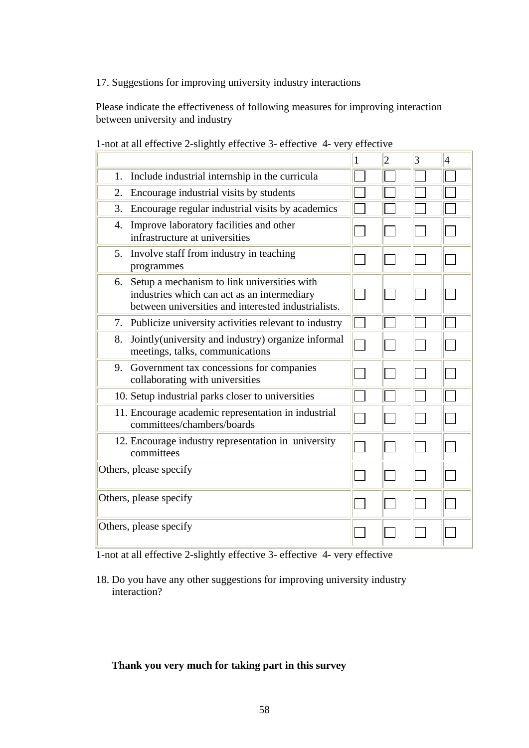17. Suggestions for improving university industry interactions

Please indicate the effectiveness of following measures for improving interaction between university and industry

1-not at all effective 2-slightly effective 3- effective 4- very effective

| | 1 | 2 | 3 | 4 |
|---|---|---|---|---|
| 1. Include industrial internship in the curricula | ☐ | ☐ | ☐ | ☐ |
| 2. Encourage industrial visits by students | ☐ | ☐ | ☐ | ☐ |
| 3. Encourage regular industrial visits by academics | ☐ | ☐ | ☐ | ☐ |
| 4. Improve laboratory facilities and other infrastructure at universities | ☐ | ☐ | ☐ | ☐ |
| 5. Involve staff from industry in teaching programmes | ☐ | ☐ | ☐ | ☐ |
| 6. Setup a mechanism to link universities with industries which can act as an intermediary between universities and interested industrialists. | ☐ | ☐ | ☐ | ☐ |
| 7. Publicize university activities relevant to industry | ☐ | ☐ | ☐ | ☐ |
| 8. Jointly(university and industry) organize informal meetings, talks, communications | ☐ | ☐ | ☐ | ☐ |
| 9. Government tax concessions for companies collaborating with universities | ☐ | ☐ | ☐ | ☐ |
| 10. Setup industrial parks closer to universities | ☐ | ☐ | ☐ | ☐ |
| 11. Encourage academic representation in industrial committees/chambers/boards | ☐ | ☐ | ☐ | ☐ |
| 12. Encourage industry representation in university committees | ☐ | ☐ | ☐ | ☐ |
| Others, please specify | ☐ | ☐ | ☐ | ☐ |
| Others, please specify | ☐ | ☐ | ☐ | ☐ |
| Others, please specify | ☐ | ☐ | ☐ | ☐ |

1-not at all effective 2-slightly effective 3- effective 4- very effective

18. Do you have any other suggestions for improving university industry interaction?

**Thank you very much for taking part in this survey**